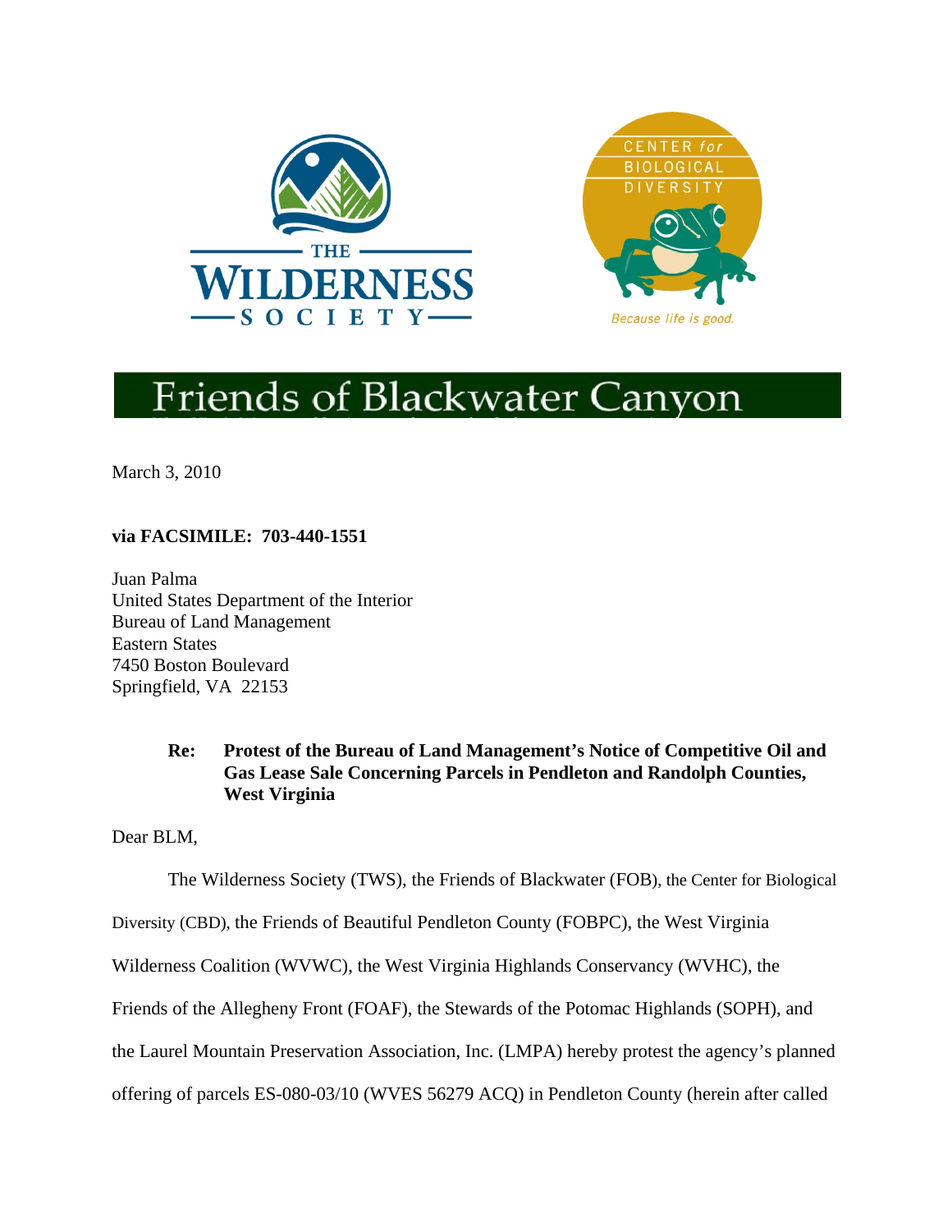THE WILDERNESS SOCIETY

CENTER for BIOLOGICAL DIVERSITY

*Because life is good.*

Friends of Blackwater Canyon

March 3, 2010

**via FACSIMILE: 703-440-1551**

Juan Palma
United States Department of the Interior
Bureau of Land Management
Eastern States
7450 Boston Boulevard
Springfield, VA 22153

**Re: Protest of the Bureau of Land Management's Notice of Competitive Oil and Gas Lease Sale Concerning Parcels in Pendleton and Randolph Counties, West Virginia**

Dear BLM,

The Wilderness Society (TWS), the Friends of Blackwater (FOB), the Center for Biological Diversity (CBD), the Friends of Beautiful Pendleton County (FOBPC), the West Virginia Wilderness Coalition (WVWC), the West Virginia Highlands Conservancy (WVHC), the Friends of the Allegheny Front (FOAF), the Stewards of the Potomac Highlands (SOPH), and the Laurel Mountain Preservation Association, Inc. (LMPA) hereby protest the agency's planned offering of parcels ES-080-03/10 (WVES 56279 ACQ) in Pendleton County (herein after called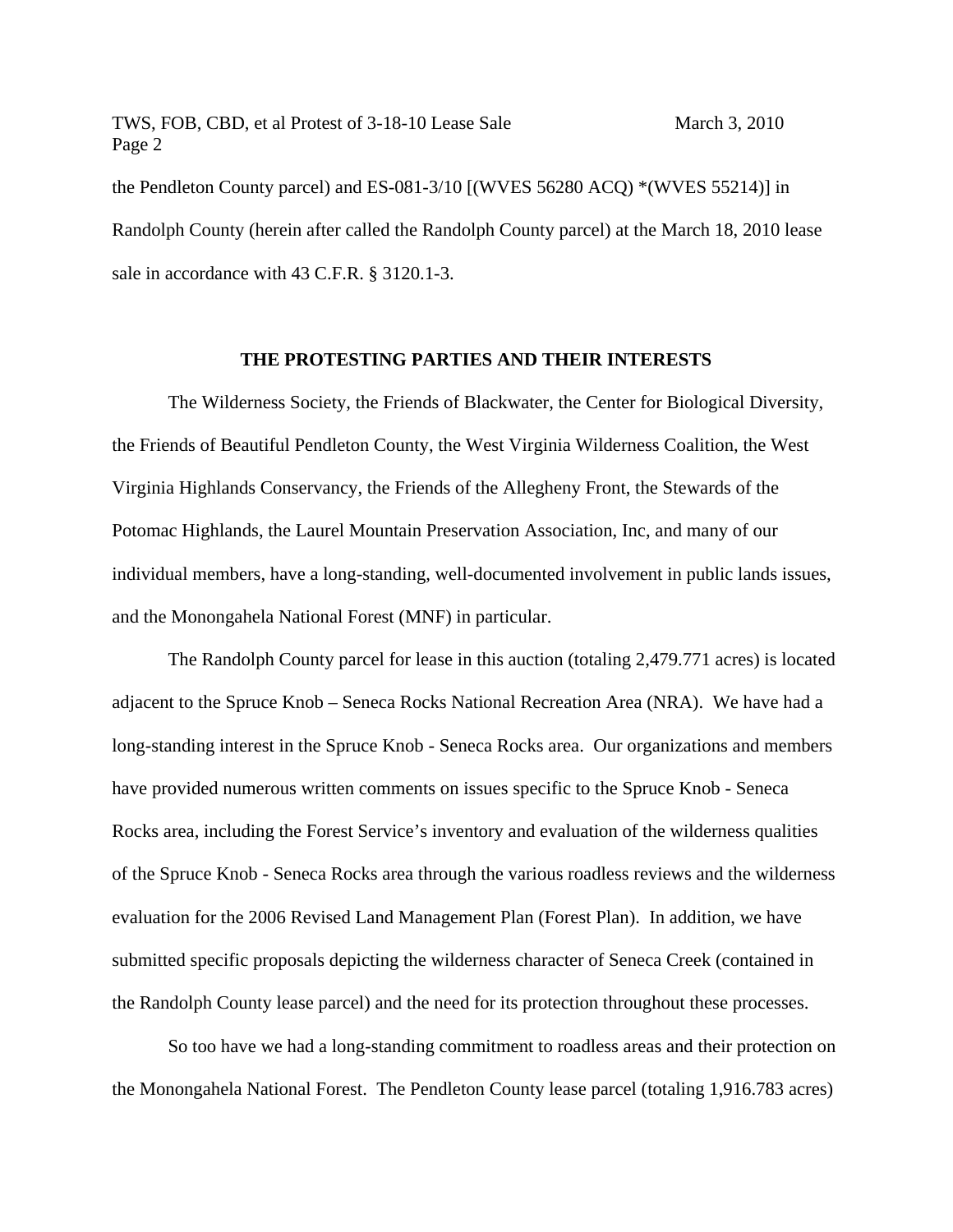the Pendleton County parcel) and ES-081-3/10 [(WVES 56280 ACQ) *(WVES 55214)] in Randolph County (herein after called the Randolph County parcel) at the March 18, 2010 lease sale in accordance with 43 C.F.R. § 3120.1-3.

## THE PROTESTING PARTIES AND THEIR INTERESTS

The Wilderness Society, the Friends of Blackwater, the Center for Biological Diversity, the Friends of Beautiful Pendleton County, the West Virginia Wilderness Coalition, the West Virginia Highlands Conservancy, the Friends of the Allegheny Front, the Stewards of the Potomac Highlands, the Laurel Mountain Preservation Association, Inc, and many of our individual members, have a long-standing, well-documented involvement in public lands issues, and the Monongahela National Forest (MNF) in particular.

The Randolph County parcel for lease in this auction (totaling 2,479.771 acres) is located adjacent to the Spruce Knob – Seneca Rocks National Recreation Area (NRA). We have had a long-standing interest in the Spruce Knob - Seneca Rocks area. Our organizations and members have provided numerous written comments on issues specific to the Spruce Knob - Seneca Rocks area, including the Forest Service's inventory and evaluation of the wilderness qualities of the Spruce Knob - Seneca Rocks area through the various roadless reviews and the wilderness evaluation for the 2006 Revised Land Management Plan (Forest Plan). In addition, we have submitted specific proposals depicting the wilderness character of Seneca Creek (contained in the Randolph County lease parcel) and the need for its protection throughout these processes.

So too have we had a long-standing commitment to roadless areas and their protection on the Monongahela National Forest. The Pendleton County lease parcel (totaling 1,916.783 acres)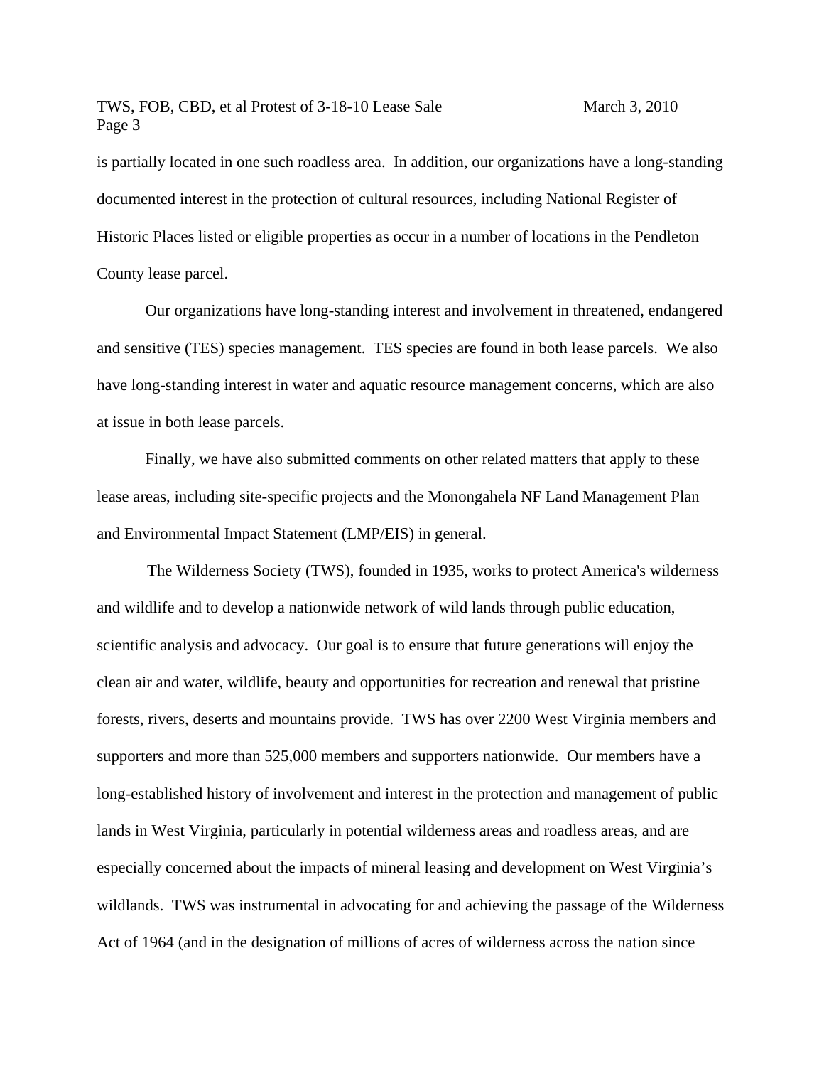is partially located in one such roadless area. In addition, our organizations have a long-standing documented interest in the protection of cultural resources, including National Register of Historic Places listed or eligible properties as occur in a number of locations in the Pendleton County lease parcel.

Our organizations have long-standing interest and involvement in threatened, endangered and sensitive (TES) species management. TES species are found in both lease parcels. We also have long-standing interest in water and aquatic resource management concerns, which are also at issue in both lease parcels.

Finally, we have also submitted comments on other related matters that apply to these lease areas, including site-specific projects and the Monongahela NF Land Management Plan and Environmental Impact Statement (LMP/EIS) in general.

The Wilderness Society (TWS), founded in 1935, works to protect America's wilderness and wildlife and to develop a nationwide network of wild lands through public education, scientific analysis and advocacy. Our goal is to ensure that future generations will enjoy the clean air and water, wildlife, beauty and opportunities for recreation and renewal that pristine forests, rivers, deserts and mountains provide. TWS has over 2200 West Virginia members and supporters and more than 525,000 members and supporters nationwide. Our members have a long-established history of involvement and interest in the protection and management of public lands in West Virginia, particularly in potential wilderness areas and roadless areas, and are especially concerned about the impacts of mineral leasing and development on West Virginia's wildlands. TWS was instrumental in advocating for and achieving the passage of the Wilderness Act of 1964 (and in the designation of millions of acres of wilderness across the nation since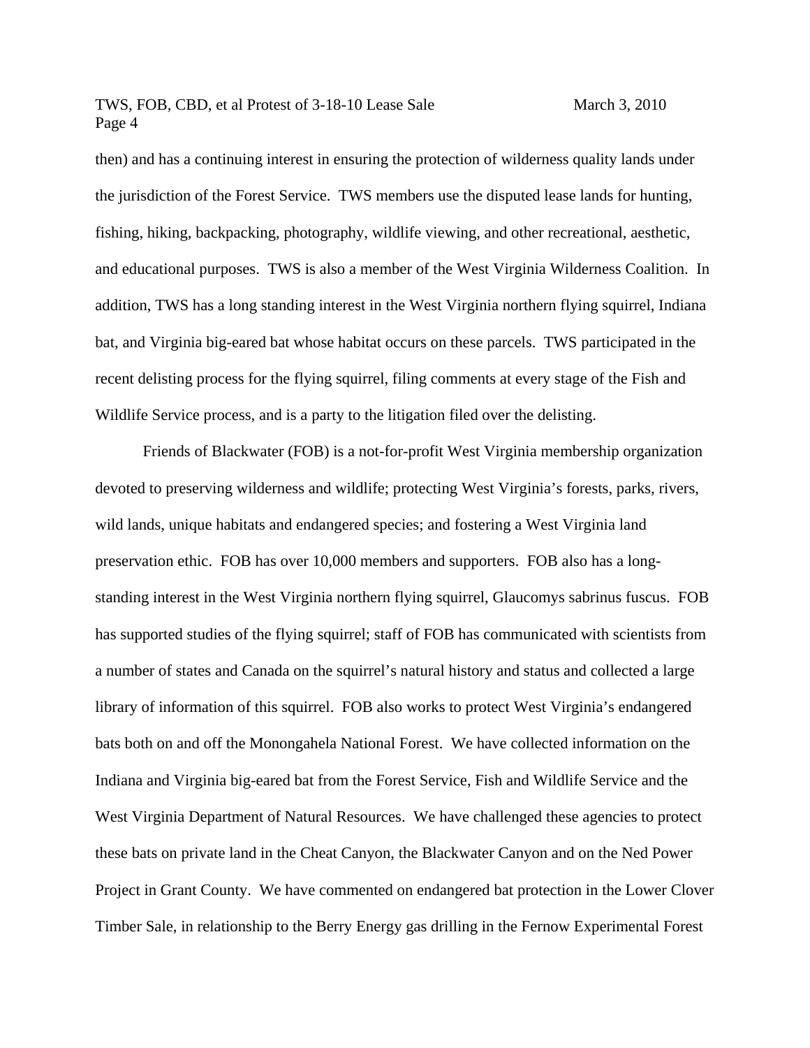then) and has a continuing interest in ensuring the protection of wilderness quality lands under the jurisdiction of the Forest Service. TWS members use the disputed lease lands for hunting, fishing, hiking, backpacking, photography, wildlife viewing, and other recreational, aesthetic, and educational purposes. TWS is also a member of the West Virginia Wilderness Coalition. In addition, TWS has a long standing interest in the West Virginia northern flying squirrel, Indiana bat, and Virginia big-eared bat whose habitat occurs on these parcels. TWS participated in the recent delisting process for the flying squirrel, filing comments at every stage of the Fish and Wildlife Service process, and is a party to the litigation filed over the delisting.

Friends of Blackwater (FOB) is a not-for-profit West Virginia membership organization devoted to preserving wilderness and wildlife; protecting West Virginia's forests, parks, rivers, wild lands, unique habitats and endangered species; and fostering a West Virginia land preservation ethic. FOB has over 10,000 members and supporters. FOB also has a long-standing interest in the West Virginia northern flying squirrel, Glaucomys sabrinus fuscus. FOB has supported studies of the flying squirrel; staff of FOB has communicated with scientists from a number of states and Canada on the squirrel's natural history and status and collected a large library of information of this squirrel. FOB also works to protect West Virginia's endangered bats both on and off the Monongahela National Forest. We have collected information on the Indiana and Virginia big-eared bat from the Forest Service, Fish and Wildlife Service and the West Virginia Department of Natural Resources. We have challenged these agencies to protect these bats on private land in the Cheat Canyon, the Blackwater Canyon and on the Ned Power Project in Grant County. We have commented on endangered bat protection in the Lower Clover Timber Sale, in relationship to the Berry Energy gas drilling in the Fernow Experimental Forest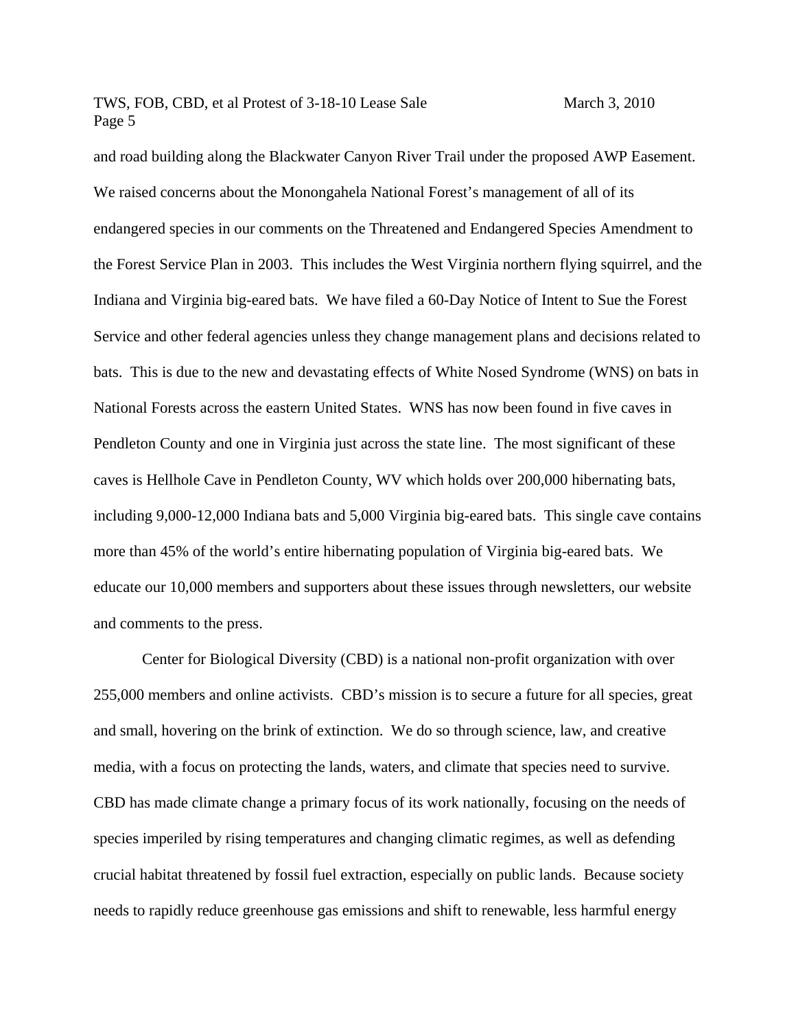and road building along the Blackwater Canyon River Trail under the proposed AWP Easement. We raised concerns about the Monongahela National Forest's management of all of its endangered species in our comments on the Threatened and Endangered Species Amendment to the Forest Service Plan in 2003. This includes the West Virginia northern flying squirrel, and the Indiana and Virginia big-eared bats. We have filed a 60-Day Notice of Intent to Sue the Forest Service and other federal agencies unless they change management plans and decisions related to bats. This is due to the new and devastating effects of White Nosed Syndrome (WNS) on bats in National Forests across the eastern United States. WNS has now been found in five caves in Pendleton County and one in Virginia just across the state line. The most significant of these caves is Hellhole Cave in Pendleton County, WV which holds over 200,000 hibernating bats, including 9,000-12,000 Indiana bats and 5,000 Virginia big-eared bats. This single cave contains more than 45% of the world's entire hibernating population of Virginia big-eared bats. We educate our 10,000 members and supporters about these issues through newsletters, our website and comments to the press.

Center for Biological Diversity (CBD) is a national non-profit organization with over 255,000 members and online activists. CBD's mission is to secure a future for all species, great and small, hovering on the brink of extinction. We do so through science, law, and creative media, with a focus on protecting the lands, waters, and climate that species need to survive. CBD has made climate change a primary focus of its work nationally, focusing on the needs of species imperiled by rising temperatures and changing climatic regimes, as well as defending crucial habitat threatened by fossil fuel extraction, especially on public lands. Because society needs to rapidly reduce greenhouse gas emissions and shift to renewable, less harmful energy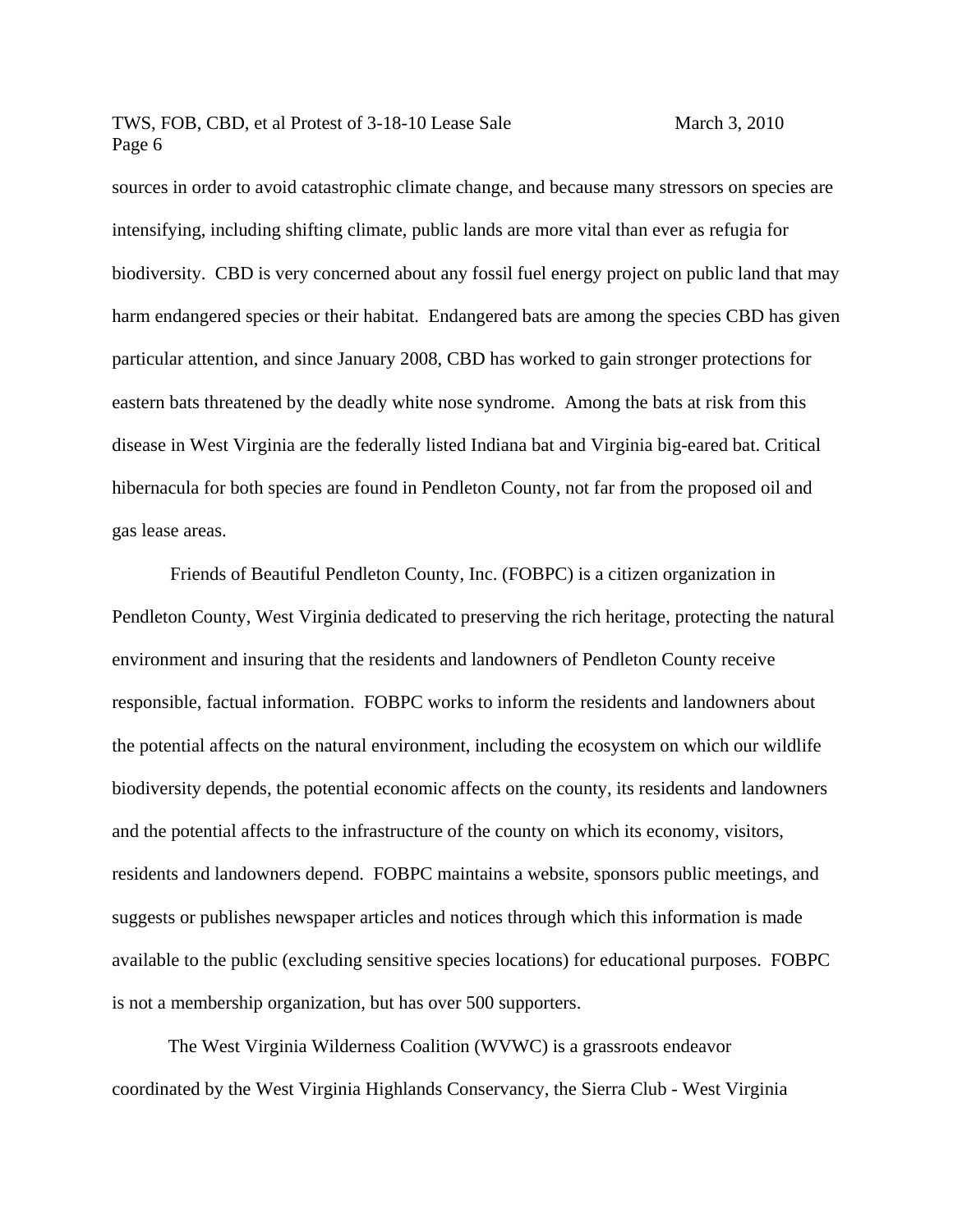sources in order to avoid catastrophic climate change, and because many stressors on species are intensifying, including shifting climate, public lands are more vital than ever as refugia for biodiversity. CBD is very concerned about any fossil fuel energy project on public land that may harm endangered species or their habitat. Endangered bats are among the species CBD has given particular attention, and since January 2008, CBD has worked to gain stronger protections for eastern bats threatened by the deadly white nose syndrome. Among the bats at risk from this disease in West Virginia are the federally listed Indiana bat and Virginia big-eared bat. Critical hibernacula for both species are found in Pendleton County, not far from the proposed oil and gas lease areas.

Friends of Beautiful Pendleton County, Inc. (FOBPC) is a citizen organization in Pendleton County, West Virginia dedicated to preserving the rich heritage, protecting the natural environment and insuring that the residents and landowners of Pendleton County receive responsible, factual information. FOBPC works to inform the residents and landowners about the potential affects on the natural environment, including the ecosystem on which our wildlife biodiversity depends, the potential economic affects on the county, its residents and landowners and the potential affects to the infrastructure of the county on which its economy, visitors, residents and landowners depend. FOBPC maintains a website, sponsors public meetings, and suggests or publishes newspaper articles and notices through which this information is made available to the public (excluding sensitive species locations) for educational purposes. FOBPC is not a membership organization, but has over 500 supporters.

The West Virginia Wilderness Coalition (WVWC) is a grassroots endeavor coordinated by the West Virginia Highlands Conservancy, the Sierra Club - West Virginia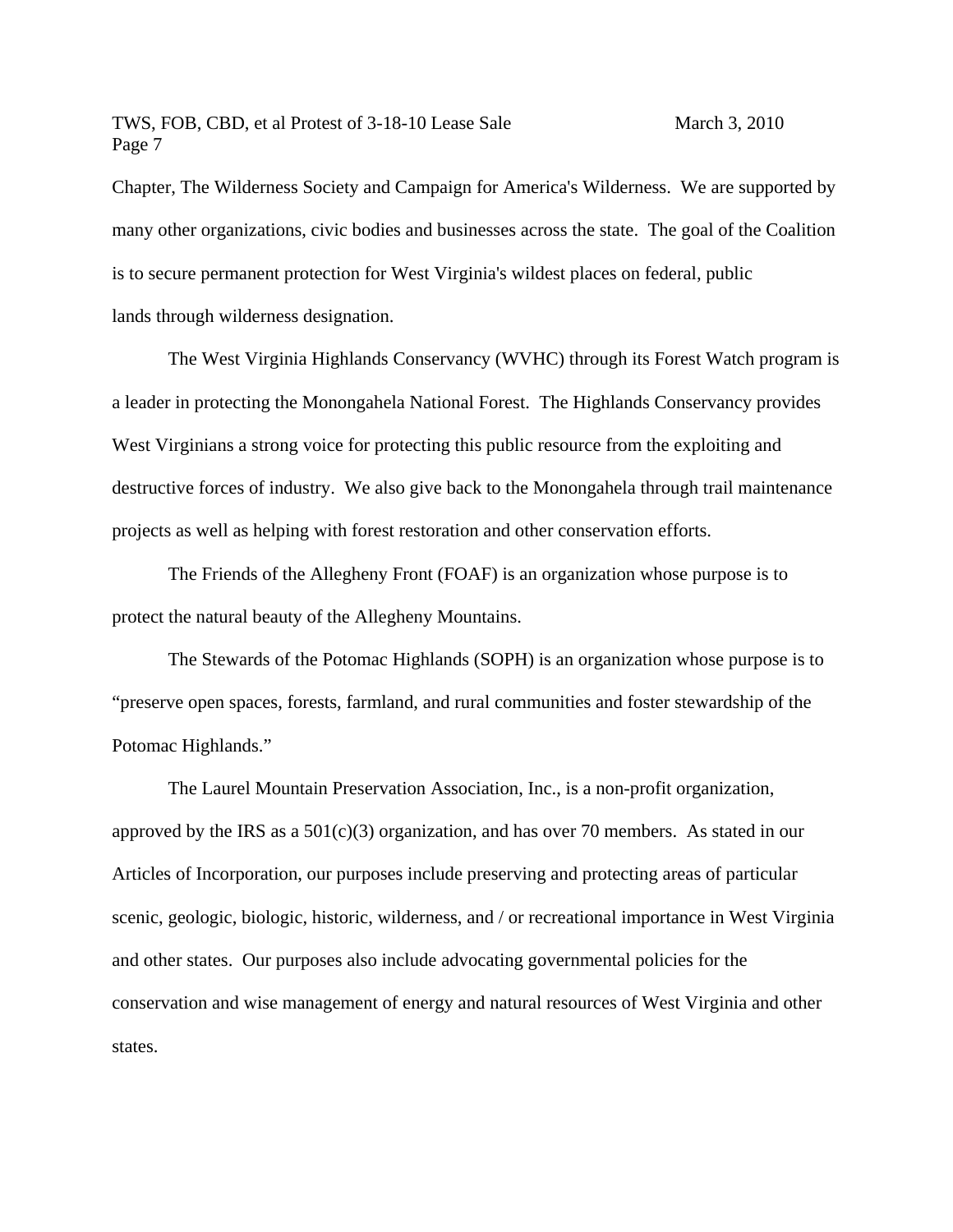Chapter, The Wilderness Society and Campaign for America's Wilderness. We are supported by many other organizations, civic bodies and businesses across the state. The goal of the Coalition is to secure permanent protection for West Virginia's wildest places on federal, public lands through wilderness designation.

The West Virginia Highlands Conservancy (WVHC) through its Forest Watch program is a leader in protecting the Monongahela National Forest. The Highlands Conservancy provides West Virginians a strong voice for protecting this public resource from the exploiting and destructive forces of industry. We also give back to the Monongahela through trail maintenance projects as well as helping with forest restoration and other conservation efforts.

The Friends of the Allegheny Front (FOAF) is an organization whose purpose is to protect the natural beauty of the Allegheny Mountains.

The Stewards of the Potomac Highlands (SOPH) is an organization whose purpose is to "preserve open spaces, forests, farmland, and rural communities and foster stewardship of the Potomac Highlands."

The Laurel Mountain Preservation Association, Inc., is a non-profit organization, approved by the IRS as a 501(c)(3) organization, and has over 70 members. As stated in our Articles of Incorporation, our purposes include preserving and protecting areas of particular scenic, geologic, biologic, historic, wilderness, and / or recreational importance in West Virginia and other states. Our purposes also include advocating governmental policies for the conservation and wise management of energy and natural resources of West Virginia and other states.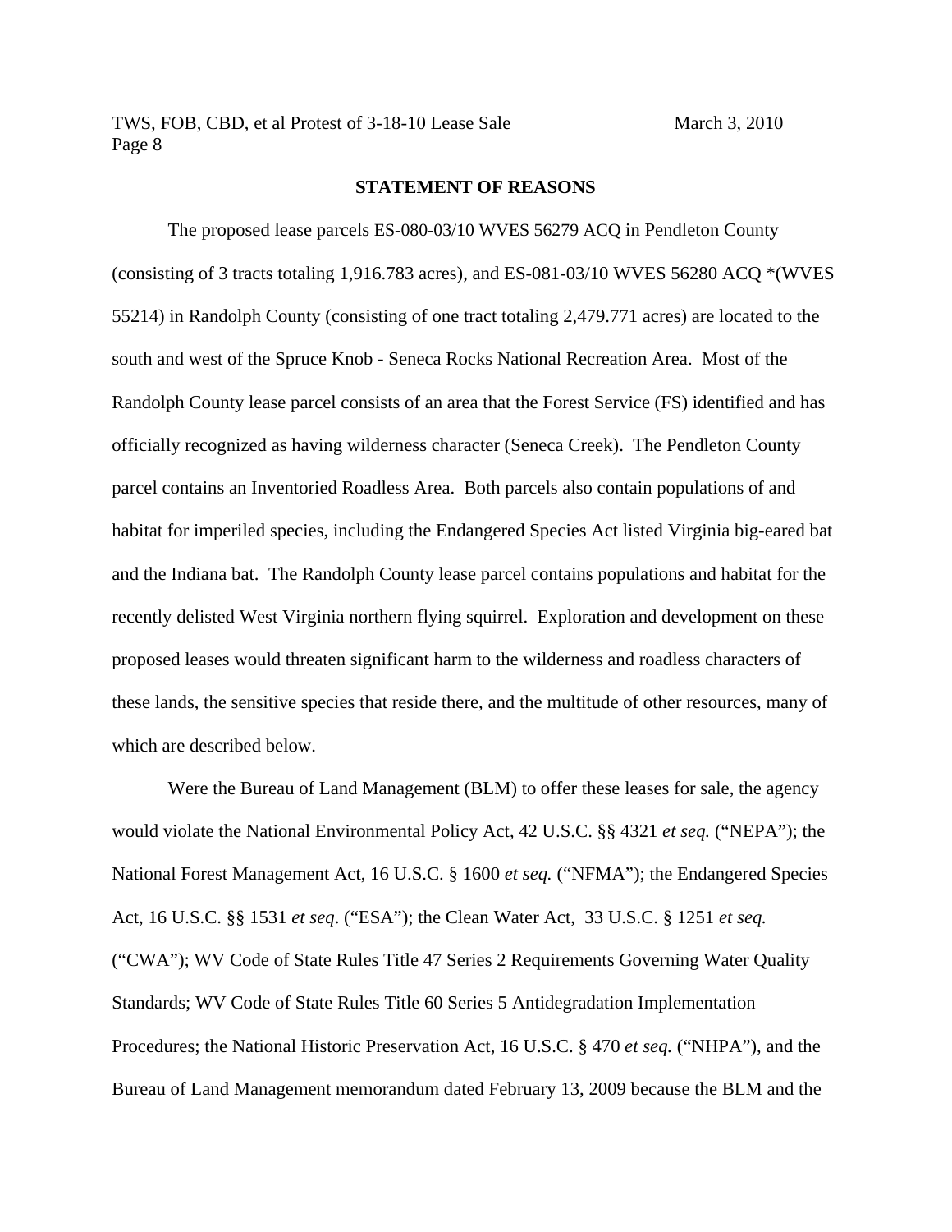**STATEMENT OF REASONS**

The proposed lease parcels ES-080-03/10 WVES 56279 ACQ in Pendleton County (consisting of 3 tracts totaling 1,916.783 acres), and ES-081-03/10 WVES 56280 ACQ *(WVES 55214) in Randolph County (consisting of one tract totaling 2,479.771 acres) are located to the south and west of the Spruce Knob - Seneca Rocks National Recreation Area. Most of the Randolph County lease parcel consists of an area that the Forest Service (FS) identified and has officially recognized as having wilderness character (Seneca Creek). The Pendleton County parcel contains an Inventoried Roadless Area. Both parcels also contain populations of and habitat for imperiled species, including the Endangered Species Act listed Virginia big-eared bat and the Indiana bat. The Randolph County lease parcel contains populations and habitat for the recently delisted West Virginia northern flying squirrel. Exploration and development on these proposed leases would threaten significant harm to the wilderness and roadless characters of these lands, the sensitive species that reside there, and the multitude of other resources, many of which are described below.

Were the Bureau of Land Management (BLM) to offer these leases for sale, the agency would violate the National Environmental Policy Act, 42 U.S.C. §§ 4321 *et seq.* ("NEPA"); the National Forest Management Act, 16 U.S.C. § 1600 *et seq.* ("NFMA"); the Endangered Species Act, 16 U.S.C. §§ 1531 *et seq*. ("ESA"); the Clean Water Act, 33 U.S.C. § 1251 *et seq.* ("CWA"); WV Code of State Rules Title 47 Series 2 Requirements Governing Water Quality Standards; WV Code of State Rules Title 60 Series 5 Antidegradation Implementation Procedures; the National Historic Preservation Act, 16 U.S.C. § 470 *et seq.* ("NHPA"), and the Bureau of Land Management memorandum dated February 13, 2009 because the BLM and the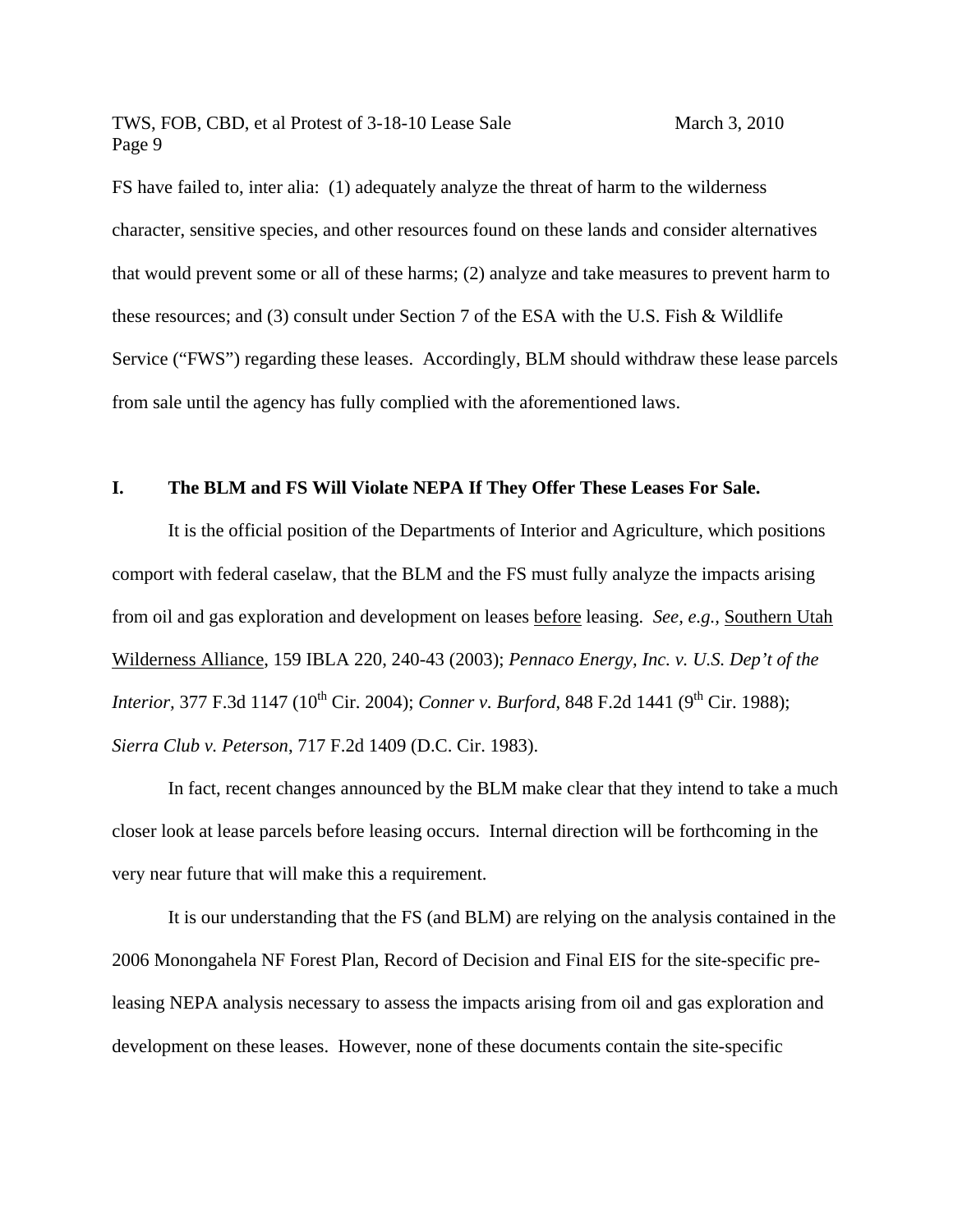FS have failed to, inter alia: (1) adequately analyze the threat of harm to the wilderness character, sensitive species, and other resources found on these lands and consider alternatives that would prevent some or all of these harms; (2) analyze and take measures to prevent harm to these resources; and (3) consult under Section 7 of the ESA with the U.S. Fish & Wildlife Service ("FWS") regarding these leases. Accordingly, BLM should withdraw these lease parcels from sale until the agency has fully complied with the aforementioned laws.

## I. The BLM and FS Will Violate NEPA If They Offer These Leases For Sale.

It is the official position of the Departments of Interior and Agriculture, which positions comport with federal caselaw, that the BLM and the FS must fully analyze the impacts arising from oil and gas exploration and development on leases <u>before</u> leasing. *See, e.g.,* <u>Southern Utah Wilderness Alliance</u>, 159 IBLA 220, 240-43 (2003); *Pennaco Energy, Inc. v. U.S. Dep't of the Interior*, 377 F.3d 1147 (10th Cir. 2004); *Conner v. Burford*, 848 F.2d 1441 (9th Cir. 1988); *Sierra Club v. Peterson*, 717 F.2d 1409 (D.C. Cir. 1983).

In fact, recent changes announced by the BLM make clear that they intend to take a much closer look at lease parcels before leasing occurs. Internal direction will be forthcoming in the very near future that will make this a requirement.

It is our understanding that the FS (and BLM) are relying on the analysis contained in the 2006 Monongahela NF Forest Plan, Record of Decision and Final EIS for the site-specific pre-leasing NEPA analysis necessary to assess the impacts arising from oil and gas exploration and development on these leases. However, none of these documents contain the site-specific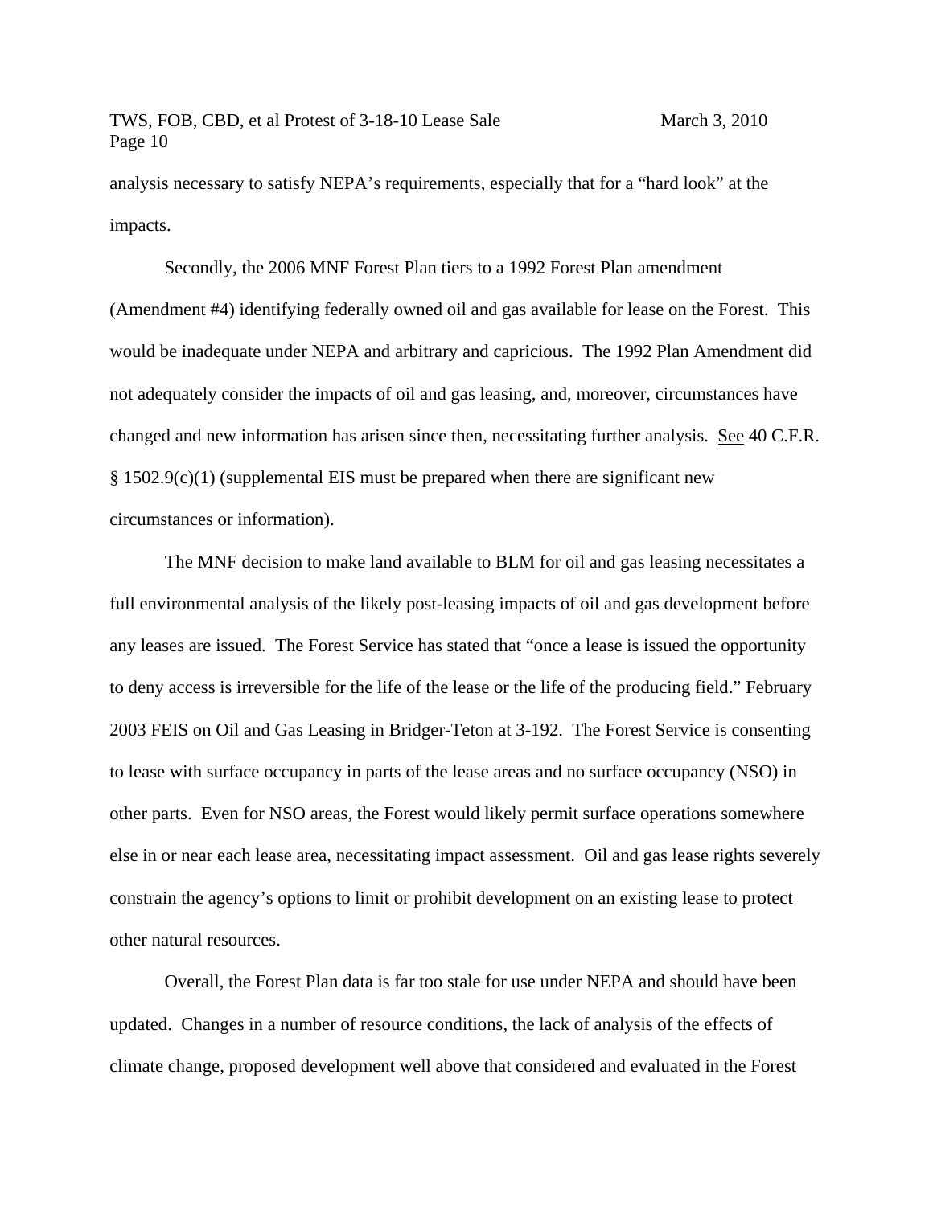analysis necessary to satisfy NEPA's requirements, especially that for a "hard look" at the impacts.

Secondly, the 2006 MNF Forest Plan tiers to a 1992 Forest Plan amendment (Amendment #4) identifying federally owned oil and gas available for lease on the Forest. This would be inadequate under NEPA and arbitrary and capricious. The 1992 Plan Amendment did not adequately consider the impacts of oil and gas leasing, and, moreover, circumstances have changed and new information has arisen since then, necessitating further analysis. See 40 C.F.R. § 1502.9(c)(1) (supplemental EIS must be prepared when there are significant new circumstances or information).

The MNF decision to make land available to BLM for oil and gas leasing necessitates a full environmental analysis of the likely post-leasing impacts of oil and gas development before any leases are issued. The Forest Service has stated that "once a lease is issued the opportunity to deny access is irreversible for the life of the lease or the life of the producing field." February 2003 FEIS on Oil and Gas Leasing in Bridger-Teton at 3-192. The Forest Service is consenting to lease with surface occupancy in parts of the lease areas and no surface occupancy (NSO) in other parts. Even for NSO areas, the Forest would likely permit surface operations somewhere else in or near each lease area, necessitating impact assessment. Oil and gas lease rights severely constrain the agency's options to limit or prohibit development on an existing lease to protect other natural resources.

Overall, the Forest Plan data is far too stale for use under NEPA and should have been updated. Changes in a number of resource conditions, the lack of analysis of the effects of climate change, proposed development well above that considered and evaluated in the Forest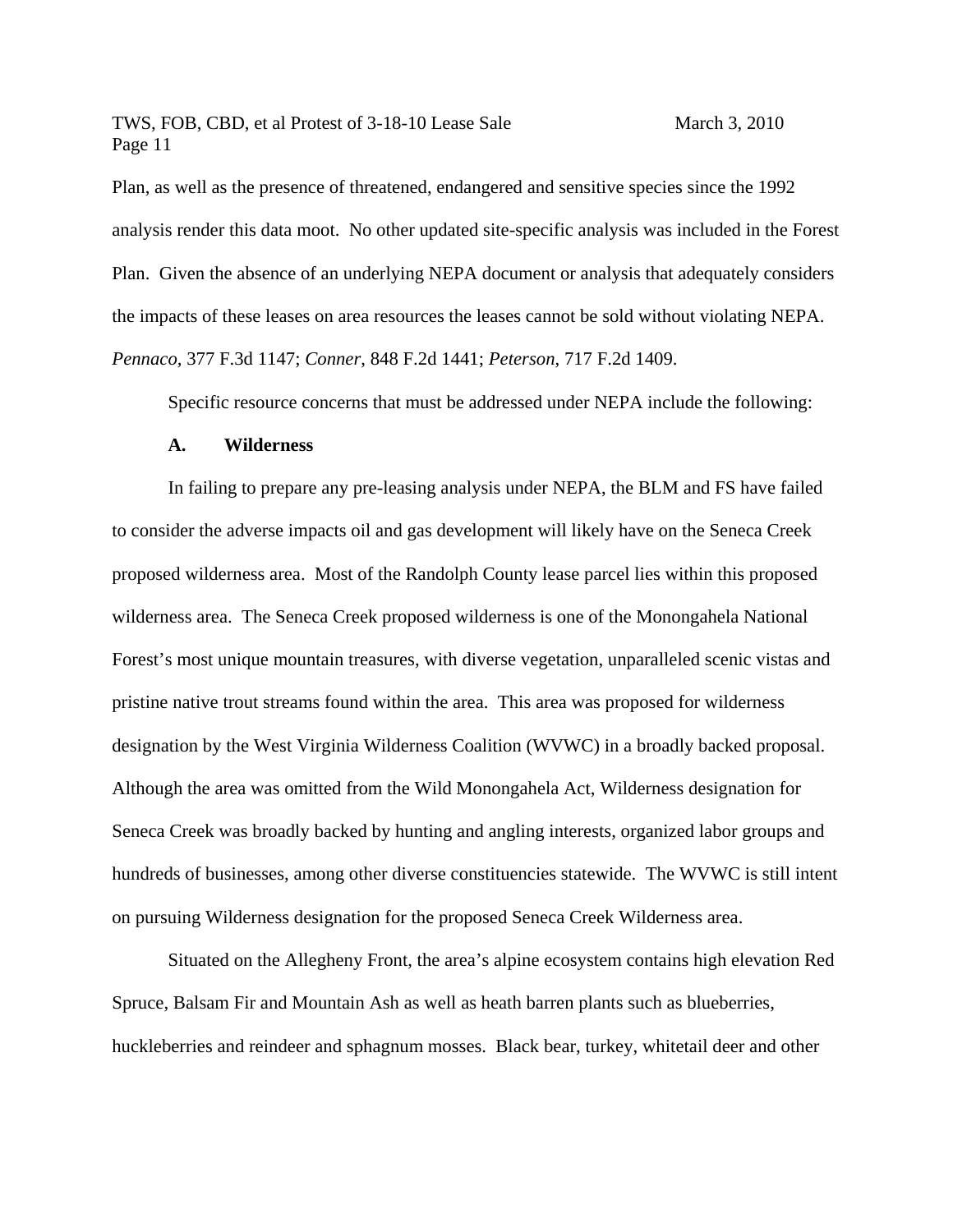Plan, as well as the presence of threatened, endangered and sensitive species since the 1992 analysis render this data moot. No other updated site-specific analysis was included in the Forest Plan. Given the absence of an underlying NEPA document or analysis that adequately considers the impacts of these leases on area resources the leases cannot be sold without violating NEPA. *Pennaco*, 377 F.3d 1147; *Conner*, 848 F.2d 1441; *Peterson*, 717 F.2d 1409.

Specific resource concerns that must be addressed under NEPA include the following:

### A. Wilderness

In failing to prepare any pre-leasing analysis under NEPA, the BLM and FS have failed to consider the adverse impacts oil and gas development will likely have on the Seneca Creek proposed wilderness area. Most of the Randolph County lease parcel lies within this proposed wilderness area. The Seneca Creek proposed wilderness is one of the Monongahela National Forest's most unique mountain treasures, with diverse vegetation, unparalleled scenic vistas and pristine native trout streams found within the area. This area was proposed for wilderness designation by the West Virginia Wilderness Coalition (WVWC) in a broadly backed proposal. Although the area was omitted from the Wild Monongahela Act, Wilderness designation for Seneca Creek was broadly backed by hunting and angling interests, organized labor groups and hundreds of businesses, among other diverse constituencies statewide. The WVWC is still intent on pursuing Wilderness designation for the proposed Seneca Creek Wilderness area.

Situated on the Allegheny Front, the area's alpine ecosystem contains high elevation Red Spruce, Balsam Fir and Mountain Ash as well as heath barren plants such as blueberries, huckleberries and reindeer and sphagnum mosses. Black bear, turkey, whitetail deer and other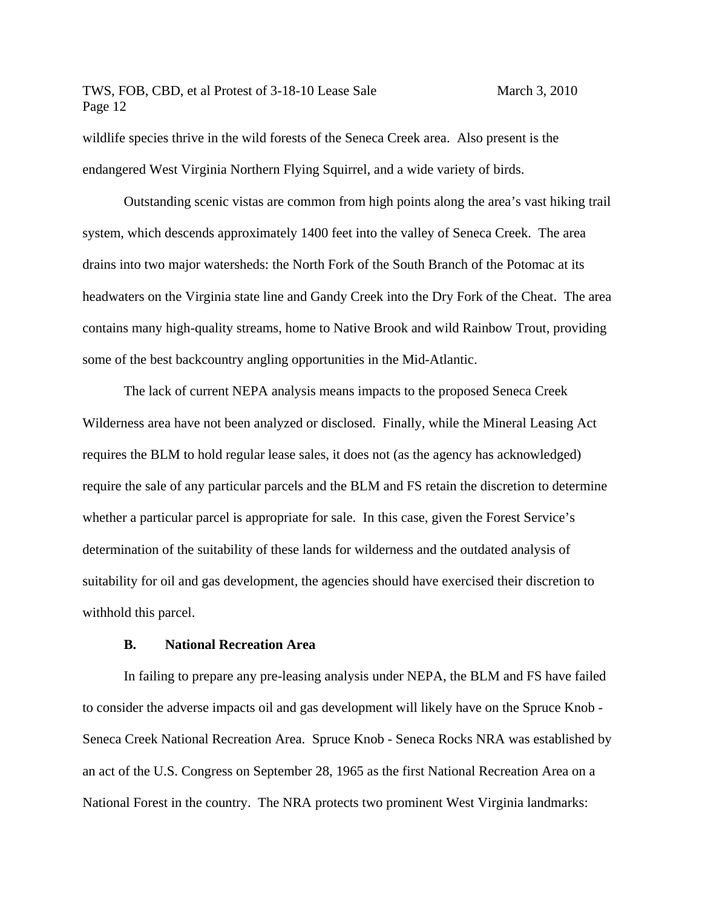wildlife species thrive in the wild forests of the Seneca Creek area. Also present is the endangered West Virginia Northern Flying Squirrel, and a wide variety of birds.

Outstanding scenic vistas are common from high points along the area's vast hiking trail system, which descends approximately 1400 feet into the valley of Seneca Creek. The area drains into two major watersheds: the North Fork of the South Branch of the Potomac at its headwaters on the Virginia state line and Gandy Creek into the Dry Fork of the Cheat. The area contains many high-quality streams, home to Native Brook and wild Rainbow Trout, providing some of the best backcountry angling opportunities in the Mid-Atlantic.

The lack of current NEPA analysis means impacts to the proposed Seneca Creek Wilderness area have not been analyzed or disclosed. Finally, while the Mineral Leasing Act requires the BLM to hold regular lease sales, it does not (as the agency has acknowledged) require the sale of any particular parcels and the BLM and FS retain the discretion to determine whether a particular parcel is appropriate for sale. In this case, given the Forest Service's determination of the suitability of these lands for wilderness and the outdated analysis of suitability for oil and gas development, the agencies should have exercised their discretion to withhold this parcel.

### B. National Recreation Area

In failing to prepare any pre-leasing analysis under NEPA, the BLM and FS have failed to consider the adverse impacts oil and gas development will likely have on the Spruce Knob - Seneca Creek National Recreation Area. Spruce Knob - Seneca Rocks NRA was established by an act of the U.S. Congress on September 28, 1965 as the first National Recreation Area on a National Forest in the country. The NRA protects two prominent West Virginia landmarks: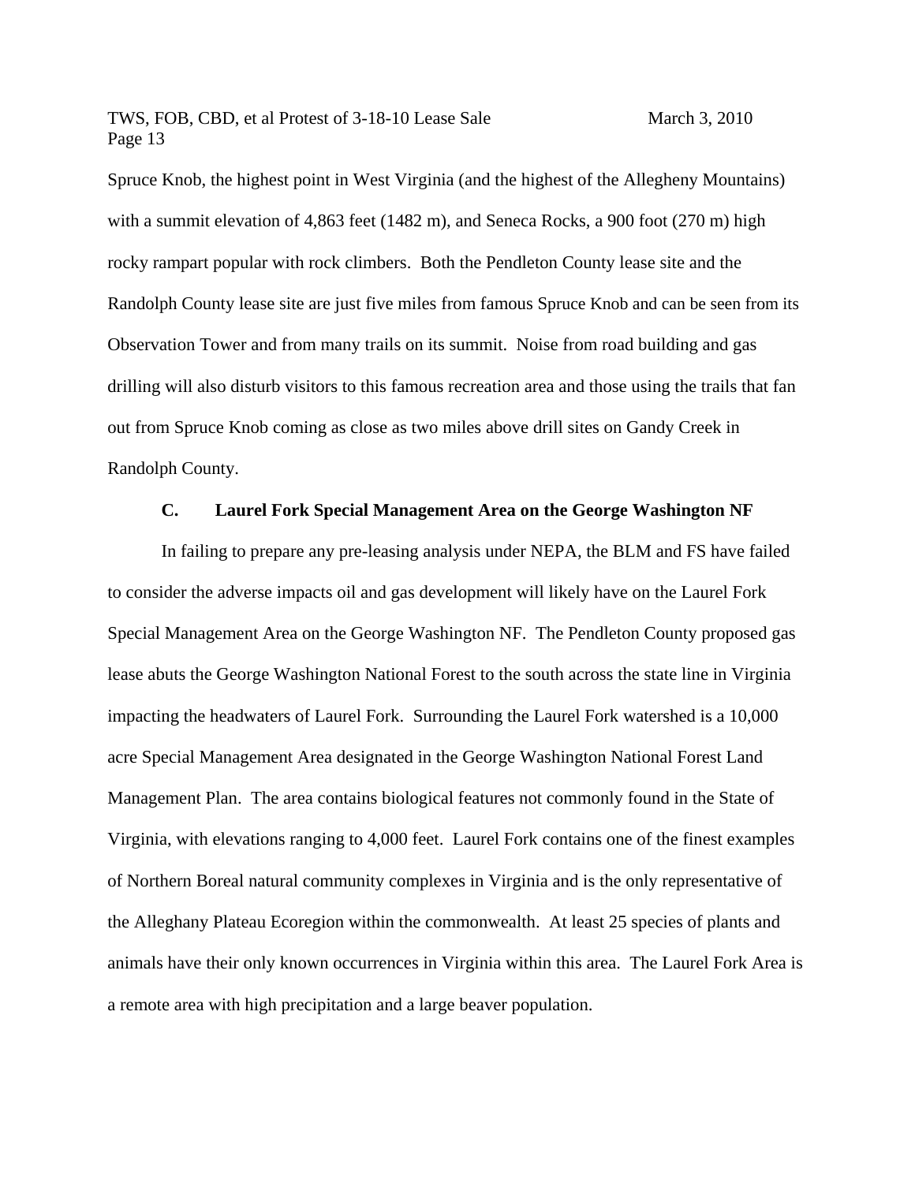Spruce Knob, the highest point in West Virginia (and the highest of the Allegheny Mountains) with a summit elevation of 4,863 feet (1482 m), and Seneca Rocks, a 900 foot (270 m) high rocky rampart popular with rock climbers. Both the Pendleton County lease site and the Randolph County lease site are just five miles from famous Spruce Knob and can be seen from its Observation Tower and from many trails on its summit. Noise from road building and gas drilling will also disturb visitors to this famous recreation area and those using the trails that fan out from Spruce Knob coming as close as two miles above drill sites on Gandy Creek in Randolph County.

### C. Laurel Fork Special Management Area on the George Washington NF

In failing to prepare any pre-leasing analysis under NEPA, the BLM and FS have failed to consider the adverse impacts oil and gas development will likely have on the Laurel Fork Special Management Area on the George Washington NF. The Pendleton County proposed gas lease abuts the George Washington National Forest to the south across the state line in Virginia impacting the headwaters of Laurel Fork. Surrounding the Laurel Fork watershed is a 10,000 acre Special Management Area designated in the George Washington National Forest Land Management Plan. The area contains biological features not commonly found in the State of Virginia, with elevations ranging to 4,000 feet. Laurel Fork contains one of the finest examples of Northern Boreal natural community complexes in Virginia and is the only representative of the Alleghany Plateau Ecoregion within the commonwealth. At least 25 species of plants and animals have their only known occurrences in Virginia within this area. The Laurel Fork Area is a remote area with high precipitation and a large beaver population.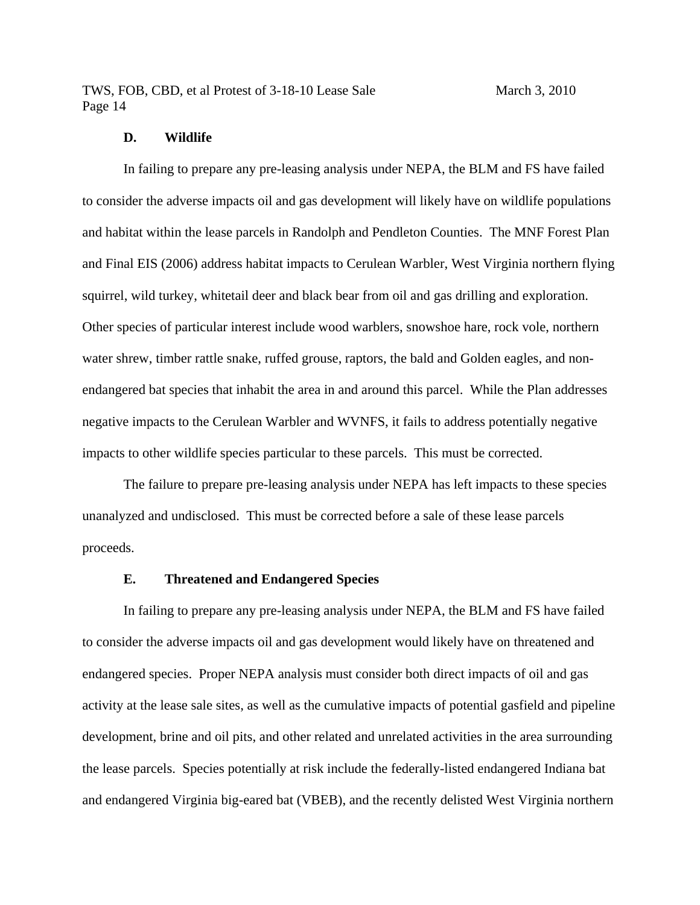### D. Wildlife

In failing to prepare any pre-leasing analysis under NEPA, the BLM and FS have failed to consider the adverse impacts oil and gas development will likely have on wildlife populations and habitat within the lease parcels in Randolph and Pendleton Counties. The MNF Forest Plan and Final EIS (2006) address habitat impacts to Cerulean Warbler, West Virginia northern flying squirrel, wild turkey, whitetail deer and black bear from oil and gas drilling and exploration. Other species of particular interest include wood warblers, snowshoe hare, rock vole, northern water shrew, timber rattle snake, ruffed grouse, raptors, the bald and Golden eagles, and non-endangered bat species that inhabit the area in and around this parcel. While the Plan addresses negative impacts to the Cerulean Warbler and WVNFS, it fails to address potentially negative impacts to other wildlife species particular to these parcels. This must be corrected.

The failure to prepare pre-leasing analysis under NEPA has left impacts to these species unanalyzed and undisclosed. This must be corrected before a sale of these lease parcels proceeds.

### E. Threatened and Endangered Species

In failing to prepare any pre-leasing analysis under NEPA, the BLM and FS have failed to consider the adverse impacts oil and gas development would likely have on threatened and endangered species. Proper NEPA analysis must consider both direct impacts of oil and gas activity at the lease sale sites, as well as the cumulative impacts of potential gasfield and pipeline development, brine and oil pits, and other related and unrelated activities in the area surrounding the lease parcels. Species potentially at risk include the federally-listed endangered Indiana bat and endangered Virginia big-eared bat (VBEB), and the recently delisted West Virginia northern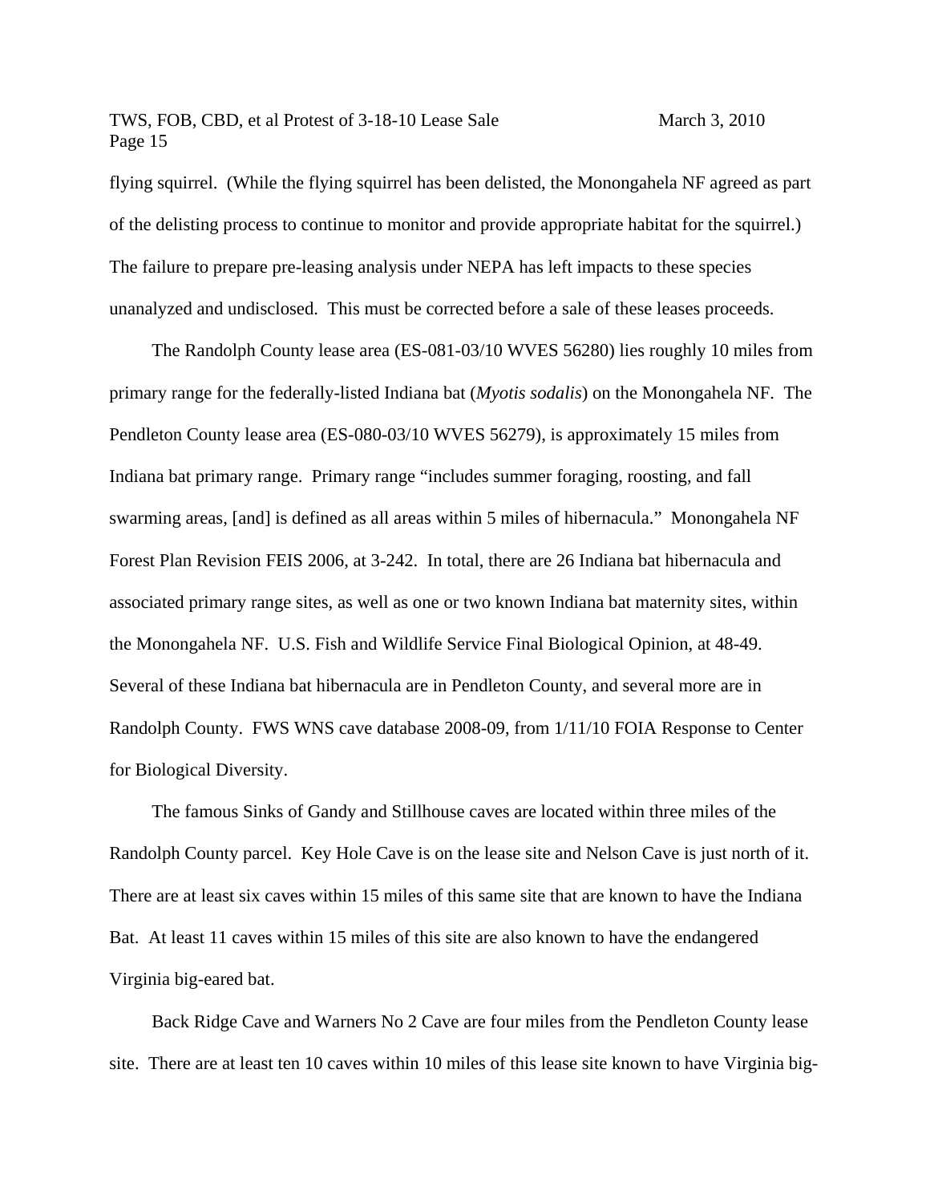flying squirrel. (While the flying squirrel has been delisted, the Monongahela NF agreed as part of the delisting process to continue to monitor and provide appropriate habitat for the squirrel.) The failure to prepare pre-leasing analysis under NEPA has left impacts to these species unanalyzed and undisclosed. This must be corrected before a sale of these leases proceeds.

The Randolph County lease area (ES-081-03/10 WVES 56280) lies roughly 10 miles from primary range for the federally-listed Indiana bat (*Myotis sodalis*) on the Monongahela NF. The Pendleton County lease area (ES-080-03/10 WVES 56279), is approximately 15 miles from Indiana bat primary range. Primary range "includes summer foraging, roosting, and fall swarming areas, [and] is defined as all areas within 5 miles of hibernacula." Monongahela NF Forest Plan Revision FEIS 2006, at 3-242. In total, there are 26 Indiana bat hibernacula and associated primary range sites, as well as one or two known Indiana bat maternity sites, within the Monongahela NF. U.S. Fish and Wildlife Service Final Biological Opinion, at 48-49. Several of these Indiana bat hibernacula are in Pendleton County, and several more are in Randolph County. FWS WNS cave database 2008-09, from 1/11/10 FOIA Response to Center for Biological Diversity.

The famous Sinks of Gandy and Stillhouse caves are located within three miles of the Randolph County parcel. Key Hole Cave is on the lease site and Nelson Cave is just north of it. There are at least six caves within 15 miles of this same site that are known to have the Indiana Bat. At least 11 caves within 15 miles of this site are also known to have the endangered Virginia big-eared bat.

Back Ridge Cave and Warners No 2 Cave are four miles from the Pendleton County lease site. There are at least ten 10 caves within 10 miles of this lease site known to have Virginia big-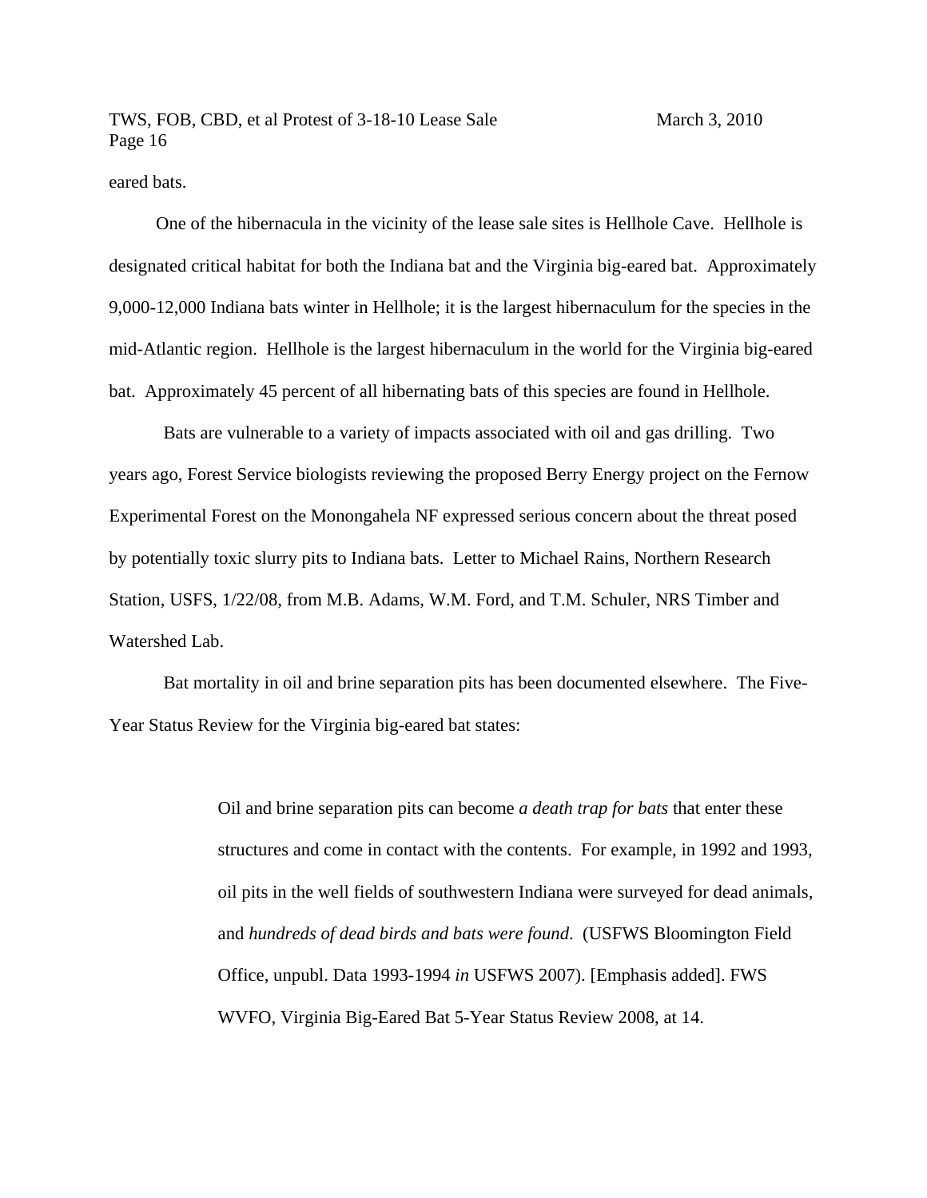eared bats.

One of the hibernacula in the vicinity of the lease sale sites is Hellhole Cave. Hellhole is designated critical habitat for both the Indiana bat and the Virginia big-eared bat. Approximately 9,000-12,000 Indiana bats winter in Hellhole; it is the largest hibernaculum for the species in the mid-Atlantic region. Hellhole is the largest hibernaculum in the world for the Virginia big-eared bat. Approximately 45 percent of all hibernating bats of this species are found in Hellhole.

Bats are vulnerable to a variety of impacts associated with oil and gas drilling. Two years ago, Forest Service biologists reviewing the proposed Berry Energy project on the Fernow Experimental Forest on the Monongahela NF expressed serious concern about the threat posed by potentially toxic slurry pits to Indiana bats. Letter to Michael Rains, Northern Research Station, USFS, 1/22/08, from M.B. Adams, W.M. Ford, and T.M. Schuler, NRS Timber and Watershed Lab.

Bat mortality in oil and brine separation pits has been documented elsewhere. The Five-Year Status Review for the Virginia big-eared bat states:

> Oil and brine separation pits can become *a death trap for bats* that enter these structures and come in contact with the contents. For example, in 1992 and 1993, oil pits in the well fields of southwestern Indiana were surveyed for dead animals, and *hundreds of dead birds and bats were found*. (USFWS Bloomington Field Office, unpubl. Data 1993-1994 *in* USFWS 2007). [Emphasis added]. FWS WVFO, Virginia Big-Eared Bat 5-Year Status Review 2008, at 14.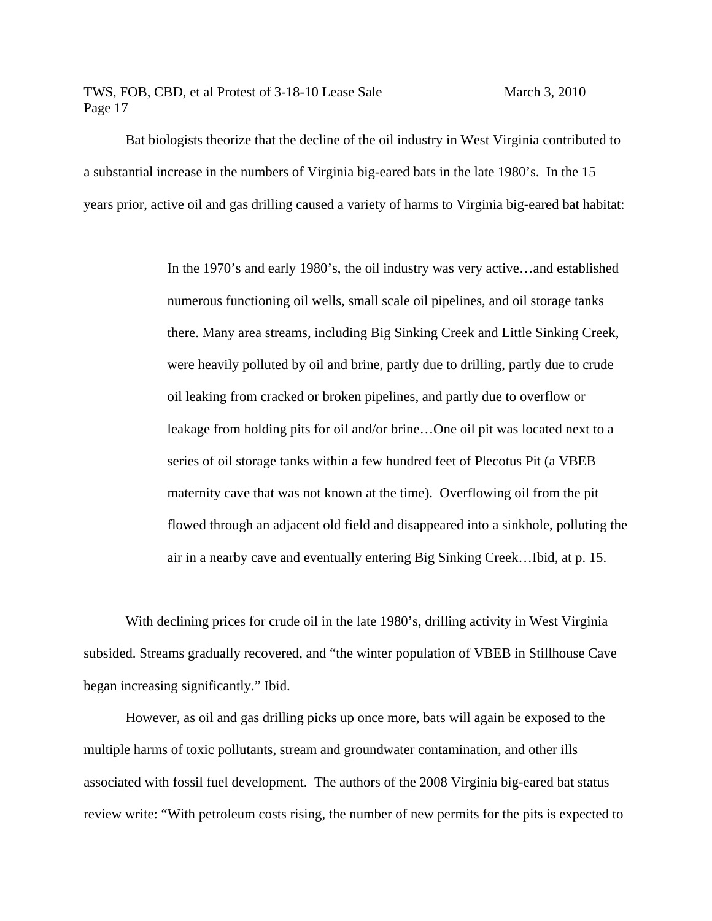Bat biologists theorize that the decline of the oil industry in West Virginia contributed to a substantial increase in the numbers of Virginia big-eared bats in the late 1980's. In the 15 years prior, active oil and gas drilling caused a variety of harms to Virginia big-eared bat habitat:

> In the 1970's and early 1980's, the oil industry was very active…and established numerous functioning oil wells, small scale oil pipelines, and oil storage tanks there. Many area streams, including Big Sinking Creek and Little Sinking Creek, were heavily polluted by oil and brine, partly due to drilling, partly due to crude oil leaking from cracked or broken pipelines, and partly due to overflow or leakage from holding pits for oil and/or brine…One oil pit was located next to a series of oil storage tanks within a few hundred feet of Plecotus Pit (a VBEB maternity cave that was not known at the time). Overflowing oil from the pit flowed through an adjacent old field and disappeared into a sinkhole, polluting the air in a nearby cave and eventually entering Big Sinking Creek…Ibid, at p. 15.

With declining prices for crude oil in the late 1980's, drilling activity in West Virginia subsided. Streams gradually recovered, and "the winter population of VBEB in Stillhouse Cave began increasing significantly." Ibid.

However, as oil and gas drilling picks up once more, bats will again be exposed to the multiple harms of toxic pollutants, stream and groundwater contamination, and other ills associated with fossil fuel development. The authors of the 2008 Virginia big-eared bat status review write: "With petroleum costs rising, the number of new permits for the pits is expected to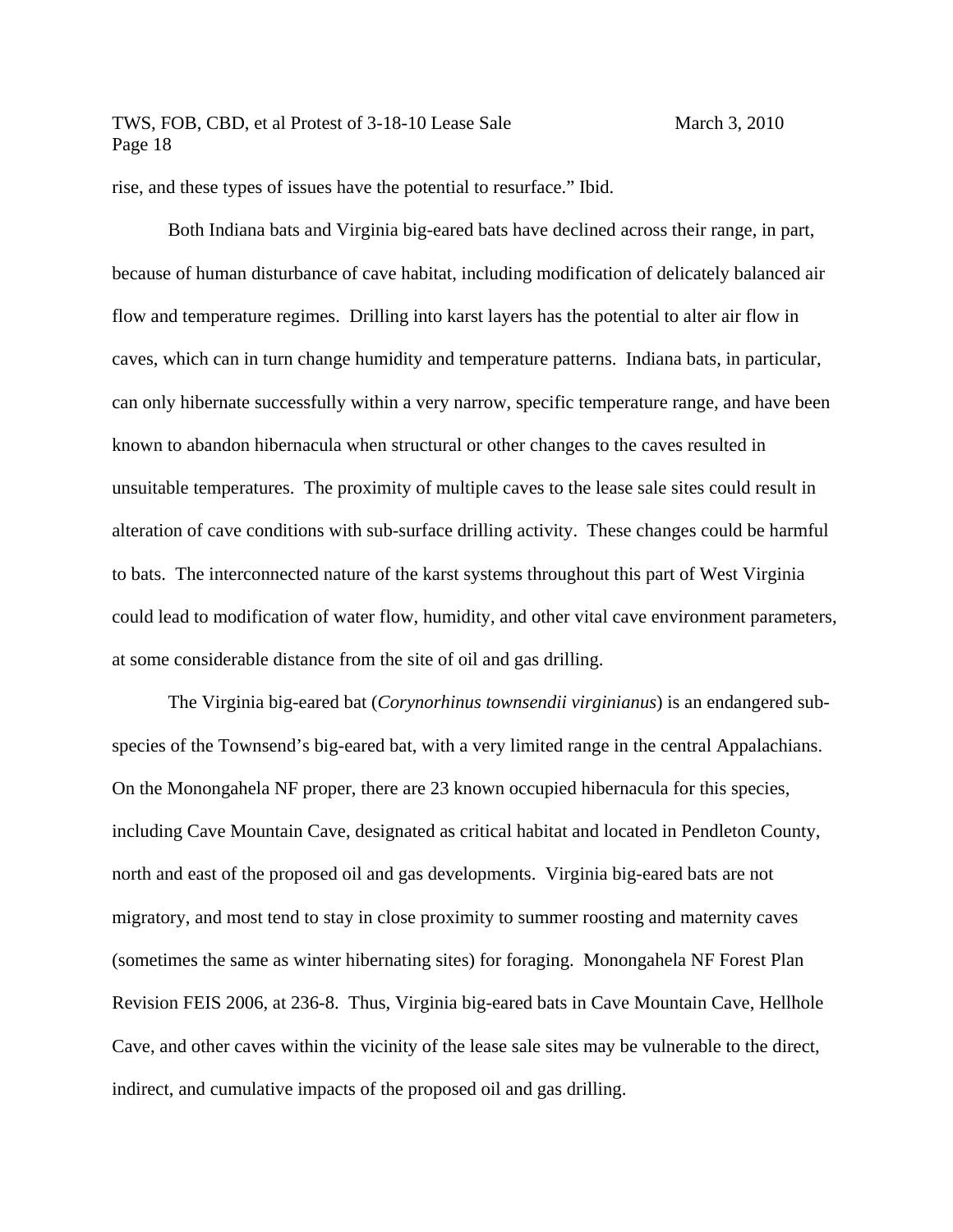rise, and these types of issues have the potential to resurface." Ibid.

Both Indiana bats and Virginia big-eared bats have declined across their range, in part, because of human disturbance of cave habitat, including modification of delicately balanced air flow and temperature regimes. Drilling into karst layers has the potential to alter air flow in caves, which can in turn change humidity and temperature patterns. Indiana bats, in particular, can only hibernate successfully within a very narrow, specific temperature range, and have been known to abandon hibernacula when structural or other changes to the caves resulted in unsuitable temperatures. The proximity of multiple caves to the lease sale sites could result in alteration of cave conditions with sub-surface drilling activity. These changes could be harmful to bats. The interconnected nature of the karst systems throughout this part of West Virginia could lead to modification of water flow, humidity, and other vital cave environment parameters, at some considerable distance from the site of oil and gas drilling.

The Virginia big-eared bat (*Corynorhinus townsendii virginianus*) is an endangered sub-species of the Townsend's big-eared bat, with a very limited range in the central Appalachians. On the Monongahela NF proper, there are 23 known occupied hibernacula for this species, including Cave Mountain Cave, designated as critical habitat and located in Pendleton County, north and east of the proposed oil and gas developments. Virginia big-eared bats are not migratory, and most tend to stay in close proximity to summer roosting and maternity caves (sometimes the same as winter hibernating sites) for foraging. Monongahela NF Forest Plan Revision FEIS 2006, at 236-8. Thus, Virginia big-eared bats in Cave Mountain Cave, Hellhole Cave, and other caves within the vicinity of the lease sale sites may be vulnerable to the direct, indirect, and cumulative impacts of the proposed oil and gas drilling.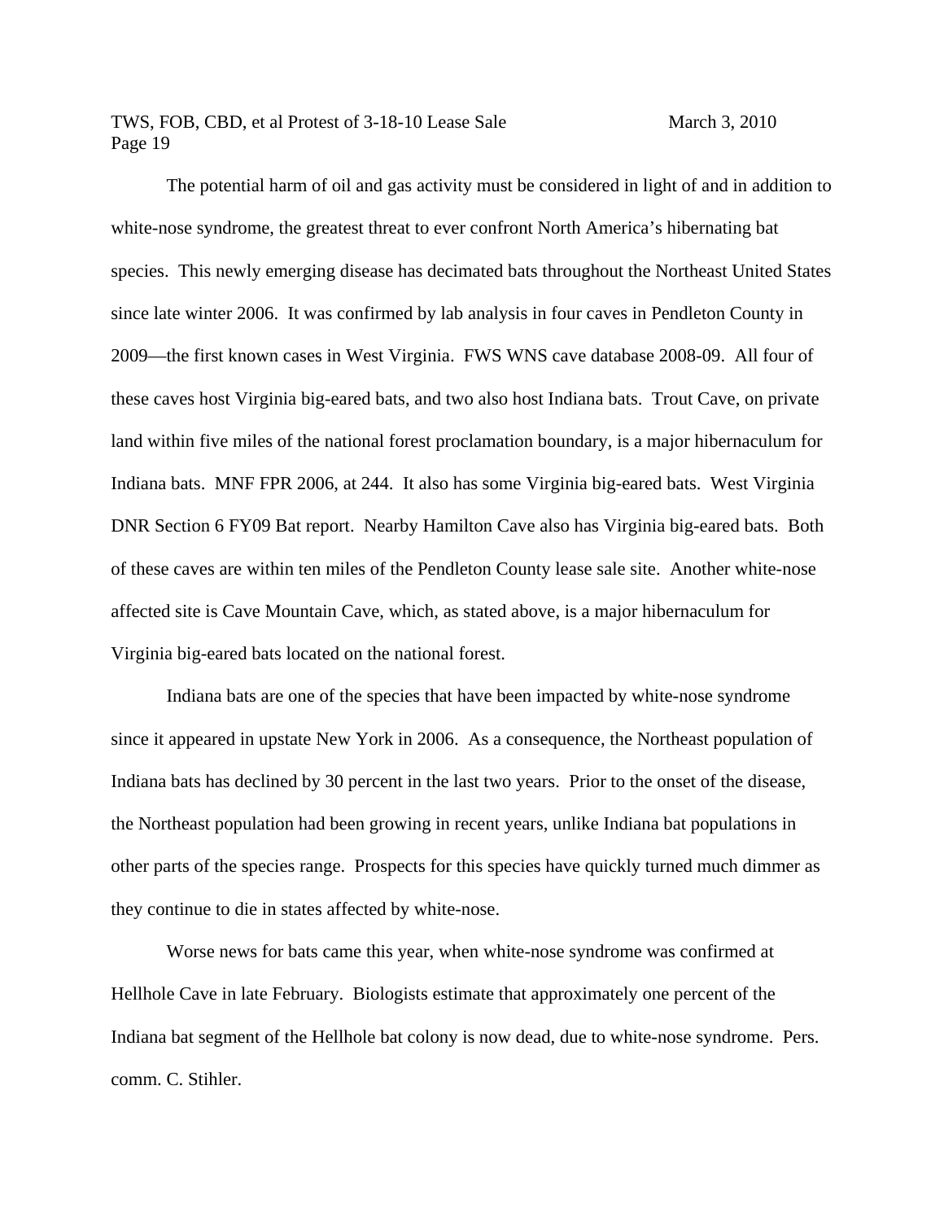The potential harm of oil and gas activity must be considered in light of and in addition to white-nose syndrome, the greatest threat to ever confront North America's hibernating bat species. This newly emerging disease has decimated bats throughout the Northeast United States since late winter 2006. It was confirmed by lab analysis in four caves in Pendleton County in 2009—the first known cases in West Virginia. FWS WNS cave database 2008-09. All four of these caves host Virginia big-eared bats, and two also host Indiana bats. Trout Cave, on private land within five miles of the national forest proclamation boundary, is a major hibernaculum for Indiana bats. MNF FPR 2006, at 244. It also has some Virginia big-eared bats. West Virginia DNR Section 6 FY09 Bat report. Nearby Hamilton Cave also has Virginia big-eared bats. Both of these caves are within ten miles of the Pendleton County lease sale site. Another white-nose affected site is Cave Mountain Cave, which, as stated above, is a major hibernaculum for Virginia big-eared bats located on the national forest.

Indiana bats are one of the species that have been impacted by white-nose syndrome since it appeared in upstate New York in 2006. As a consequence, the Northeast population of Indiana bats has declined by 30 percent in the last two years. Prior to the onset of the disease, the Northeast population had been growing in recent years, unlike Indiana bat populations in other parts of the species range. Prospects for this species have quickly turned much dimmer as they continue to die in states affected by white-nose.

Worse news for bats came this year, when white-nose syndrome was confirmed at Hellhole Cave in late February. Biologists estimate that approximately one percent of the Indiana bat segment of the Hellhole bat colony is now dead, due to white-nose syndrome. Pers. comm. C. Stihler.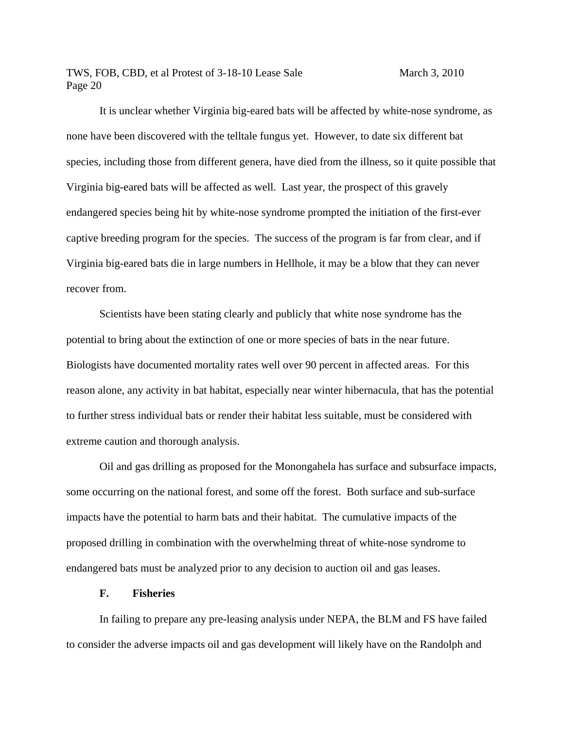It is unclear whether Virginia big-eared bats will be affected by white-nose syndrome, as none have been discovered with the telltale fungus yet. However, to date six different bat species, including those from different genera, have died from the illness, so it quite possible that Virginia big-eared bats will be affected as well. Last year, the prospect of this gravely endangered species being hit by white-nose syndrome prompted the initiation of the first-ever captive breeding program for the species. The success of the program is far from clear, and if Virginia big-eared bats die in large numbers in Hellhole, it may be a blow that they can never recover from.

Scientists have been stating clearly and publicly that white nose syndrome has the potential to bring about the extinction of one or more species of bats in the near future. Biologists have documented mortality rates well over 90 percent in affected areas. For this reason alone, any activity in bat habitat, especially near winter hibernacula, that has the potential to further stress individual bats or render their habitat less suitable, must be considered with extreme caution and thorough analysis.

Oil and gas drilling as proposed for the Monongahela has surface and subsurface impacts, some occurring on the national forest, and some off the forest. Both surface and sub-surface impacts have the potential to harm bats and their habitat. The cumulative impacts of the proposed drilling in combination with the overwhelming threat of white-nose syndrome to endangered bats must be analyzed prior to any decision to auction oil and gas leases.

### F. Fisheries

In failing to prepare any pre-leasing analysis under NEPA, the BLM and FS have failed to consider the adverse impacts oil and gas development will likely have on the Randolph and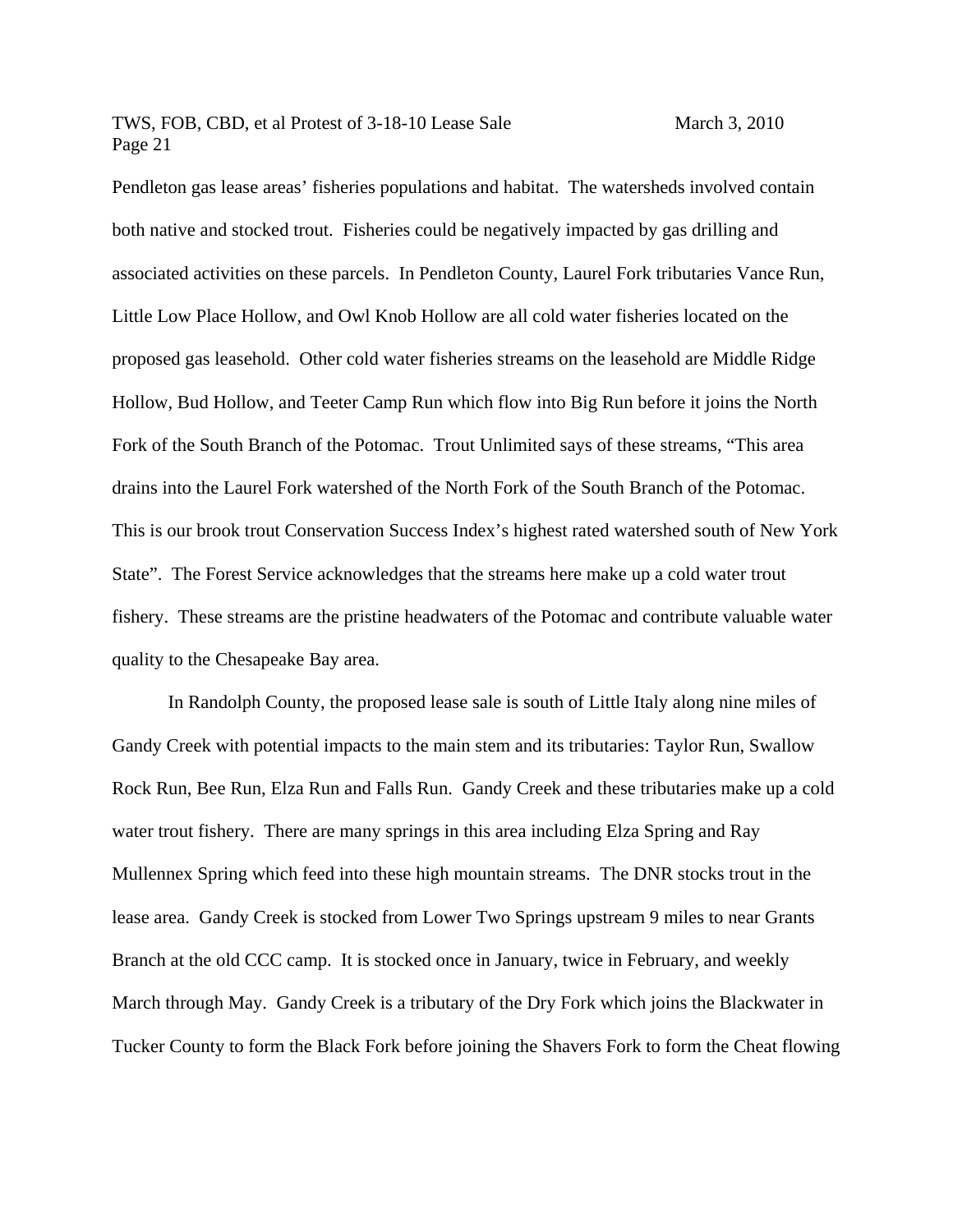Pendleton gas lease areas' fisheries populations and habitat. The watersheds involved contain both native and stocked trout. Fisheries could be negatively impacted by gas drilling and associated activities on these parcels. In Pendleton County, Laurel Fork tributaries Vance Run, Little Low Place Hollow, and Owl Knob Hollow are all cold water fisheries located on the proposed gas leasehold. Other cold water fisheries streams on the leasehold are Middle Ridge Hollow, Bud Hollow, and Teeter Camp Run which flow into Big Run before it joins the North Fork of the South Branch of the Potomac. Trout Unlimited says of these streams, "This area drains into the Laurel Fork watershed of the North Fork of the South Branch of the Potomac. This is our brook trout Conservation Success Index's highest rated watershed south of New York State". The Forest Service acknowledges that the streams here make up a cold water trout fishery. These streams are the pristine headwaters of the Potomac and contribute valuable water quality to the Chesapeake Bay area.

In Randolph County, the proposed lease sale is south of Little Italy along nine miles of Gandy Creek with potential impacts to the main stem and its tributaries: Taylor Run, Swallow Rock Run, Bee Run, Elza Run and Falls Run. Gandy Creek and these tributaries make up a cold water trout fishery. There are many springs in this area including Elza Spring and Ray Mullennex Spring which feed into these high mountain streams. The DNR stocks trout in the lease area. Gandy Creek is stocked from Lower Two Springs upstream 9 miles to near Grants Branch at the old CCC camp. It is stocked once in January, twice in February, and weekly March through May. Gandy Creek is a tributary of the Dry Fork which joins the Blackwater in Tucker County to form the Black Fork before joining the Shavers Fork to form the Cheat flowing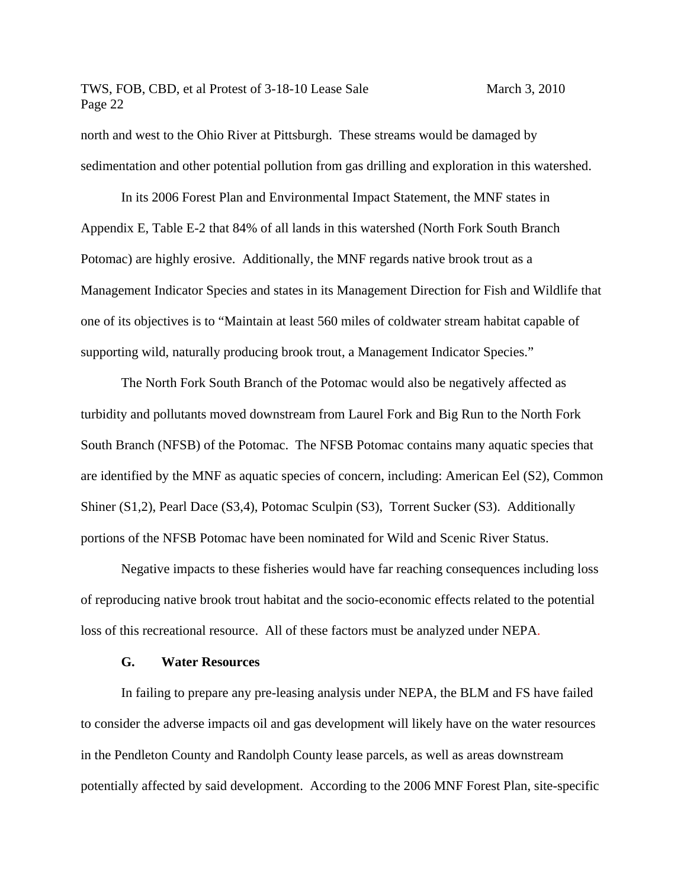north and west to the Ohio River at Pittsburgh. These streams would be damaged by sedimentation and other potential pollution from gas drilling and exploration in this watershed.

In its 2006 Forest Plan and Environmental Impact Statement, the MNF states in Appendix E, Table E-2 that 84% of all lands in this watershed (North Fork South Branch Potomac) are highly erosive. Additionally, the MNF regards native brook trout as a Management Indicator Species and states in its Management Direction for Fish and Wildlife that one of its objectives is to "Maintain at least 560 miles of coldwater stream habitat capable of supporting wild, naturally producing brook trout, a Management Indicator Species."

The North Fork South Branch of the Potomac would also be negatively affected as turbidity and pollutants moved downstream from Laurel Fork and Big Run to the North Fork South Branch (NFSB) of the Potomac. The NFSB Potomac contains many aquatic species that are identified by the MNF as aquatic species of concern, including: American Eel (S2), Common Shiner (S1,2), Pearl Dace (S3,4), Potomac Sculpin (S3), Torrent Sucker (S3). Additionally portions of the NFSB Potomac have been nominated for Wild and Scenic River Status.

Negative impacts to these fisheries would have far reaching consequences including loss of reproducing native brook trout habitat and the socio-economic effects related to the potential loss of this recreational resource. All of these factors must be analyzed under NEPA.

### G. Water Resources

In failing to prepare any pre-leasing analysis under NEPA, the BLM and FS have failed to consider the adverse impacts oil and gas development will likely have on the water resources in the Pendleton County and Randolph County lease parcels, as well as areas downstream potentially affected by said development. According to the 2006 MNF Forest Plan, site-specific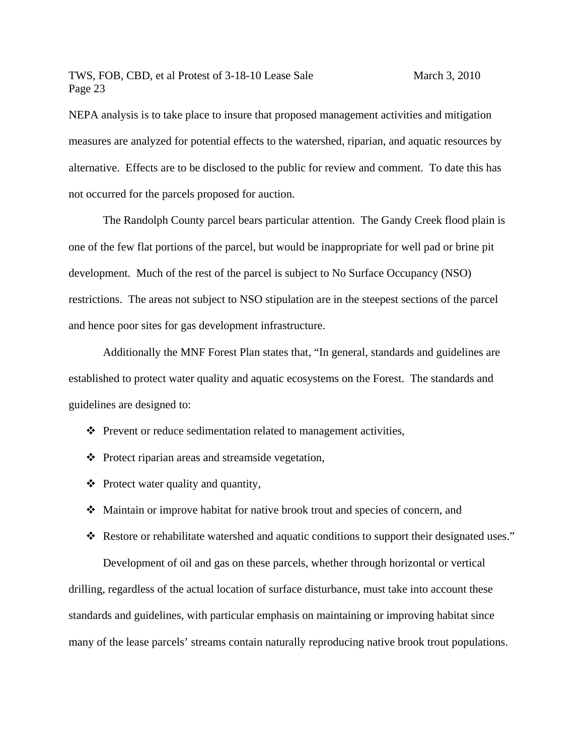NEPA analysis is to take place to insure that proposed management activities and mitigation measures are analyzed for potential effects to the watershed, riparian, and aquatic resources by alternative. Effects are to be disclosed to the public for review and comment. To date this has not occurred for the parcels proposed for auction.

The Randolph County parcel bears particular attention. The Gandy Creek flood plain is one of the few flat portions of the parcel, but would be inappropriate for well pad or brine pit development. Much of the rest of the parcel is subject to No Surface Occupancy (NSO) restrictions. The areas not subject to NSO stipulation are in the steepest sections of the parcel and hence poor sites for gas development infrastructure.

Additionally the MNF Forest Plan states that, "In general, standards and guidelines are established to protect water quality and aquatic ecosystems on the Forest. The standards and guidelines are designed to:

- Prevent or reduce sedimentation related to management activities,
- Protect riparian areas and streamside vegetation,
- Protect water quality and quantity,
- Maintain or improve habitat for native brook trout and species of concern, and
- Restore or rehabilitate watershed and aquatic conditions to support their designated uses."

Development of oil and gas on these parcels, whether through horizontal or vertical drilling, regardless of the actual location of surface disturbance, must take into account these standards and guidelines, with particular emphasis on maintaining or improving habitat since many of the lease parcels' streams contain naturally reproducing native brook trout populations.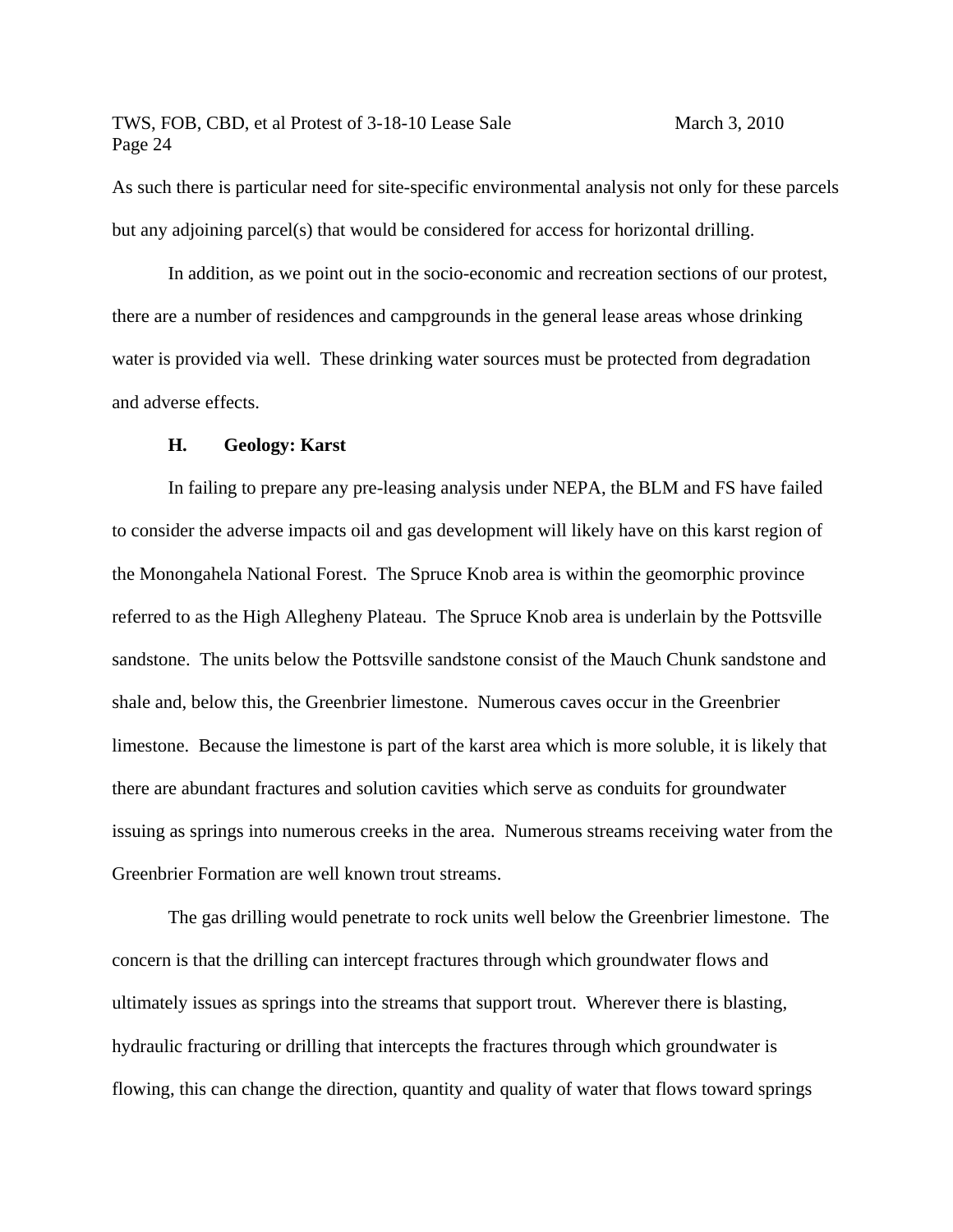As such there is particular need for site-specific environmental analysis not only for these parcels but any adjoining parcel(s) that would be considered for access for horizontal drilling.

In addition, as we point out in the socio-economic and recreation sections of our protest, there are a number of residences and campgrounds in the general lease areas whose drinking water is provided via well. These drinking water sources must be protected from degradation and adverse effects.

### H. Geology: Karst

In failing to prepare any pre-leasing analysis under NEPA, the BLM and FS have failed to consider the adverse impacts oil and gas development will likely have on this karst region of the Monongahela National Forest. The Spruce Knob area is within the geomorphic province referred to as the High Allegheny Plateau. The Spruce Knob area is underlain by the Pottsville sandstone. The units below the Pottsville sandstone consist of the Mauch Chunk sandstone and shale and, below this, the Greenbrier limestone. Numerous caves occur in the Greenbrier limestone. Because the limestone is part of the karst area which is more soluble, it is likely that there are abundant fractures and solution cavities which serve as conduits for groundwater issuing as springs into numerous creeks in the area. Numerous streams receiving water from the Greenbrier Formation are well known trout streams.

The gas drilling would penetrate to rock units well below the Greenbrier limestone. The concern is that the drilling can intercept fractures through which groundwater flows and ultimately issues as springs into the streams that support trout. Wherever there is blasting, hydraulic fracturing or drilling that intercepts the fractures through which groundwater is flowing, this can change the direction, quantity and quality of water that flows toward springs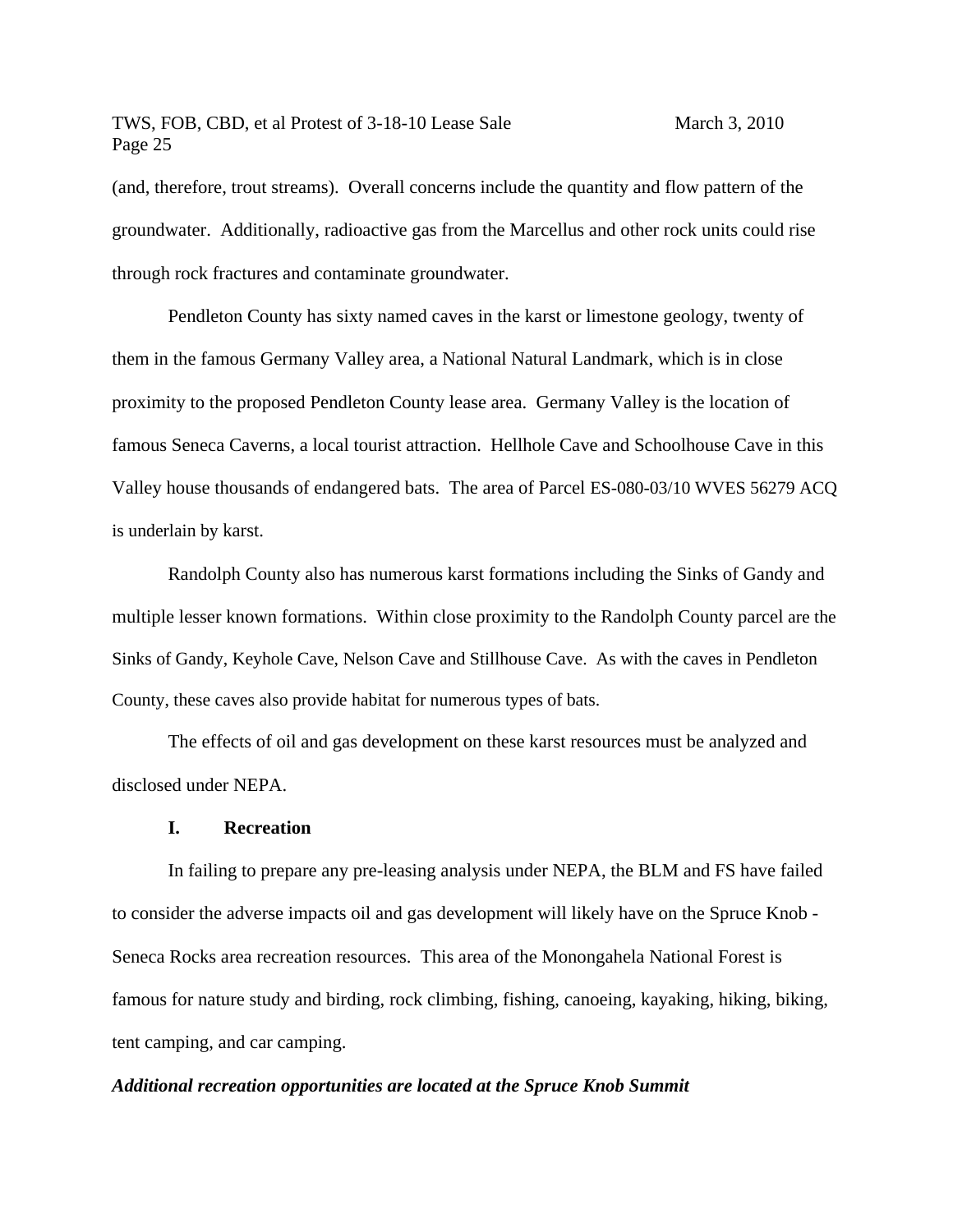(and, therefore, trout streams). Overall concerns include the quantity and flow pattern of the groundwater. Additionally, radioactive gas from the Marcellus and other rock units could rise through rock fractures and contaminate groundwater.

Pendleton County has sixty named caves in the karst or limestone geology, twenty of them in the famous Germany Valley area, a National Natural Landmark, which is in close proximity to the proposed Pendleton County lease area. Germany Valley is the location of famous Seneca Caverns, a local tourist attraction. Hellhole Cave and Schoolhouse Cave in this Valley house thousands of endangered bats. The area of Parcel ES-080-03/10 WVES 56279 ACQ is underlain by karst.

Randolph County also has numerous karst formations including the Sinks of Gandy and multiple lesser known formations. Within close proximity to the Randolph County parcel are the Sinks of Gandy, Keyhole Cave, Nelson Cave and Stillhouse Cave. As with the caves in Pendleton County, these caves also provide habitat for numerous types of bats.

The effects of oil and gas development on these karst resources must be analyzed and disclosed under NEPA.

### I. Recreation

In failing to prepare any pre-leasing analysis under NEPA, the BLM and FS have failed to consider the adverse impacts oil and gas development will likely have on the Spruce Knob - Seneca Rocks area recreation resources. This area of the Monongahela National Forest is famous for nature study and birding, rock climbing, fishing, canoeing, kayaking, hiking, biking, tent camping, and car camping.

***Additional recreation opportunities are located at the Spruce Knob Summit***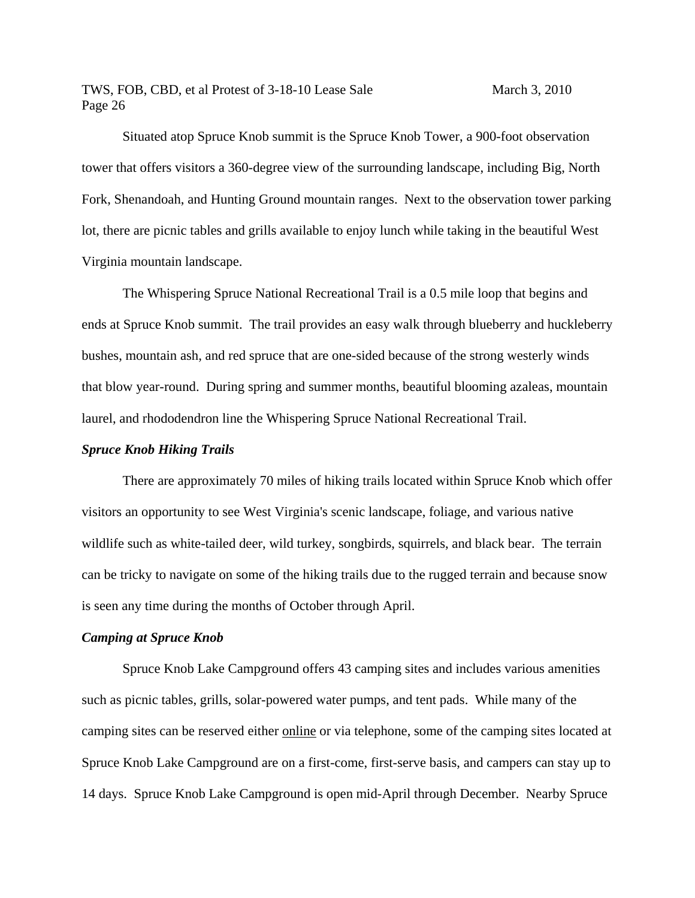Situated atop Spruce Knob summit is the Spruce Knob Tower, a 900-foot observation tower that offers visitors a 360-degree view of the surrounding landscape, including Big, North Fork, Shenandoah, and Hunting Ground mountain ranges. Next to the observation tower parking lot, there are picnic tables and grills available to enjoy lunch while taking in the beautiful West Virginia mountain landscape.

The Whispering Spruce National Recreational Trail is a 0.5 mile loop that begins and ends at Spruce Knob summit. The trail provides an easy walk through blueberry and huckleberry bushes, mountain ash, and red spruce that are one-sided because of the strong westerly winds that blow year-round. During spring and summer months, beautiful blooming azaleas, mountain laurel, and rhododendron line the Whispering Spruce National Recreational Trail.

***Spruce Knob Hiking Trails***

There are approximately 70 miles of hiking trails located within Spruce Knob which offer visitors an opportunity to see West Virginia's scenic landscape, foliage, and various native wildlife such as white-tailed deer, wild turkey, songbirds, squirrels, and black bear. The terrain can be tricky to navigate on some of the hiking trails due to the rugged terrain and because snow is seen any time during the months of October through April.

***Camping at Spruce Knob***

Spruce Knob Lake Campground offers 43 camping sites and includes various amenities such as picnic tables, grills, solar-powered water pumps, and tent pads. While many of the camping sites can be reserved either online or via telephone, some of the camping sites located at Spruce Knob Lake Campground are on a first-come, first-serve basis, and campers can stay up to 14 days. Spruce Knob Lake Campground is open mid-April through December. Nearby Spruce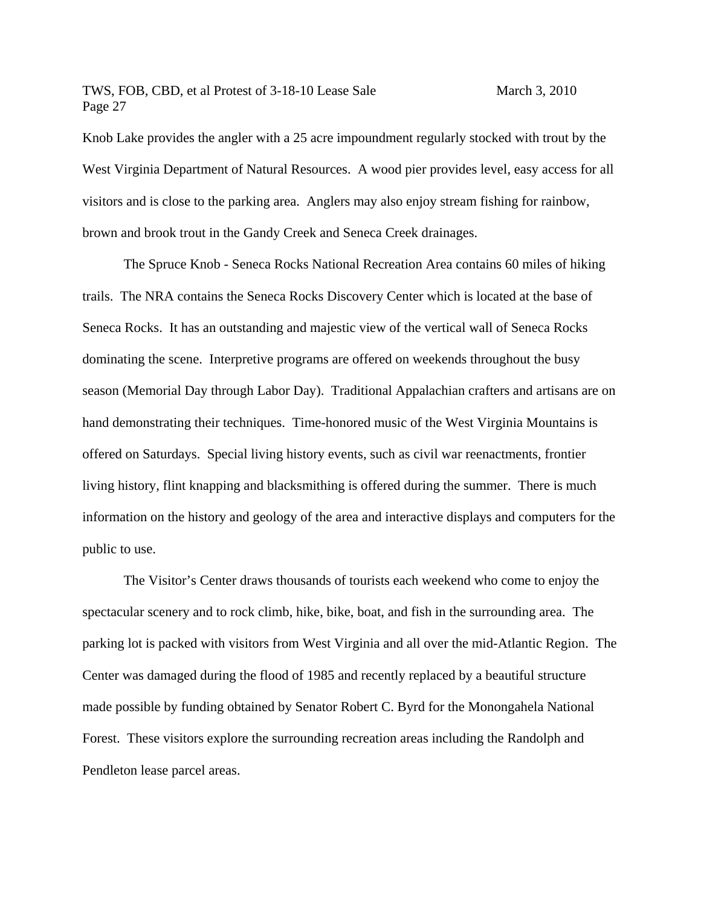Knob Lake provides the angler with a 25 acre impoundment regularly stocked with trout by the West Virginia Department of Natural Resources. A wood pier provides level, easy access for all visitors and is close to the parking area. Anglers may also enjoy stream fishing for rainbow, brown and brook trout in the Gandy Creek and Seneca Creek drainages.

The Spruce Knob - Seneca Rocks National Recreation Area contains 60 miles of hiking trails. The NRA contains the Seneca Rocks Discovery Center which is located at the base of Seneca Rocks. It has an outstanding and majestic view of the vertical wall of Seneca Rocks dominating the scene. Interpretive programs are offered on weekends throughout the busy season (Memorial Day through Labor Day). Traditional Appalachian crafters and artisans are on hand demonstrating their techniques. Time-honored music of the West Virginia Mountains is offered on Saturdays. Special living history events, such as civil war reenactments, frontier living history, flint knapping and blacksmithing is offered during the summer. There is much information on the history and geology of the area and interactive displays and computers for the public to use.

The Visitor's Center draws thousands of tourists each weekend who come to enjoy the spectacular scenery and to rock climb, hike, bike, boat, and fish in the surrounding area. The parking lot is packed with visitors from West Virginia and all over the mid-Atlantic Region. The Center was damaged during the flood of 1985 and recently replaced by a beautiful structure made possible by funding obtained by Senator Robert C. Byrd for the Monongahela National Forest. These visitors explore the surrounding recreation areas including the Randolph and Pendleton lease parcel areas.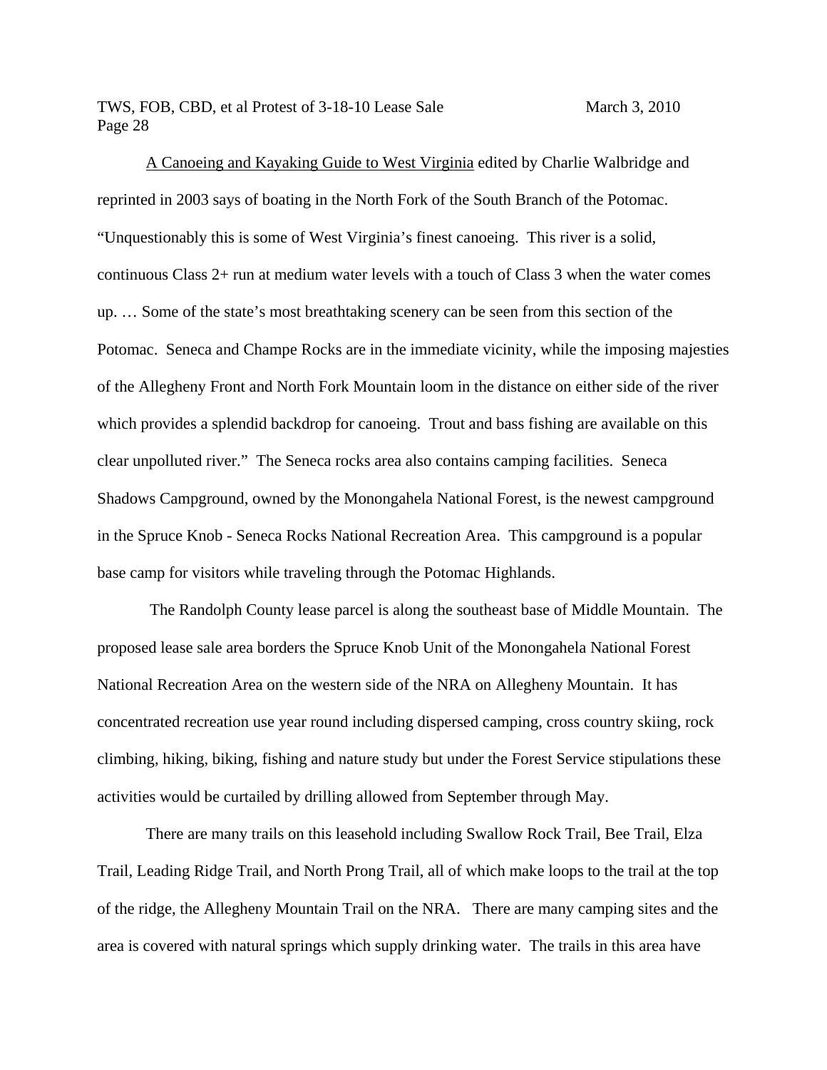A Canoeing and Kayaking Guide to West Virginia edited by Charlie Walbridge and reprinted in 2003 says of boating in the North Fork of the South Branch of the Potomac. "Unquestionably this is some of West Virginia's finest canoeing. This river is a solid, continuous Class 2+ run at medium water levels with a touch of Class 3 when the water comes up. … Some of the state's most breathtaking scenery can be seen from this section of the Potomac. Seneca and Champe Rocks are in the immediate vicinity, while the imposing majesties of the Allegheny Front and North Fork Mountain loom in the distance on either side of the river which provides a splendid backdrop for canoeing. Trout and bass fishing are available on this clear unpolluted river." The Seneca rocks area also contains camping facilities. Seneca Shadows Campground, owned by the Monongahela National Forest, is the newest campground in the Spruce Knob - Seneca Rocks National Recreation Area. This campground is a popular base camp for visitors while traveling through the Potomac Highlands.

The Randolph County lease parcel is along the southeast base of Middle Mountain. The proposed lease sale area borders the Spruce Knob Unit of the Monongahela National Forest National Recreation Area on the western side of the NRA on Allegheny Mountain. It has concentrated recreation use year round including dispersed camping, cross country skiing, rock climbing, hiking, biking, fishing and nature study but under the Forest Service stipulations these activities would be curtailed by drilling allowed from September through May.

There are many trails on this leasehold including Swallow Rock Trail, Bee Trail, Elza Trail, Leading Ridge Trail, and North Prong Trail, all of which make loops to the trail at the top of the ridge, the Allegheny Mountain Trail on the NRA. There are many camping sites and the area is covered with natural springs which supply drinking water. The trails in this area have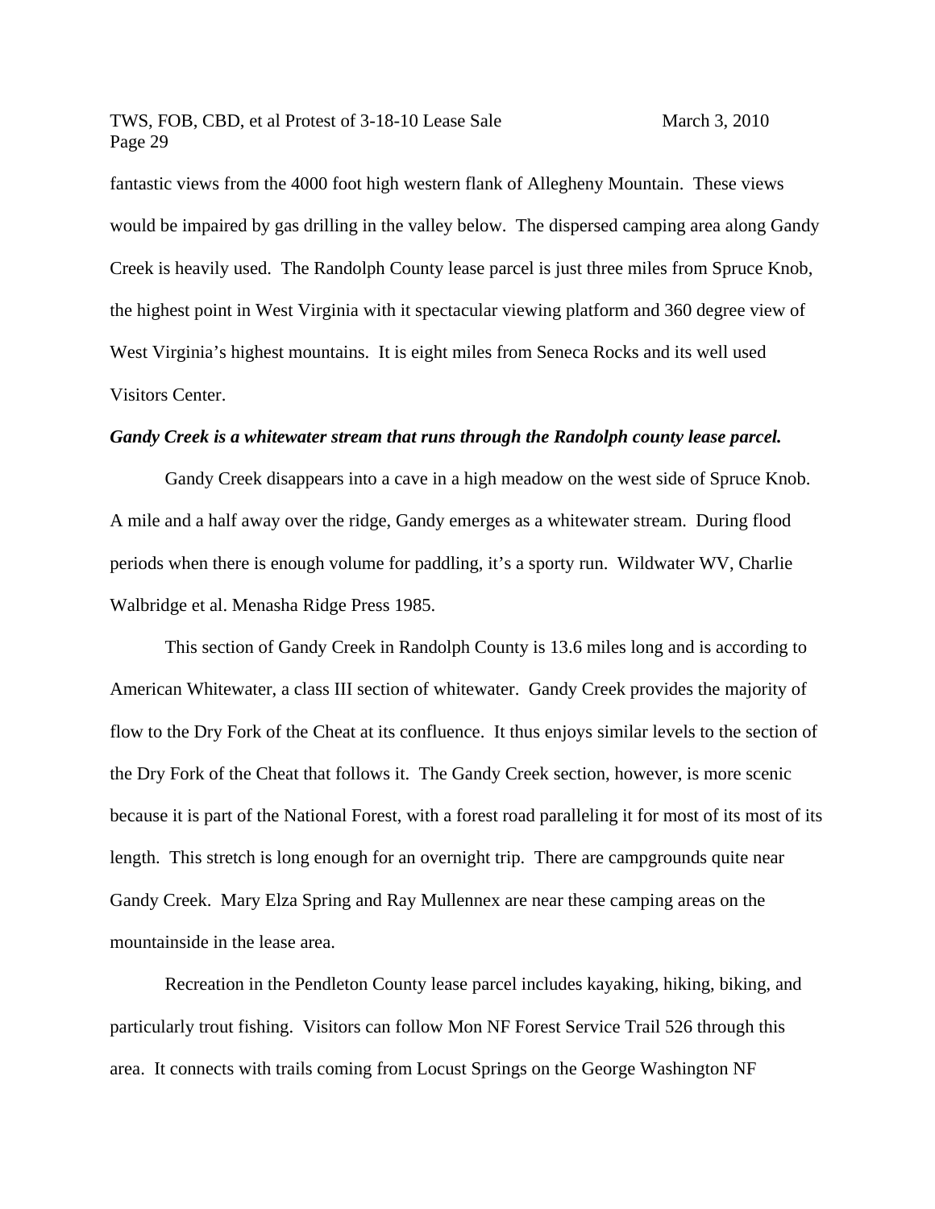fantastic views from the 4000 foot high western flank of Allegheny Mountain. These views would be impaired by gas drilling in the valley below. The dispersed camping area along Gandy Creek is heavily used. The Randolph County lease parcel is just three miles from Spruce Knob, the highest point in West Virginia with it spectacular viewing platform and 360 degree view of West Virginia's highest mountains. It is eight miles from Seneca Rocks and its well used Visitors Center.

***Gandy Creek is a whitewater stream that runs through the Randolph county lease parcel.***

Gandy Creek disappears into a cave in a high meadow on the west side of Spruce Knob. A mile and a half away over the ridge, Gandy emerges as a whitewater stream. During flood periods when there is enough volume for paddling, it's a sporty run. Wildwater WV, Charlie Walbridge et al. Menasha Ridge Press 1985.

This section of Gandy Creek in Randolph County is 13.6 miles long and is according to American Whitewater, a class III section of whitewater. Gandy Creek provides the majority of flow to the Dry Fork of the Cheat at its confluence. It thus enjoys similar levels to the section of the Dry Fork of the Cheat that follows it. The Gandy Creek section, however, is more scenic because it is part of the National Forest, with a forest road paralleling it for most of its most of its length. This stretch is long enough for an overnight trip. There are campgrounds quite near Gandy Creek. Mary Elza Spring and Ray Mullennex are near these camping areas on the mountainside in the lease area.

Recreation in the Pendleton County lease parcel includes kayaking, hiking, biking, and particularly trout fishing. Visitors can follow Mon NF Forest Service Trail 526 through this area. It connects with trails coming from Locust Springs on the George Washington NF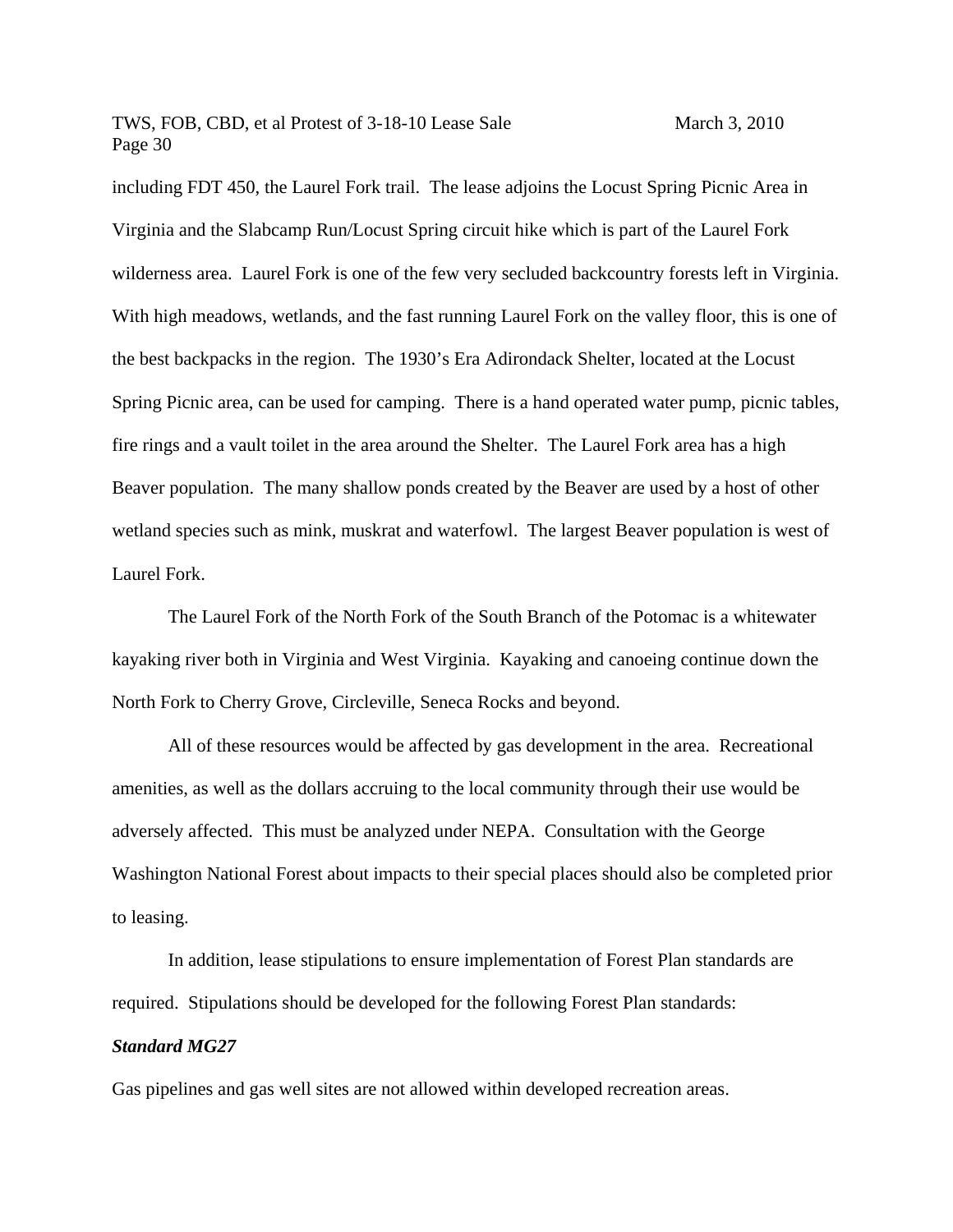including FDT 450, the Laurel Fork trail. The lease adjoins the Locust Spring Picnic Area in Virginia and the Slabcamp Run/Locust Spring circuit hike which is part of the Laurel Fork wilderness area. Laurel Fork is one of the few very secluded backcountry forests left in Virginia. With high meadows, wetlands, and the fast running Laurel Fork on the valley floor, this is one of the best backpacks in the region. The 1930's Era Adirondack Shelter, located at the Locust Spring Picnic area, can be used for camping. There is a hand operated water pump, picnic tables, fire rings and a vault toilet in the area around the Shelter. The Laurel Fork area has a high Beaver population. The many shallow ponds created by the Beaver are used by a host of other wetland species such as mink, muskrat and waterfowl. The largest Beaver population is west of Laurel Fork.

The Laurel Fork of the North Fork of the South Branch of the Potomac is a whitewater kayaking river both in Virginia and West Virginia. Kayaking and canoeing continue down the North Fork to Cherry Grove, Circleville, Seneca Rocks and beyond.

All of these resources would be affected by gas development in the area. Recreational amenities, as well as the dollars accruing to the local community through their use would be adversely affected. This must be analyzed under NEPA. Consultation with the George Washington National Forest about impacts to their special places should also be completed prior to leasing.

In addition, lease stipulations to ensure implementation of Forest Plan standards are required. Stipulations should be developed for the following Forest Plan standards:

***Standard MG27***

Gas pipelines and gas well sites are not allowed within developed recreation areas.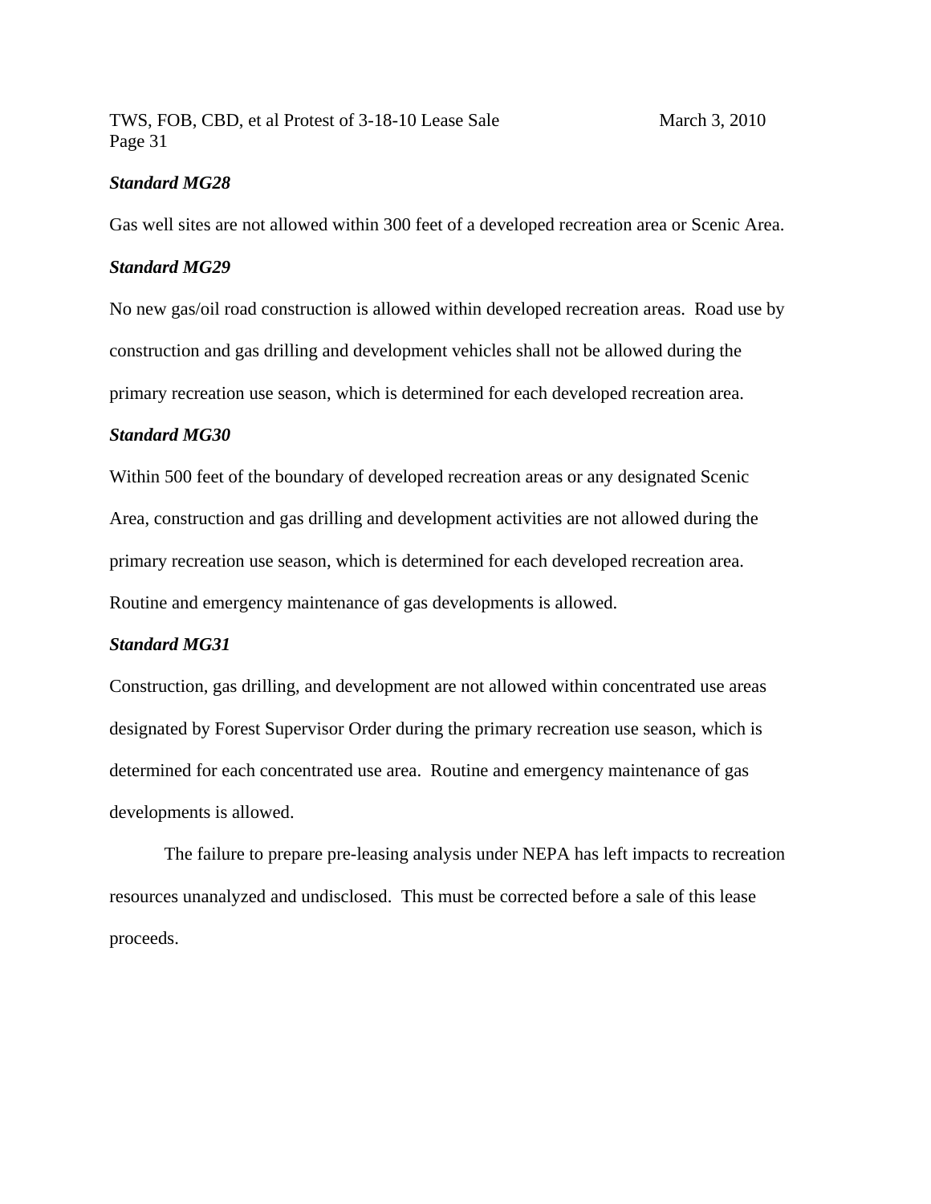***Standard MG28***

Gas well sites are not allowed within 300 feet of a developed recreation area or Scenic Area.

***Standard MG29***

No new gas/oil road construction is allowed within developed recreation areas. Road use by construction and gas drilling and development vehicles shall not be allowed during the primary recreation use season, which is determined for each developed recreation area.

***Standard MG30***

Within 500 feet of the boundary of developed recreation areas or any designated Scenic Area, construction and gas drilling and development activities are not allowed during the primary recreation use season, which is determined for each developed recreation area. Routine and emergency maintenance of gas developments is allowed.

***Standard MG31***

Construction, gas drilling, and development are not allowed within concentrated use areas designated by Forest Supervisor Order during the primary recreation use season, which is determined for each concentrated use area. Routine and emergency maintenance of gas developments is allowed.

The failure to prepare pre-leasing analysis under NEPA has left impacts to recreation resources unanalyzed and undisclosed. This must be corrected before a sale of this lease proceeds.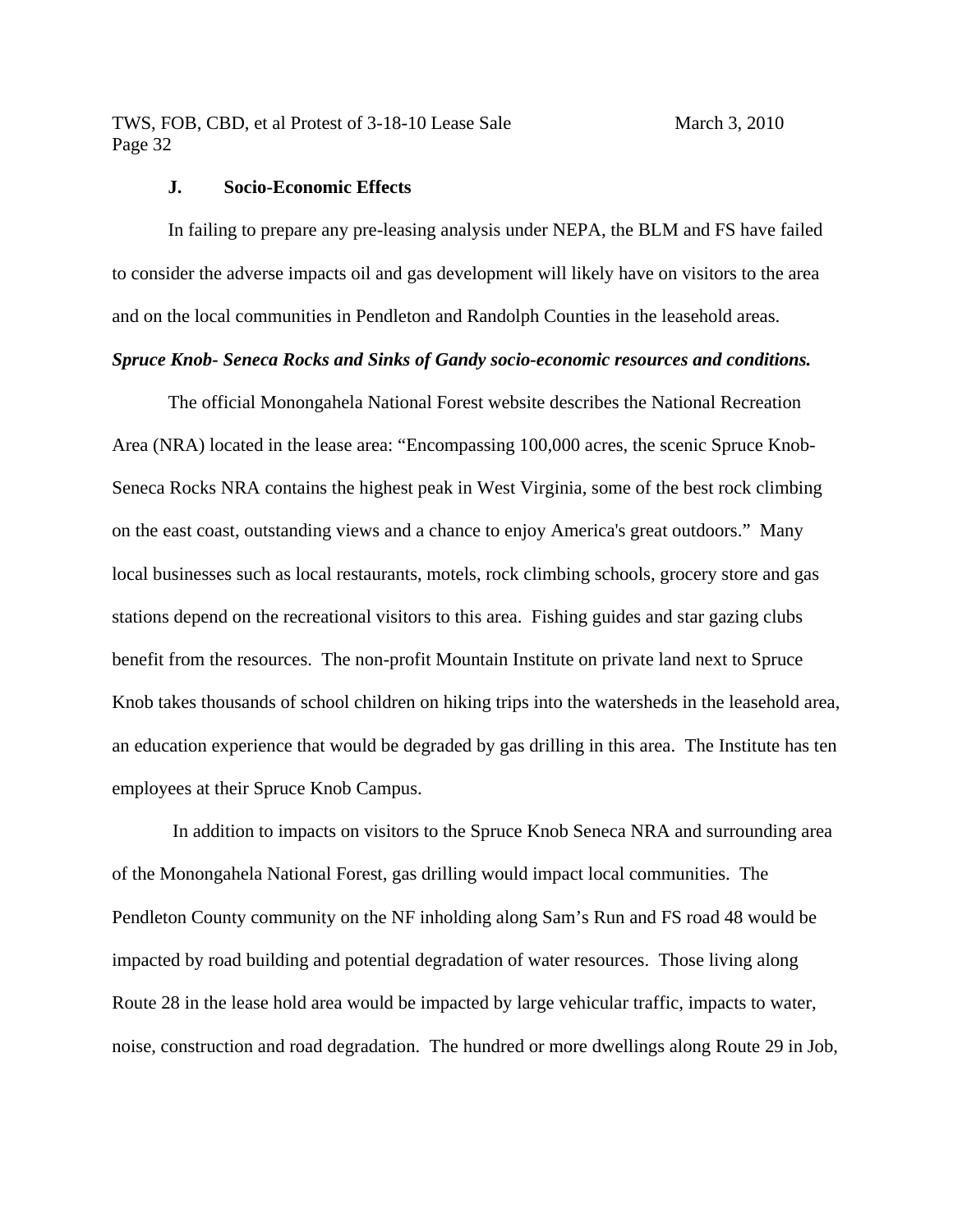### J. Socio-Economic Effects

In failing to prepare any pre-leasing analysis under NEPA, the BLM and FS have failed to consider the adverse impacts oil and gas development will likely have on visitors to the area and on the local communities in Pendleton and Randolph Counties in the leasehold areas.

***Spruce Knob- Seneca Rocks and Sinks of Gandy socio-economic resources and conditions.***

The official Monongahela National Forest website describes the National Recreation Area (NRA) located in the lease area: "Encompassing 100,000 acres, the scenic Spruce Knob-Seneca Rocks NRA contains the highest peak in West Virginia, some of the best rock climbing on the east coast, outstanding views and a chance to enjoy America's great outdoors." Many local businesses such as local restaurants, motels, rock climbing schools, grocery store and gas stations depend on the recreational visitors to this area. Fishing guides and star gazing clubs benefit from the resources. The non-profit Mountain Institute on private land next to Spruce Knob takes thousands of school children on hiking trips into the watersheds in the leasehold area, an education experience that would be degraded by gas drilling in this area. The Institute has ten employees at their Spruce Knob Campus.

In addition to impacts on visitors to the Spruce Knob Seneca NRA and surrounding area of the Monongahela National Forest, gas drilling would impact local communities. The Pendleton County community on the NF inholding along Sam's Run and FS road 48 would be impacted by road building and potential degradation of water resources. Those living along Route 28 in the lease hold area would be impacted by large vehicular traffic, impacts to water, noise, construction and road degradation. The hundred or more dwellings along Route 29 in Job,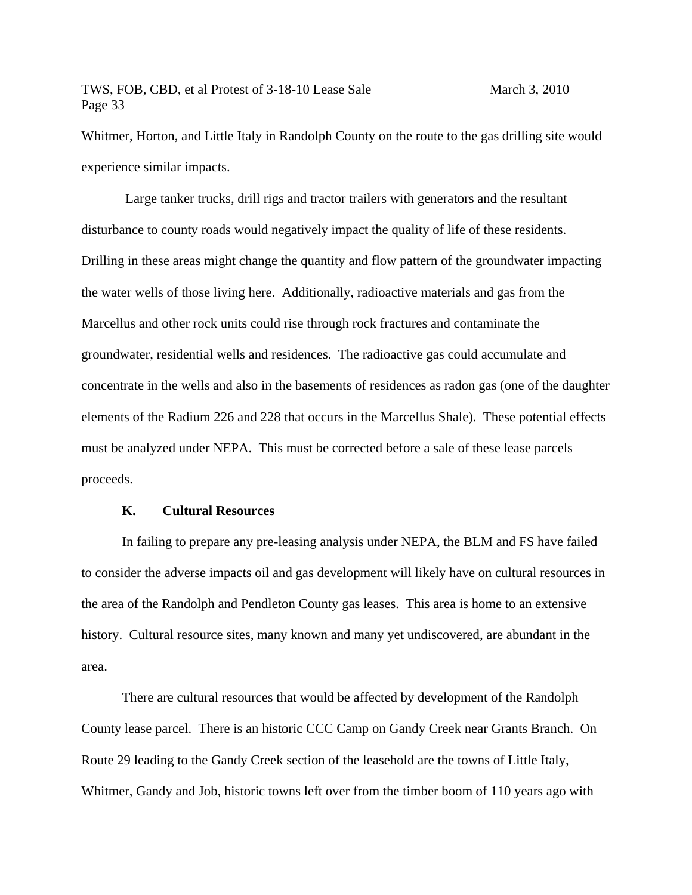Whitmer, Horton, and Little Italy in Randolph County on the route to the gas drilling site would experience similar impacts.

Large tanker trucks, drill rigs and tractor trailers with generators and the resultant disturbance to county roads would negatively impact the quality of life of these residents. Drilling in these areas might change the quantity and flow pattern of the groundwater impacting the water wells of those living here. Additionally, radioactive materials and gas from the Marcellus and other rock units could rise through rock fractures and contaminate the groundwater, residential wells and residences. The radioactive gas could accumulate and concentrate in the wells and also in the basements of residences as radon gas (one of the daughter elements of the Radium 226 and 228 that occurs in the Marcellus Shale). These potential effects must be analyzed under NEPA. This must be corrected before a sale of these lease parcels proceeds.

**K. Cultural Resources**

In failing to prepare any pre-leasing analysis under NEPA, the BLM and FS have failed to consider the adverse impacts oil and gas development will likely have on cultural resources in the area of the Randolph and Pendleton County gas leases. This area is home to an extensive history. Cultural resource sites, many known and many yet undiscovered, are abundant in the area.

There are cultural resources that would be affected by development of the Randolph County lease parcel. There is an historic CCC Camp on Gandy Creek near Grants Branch. On Route 29 leading to the Gandy Creek section of the leasehold are the towns of Little Italy, Whitmer, Gandy and Job, historic towns left over from the timber boom of 110 years ago with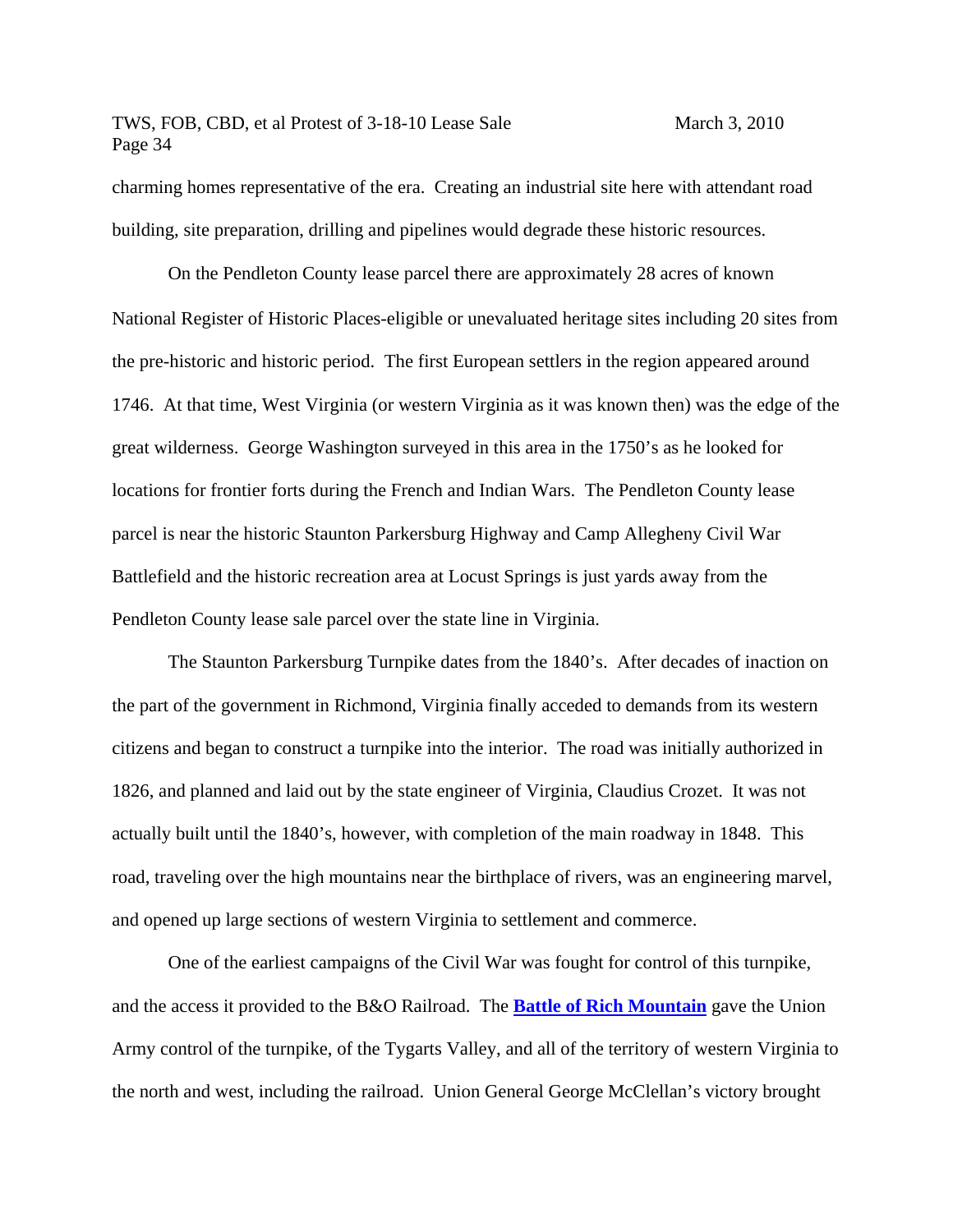charming homes representative of the era. Creating an industrial site here with attendant road building, site preparation, drilling and pipelines would degrade these historic resources.

On the Pendleton County lease parcel there are approximately 28 acres of known National Register of Historic Places-eligible or unevaluated heritage sites including 20 sites from the pre-historic and historic period. The first European settlers in the region appeared around 1746. At that time, West Virginia (or western Virginia as it was known then) was the edge of the great wilderness. George Washington surveyed in this area in the 1750's as he looked for locations for frontier forts during the French and Indian Wars. The Pendleton County lease parcel is near the historic Staunton Parkersburg Highway and Camp Allegheny Civil War Battlefield and the historic recreation area at Locust Springs is just yards away from the Pendleton County lease sale parcel over the state line in Virginia.

The Staunton Parkersburg Turnpike dates from the 1840's. After decades of inaction on the part of the government in Richmond, Virginia finally acceded to demands from its western citizens and began to construct a turnpike into the interior. The road was initially authorized in 1826, and planned and laid out by the state engineer of Virginia, Claudius Crozet. It was not actually built until the 1840's, however, with completion of the main roadway in 1848. This road, traveling over the high mountains near the birthplace of rivers, was an engineering marvel, and opened up large sections of western Virginia to settlement and commerce.

One of the earliest campaigns of the Civil War was fought for control of this turnpike, and the access it provided to the B&O Railroad. The **Battle of Rich Mountain** gave the Union Army control of the turnpike, of the Tygarts Valley, and all of the territory of western Virginia to the north and west, including the railroad. Union General George McClellan's victory brought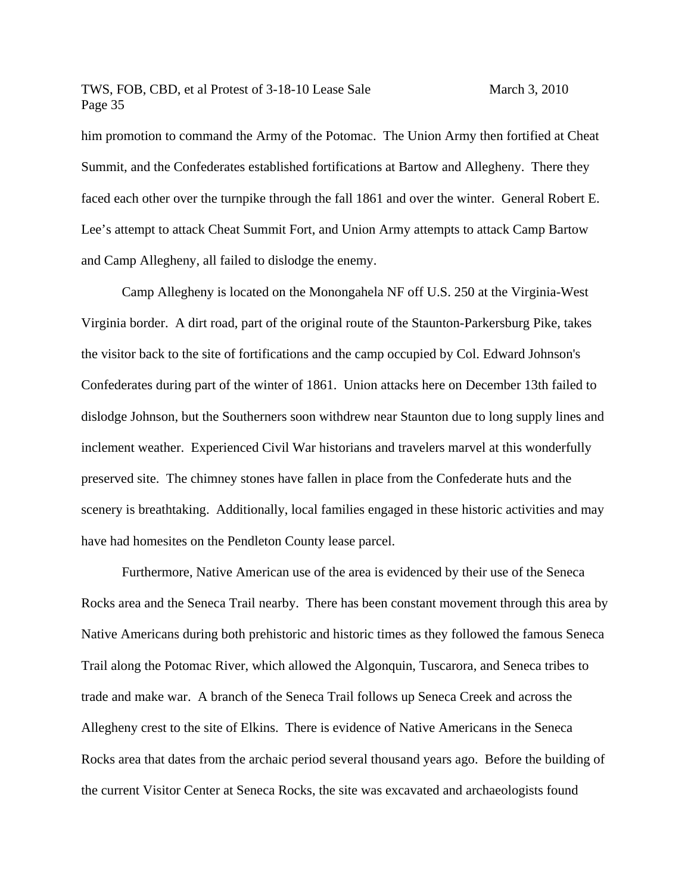him promotion to command the Army of the Potomac. The Union Army then fortified at Cheat Summit, and the Confederates established fortifications at Bartow and Allegheny. There they faced each other over the turnpike through the fall 1861 and over the winter. General Robert E. Lee's attempt to attack Cheat Summit Fort, and Union Army attempts to attack Camp Bartow and Camp Allegheny, all failed to dislodge the enemy.

Camp Allegheny is located on the Monongahela NF off U.S. 250 at the Virginia-West Virginia border. A dirt road, part of the original route of the Staunton-Parkersburg Pike, takes the visitor back to the site of fortifications and the camp occupied by Col. Edward Johnson's Confederates during part of the winter of 1861. Union attacks here on December 13th failed to dislodge Johnson, but the Southerners soon withdrew near Staunton due to long supply lines and inclement weather. Experienced Civil War historians and travelers marvel at this wonderfully preserved site. The chimney stones have fallen in place from the Confederate huts and the scenery is breathtaking. Additionally, local families engaged in these historic activities and may have had homesites on the Pendleton County lease parcel.

Furthermore, Native American use of the area is evidenced by their use of the Seneca Rocks area and the Seneca Trail nearby. There has been constant movement through this area by Native Americans during both prehistoric and historic times as they followed the famous Seneca Trail along the Potomac River, which allowed the Algonquin, Tuscarora, and Seneca tribes to trade and make war. A branch of the Seneca Trail follows up Seneca Creek and across the Allegheny crest to the site of Elkins. There is evidence of Native Americans in the Seneca Rocks area that dates from the archaic period several thousand years ago. Before the building of the current Visitor Center at Seneca Rocks, the site was excavated and archaeologists found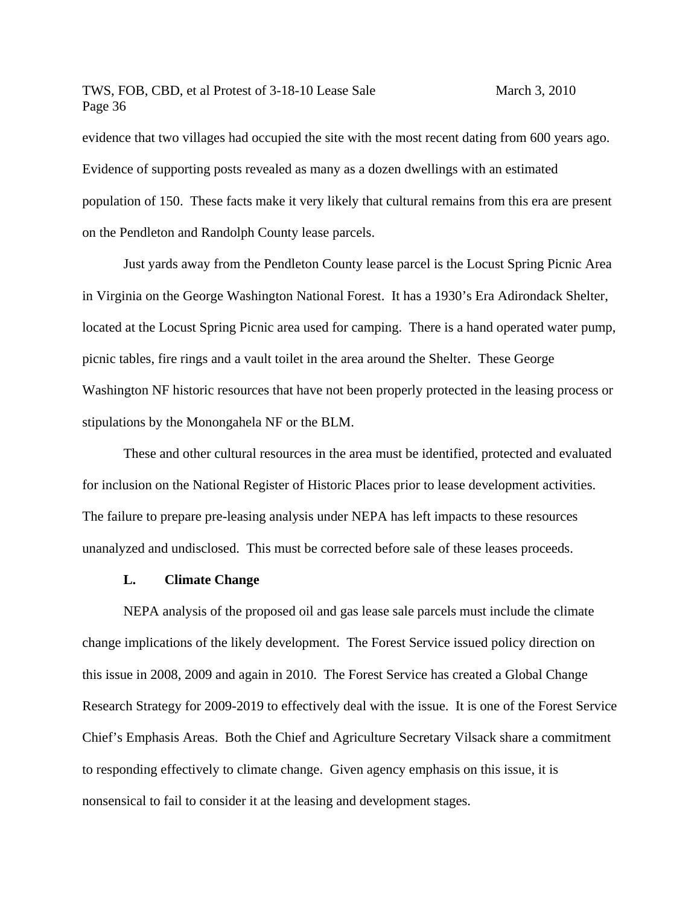evidence that two villages had occupied the site with the most recent dating from 600 years ago. Evidence of supporting posts revealed as many as a dozen dwellings with an estimated population of 150. These facts make it very likely that cultural remains from this era are present on the Pendleton and Randolph County lease parcels.

Just yards away from the Pendleton County lease parcel is the Locust Spring Picnic Area in Virginia on the George Washington National Forest. It has a 1930's Era Adirondack Shelter, located at the Locust Spring Picnic area used for camping. There is a hand operated water pump, picnic tables, fire rings and a vault toilet in the area around the Shelter. These George Washington NF historic resources that have not been properly protected in the leasing process or stipulations by the Monongahela NF or the BLM.

These and other cultural resources in the area must be identified, protected and evaluated for inclusion on the National Register of Historic Places prior to lease development activities. The failure to prepare pre-leasing analysis under NEPA has left impacts to these resources unanalyzed and undisclosed. This must be corrected before sale of these leases proceeds.

### L. Climate Change

NEPA analysis of the proposed oil and gas lease sale parcels must include the climate change implications of the likely development. The Forest Service issued policy direction on this issue in 2008, 2009 and again in 2010. The Forest Service has created a Global Change Research Strategy for 2009-2019 to effectively deal with the issue. It is one of the Forest Service Chief's Emphasis Areas. Both the Chief and Agriculture Secretary Vilsack share a commitment to responding effectively to climate change. Given agency emphasis on this issue, it is nonsensical to fail to consider it at the leasing and development stages.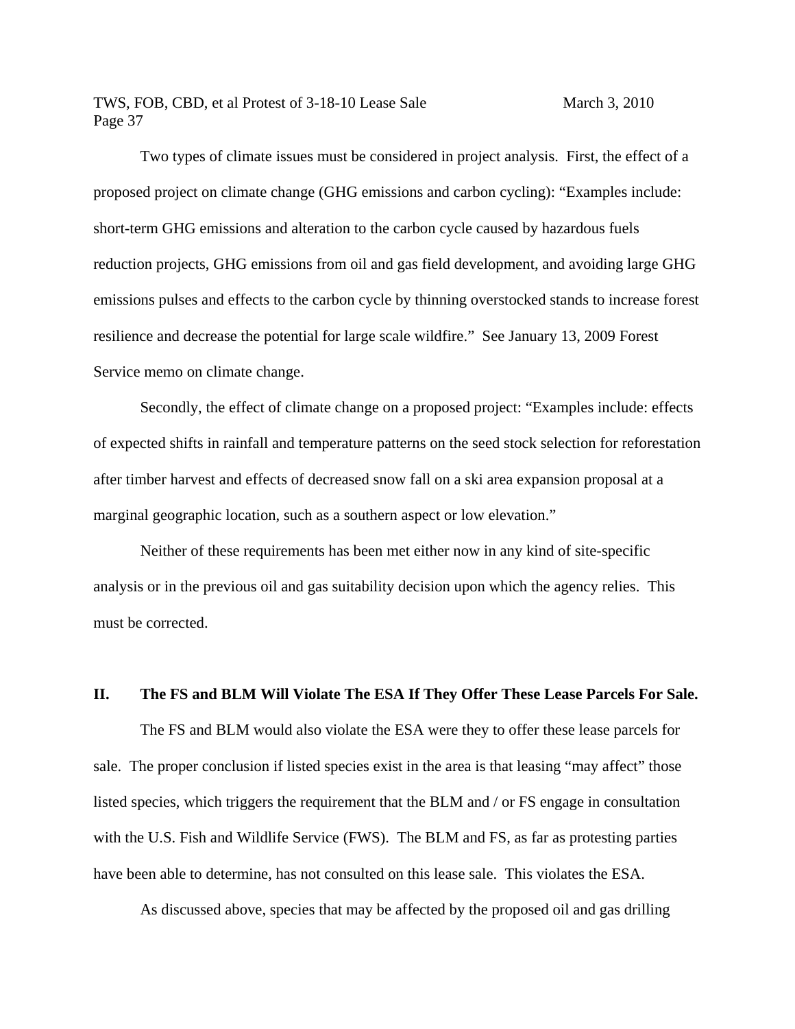Two types of climate issues must be considered in project analysis. First, the effect of a proposed project on climate change (GHG emissions and carbon cycling): "Examples include: short-term GHG emissions and alteration to the carbon cycle caused by hazardous fuels reduction projects, GHG emissions from oil and gas field development, and avoiding large GHG emissions pulses and effects to the carbon cycle by thinning overstocked stands to increase forest resilience and decrease the potential for large scale wildfire." See January 13, 2009 Forest Service memo on climate change.

Secondly, the effect of climate change on a proposed project: "Examples include: effects of expected shifts in rainfall and temperature patterns on the seed stock selection for reforestation after timber harvest and effects of decreased snow fall on a ski area expansion proposal at a marginal geographic location, such as a southern aspect or low elevation."

Neither of these requirements has been met either now in any kind of site-specific analysis or in the previous oil and gas suitability decision upon which the agency relies. This must be corrected.

## II. The FS and BLM Will Violate The ESA If They Offer These Lease Parcels For Sale.

The FS and BLM would also violate the ESA were they to offer these lease parcels for sale. The proper conclusion if listed species exist in the area is that leasing "may affect" those listed species, which triggers the requirement that the BLM and / or FS engage in consultation with the U.S. Fish and Wildlife Service (FWS). The BLM and FS, as far as protesting parties have been able to determine, has not consulted on this lease sale. This violates the ESA.

As discussed above, species that may be affected by the proposed oil and gas drilling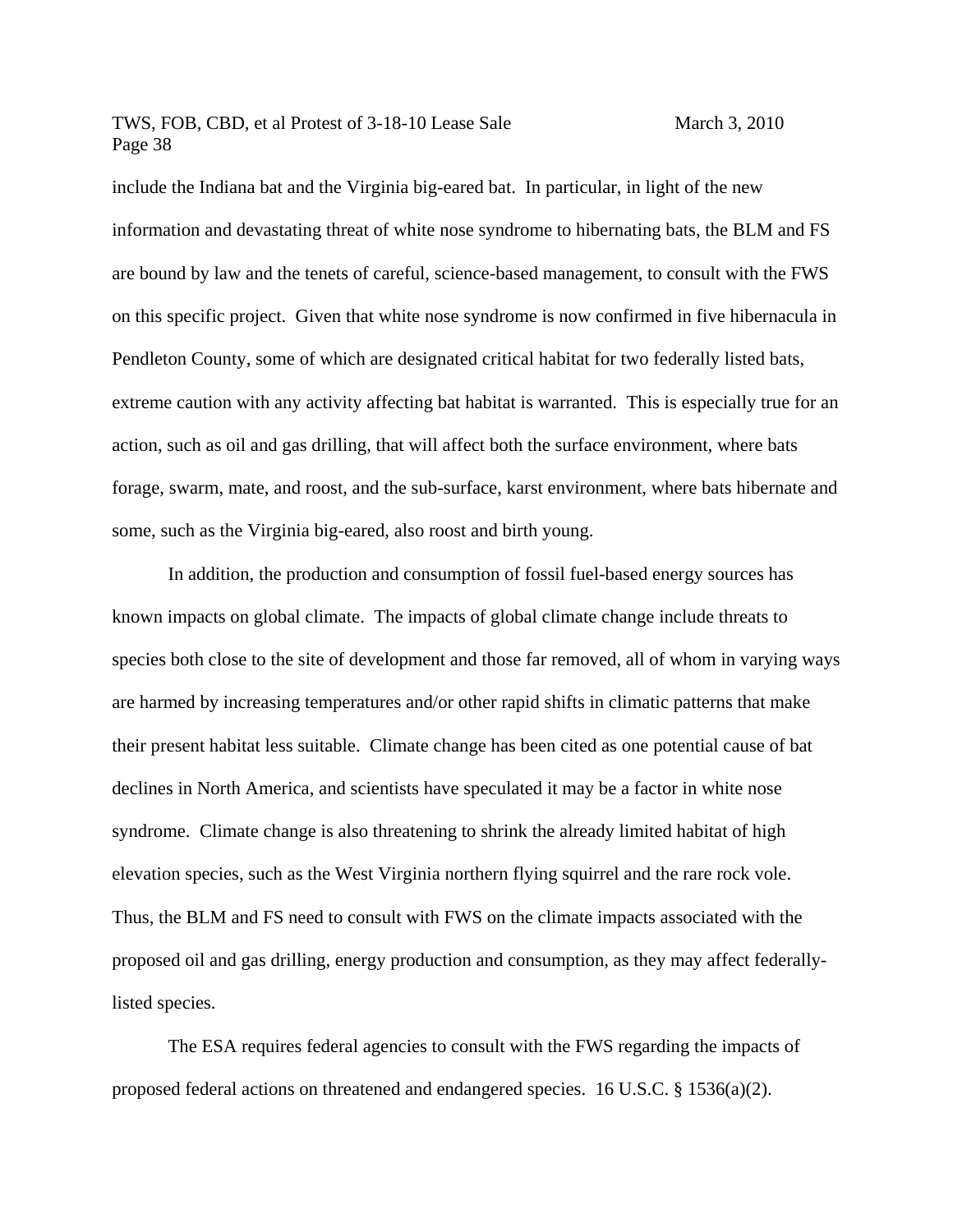include the Indiana bat and the Virginia big-eared bat. In particular, in light of the new information and devastating threat of white nose syndrome to hibernating bats, the BLM and FS are bound by law and the tenets of careful, science-based management, to consult with the FWS on this specific project. Given that white nose syndrome is now confirmed in five hibernacula in Pendleton County, some of which are designated critical habitat for two federally listed bats, extreme caution with any activity affecting bat habitat is warranted. This is especially true for an action, such as oil and gas drilling, that will affect both the surface environment, where bats forage, swarm, mate, and roost, and the sub-surface, karst environment, where bats hibernate and some, such as the Virginia big-eared, also roost and birth young.

In addition, the production and consumption of fossil fuel-based energy sources has known impacts on global climate. The impacts of global climate change include threats to species both close to the site of development and those far removed, all of whom in varying ways are harmed by increasing temperatures and/or other rapid shifts in climatic patterns that make their present habitat less suitable. Climate change has been cited as one potential cause of bat declines in North America, and scientists have speculated it may be a factor in white nose syndrome. Climate change is also threatening to shrink the already limited habitat of high elevation species, such as the West Virginia northern flying squirrel and the rare rock vole. Thus, the BLM and FS need to consult with FWS on the climate impacts associated with the proposed oil and gas drilling, energy production and consumption, as they may affect federally-listed species.

The ESA requires federal agencies to consult with the FWS regarding the impacts of proposed federal actions on threatened and endangered species. 16 U.S.C. § 1536(a)(2).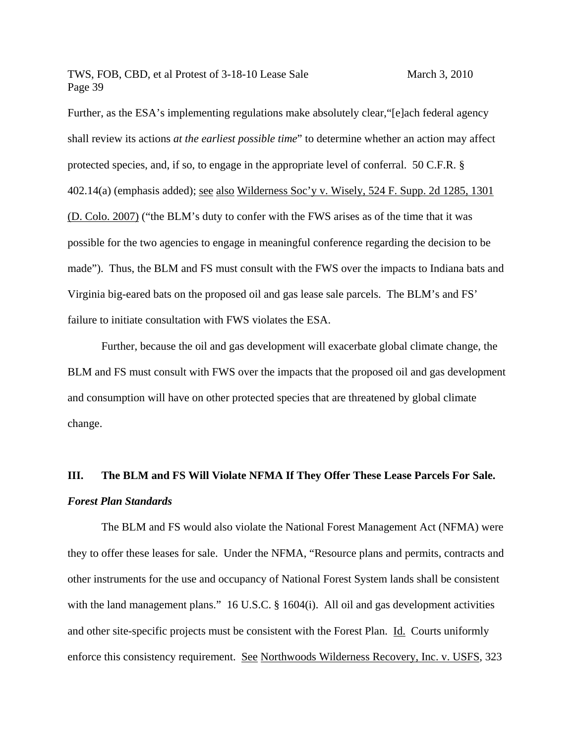Further, as the ESA's implementing regulations make absolutely clear,"[e]ach federal agency shall review its actions *at the earliest possible time*" to determine whether an action may affect protected species, and, if so, to engage in the appropriate level of conferral. 50 C.F.R. § 402.14(a) (emphasis added); see also Wilderness Soc'y v. Wisely, 524 F. Supp. 2d 1285, 1301 (D. Colo. 2007) ("the BLM's duty to confer with the FWS arises as of the time that it was possible for the two agencies to engage in meaningful conference regarding the decision to be made"). Thus, the BLM and FS must consult with the FWS over the impacts to Indiana bats and Virginia big-eared bats on the proposed oil and gas lease sale parcels. The BLM's and FS' failure to initiate consultation with FWS violates the ESA.

Further, because the oil and gas development will exacerbate global climate change, the BLM and FS must consult with FWS over the impacts that the proposed oil and gas development and consumption will have on other protected species that are threatened by global climate change.

## III. The BLM and FS Will Violate NFMA If They Offer These Lease Parcels For Sale.

### *Forest Plan Standards*

The BLM and FS would also violate the National Forest Management Act (NFMA) were they to offer these leases for sale. Under the NFMA, "Resource plans and permits, contracts and other instruments for the use and occupancy of National Forest System lands shall be consistent with the land management plans." 16 U.S.C. § 1604(i). All oil and gas development activities and other site-specific projects must be consistent with the Forest Plan. Id. Courts uniformly enforce this consistency requirement. See Northwoods Wilderness Recovery, Inc. v. USFS, 323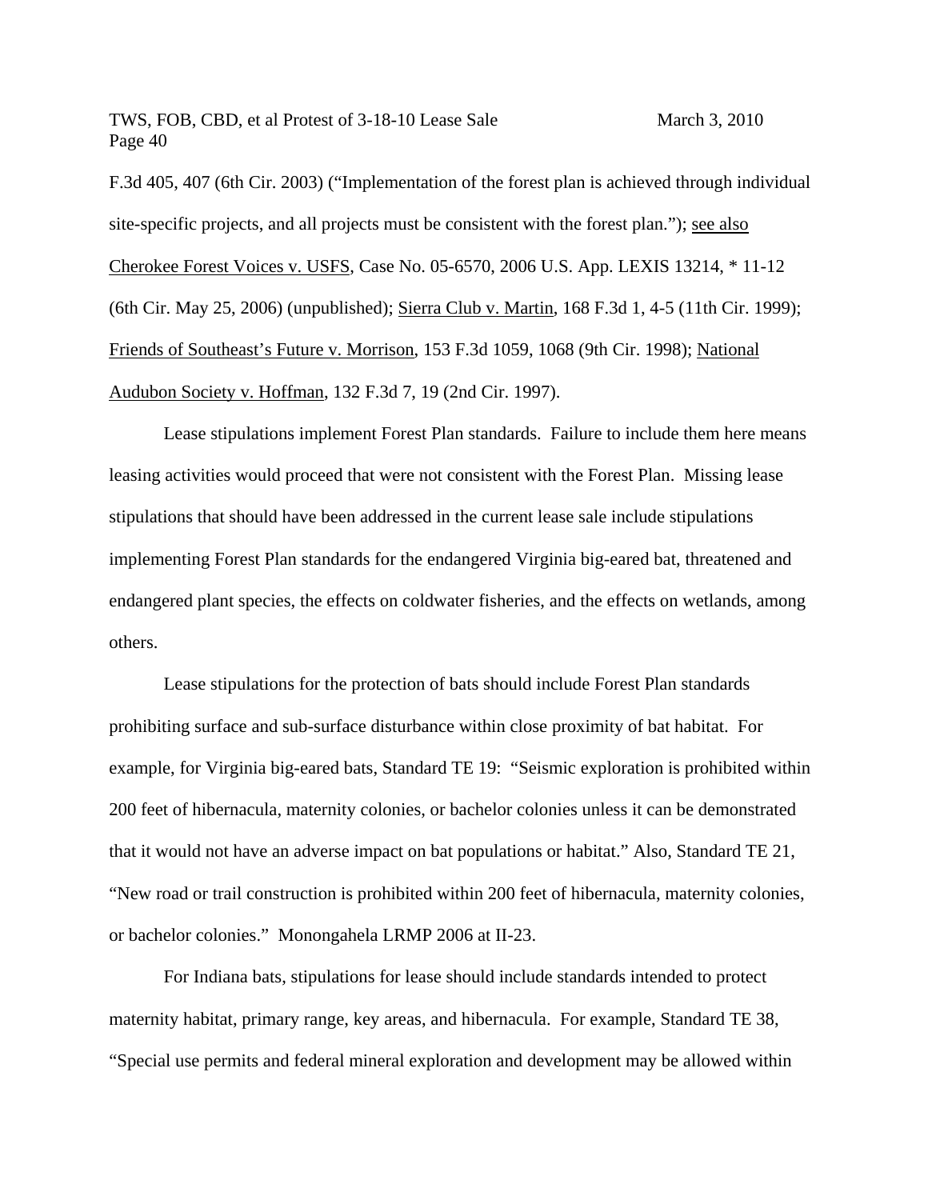F.3d 405, 407 (6th Cir. 2003) ("Implementation of the forest plan is achieved through individual site-specific projects, and all projects must be consistent with the forest plan."); see also Cherokee Forest Voices v. USFS, Case No. 05-6570, 2006 U.S. App. LEXIS 13214, * 11-12 (6th Cir. May 25, 2006) (unpublished); Sierra Club v. Martin, 168 F.3d 1, 4-5 (11th Cir. 1999); Friends of Southeast's Future v. Morrison, 153 F.3d 1059, 1068 (9th Cir. 1998); National Audubon Society v. Hoffman, 132 F.3d 7, 19 (2nd Cir. 1997).

Lease stipulations implement Forest Plan standards. Failure to include them here means leasing activities would proceed that were not consistent with the Forest Plan. Missing lease stipulations that should have been addressed in the current lease sale include stipulations implementing Forest Plan standards for the endangered Virginia big-eared bat, threatened and endangered plant species, the effects on coldwater fisheries, and the effects on wetlands, among others.

Lease stipulations for the protection of bats should include Forest Plan standards prohibiting surface and sub-surface disturbance within close proximity of bat habitat. For example, for Virginia big-eared bats, Standard TE 19: "Seismic exploration is prohibited within 200 feet of hibernacula, maternity colonies, or bachelor colonies unless it can be demonstrated that it would not have an adverse impact on bat populations or habitat." Also, Standard TE 21, "New road or trail construction is prohibited within 200 feet of hibernacula, maternity colonies, or bachelor colonies." Monongahela LRMP 2006 at II-23.

For Indiana bats, stipulations for lease should include standards intended to protect maternity habitat, primary range, key areas, and hibernacula. For example, Standard TE 38, "Special use permits and federal mineral exploration and development may be allowed within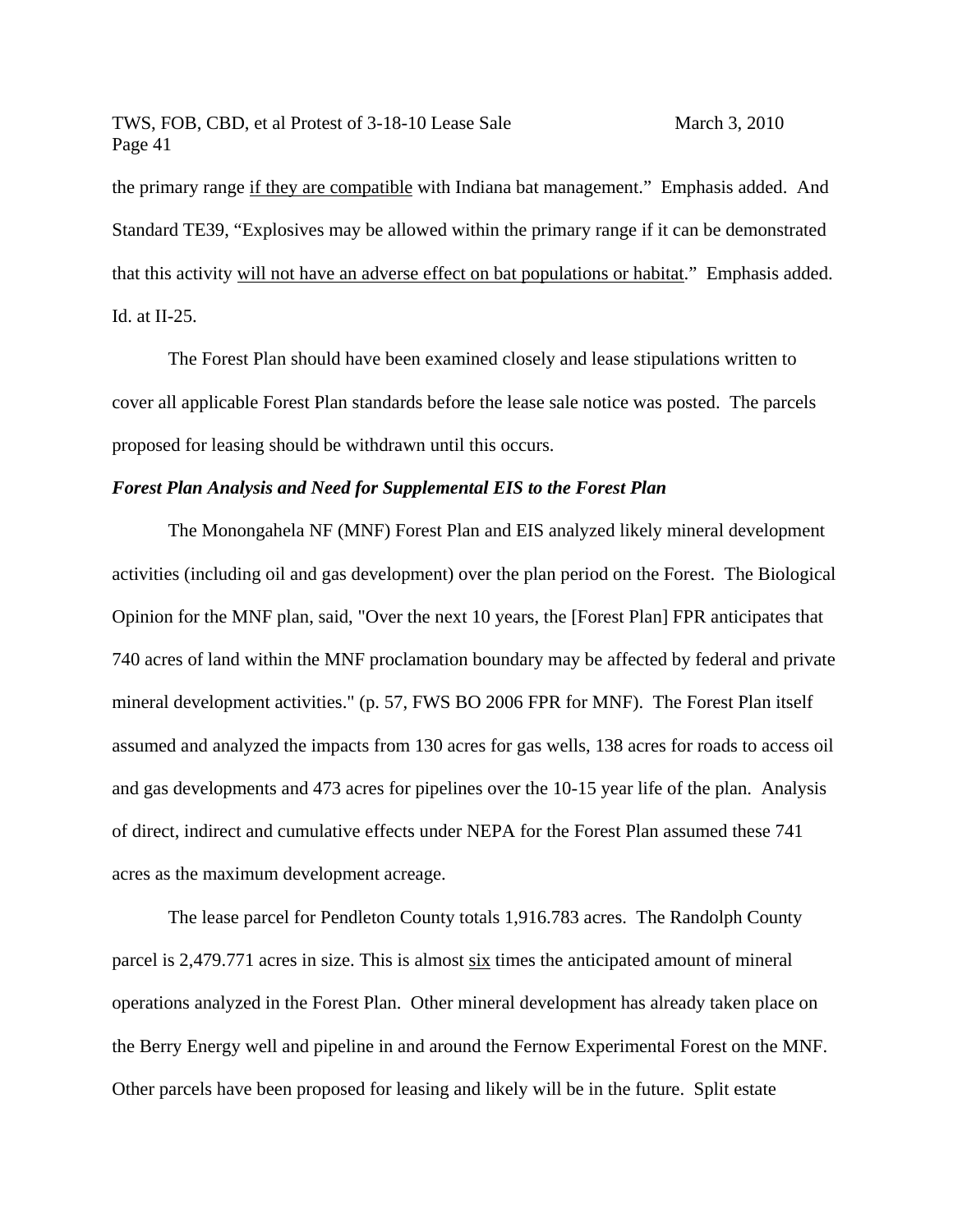the primary range <u>if they are compatible</u> with Indiana bat management." Emphasis added. And Standard TE39, "Explosives may be allowed within the primary range if it can be demonstrated that this activity <u>will not have an adverse effect on bat populations or habitat</u>." Emphasis added. Id. at II-25.

The Forest Plan should have been examined closely and lease stipulations written to cover all applicable Forest Plan standards before the lease sale notice was posted. The parcels proposed for leasing should be withdrawn until this occurs.

***Forest Plan Analysis and Need for Supplemental EIS to the Forest Plan***

The Monongahela NF (MNF) Forest Plan and EIS analyzed likely mineral development activities (including oil and gas development) over the plan period on the Forest. The Biological Opinion for the MNF plan, said, "Over the next 10 years, the [Forest Plan] FPR anticipates that 740 acres of land within the MNF proclamation boundary may be affected by federal and private mineral development activities." (p. 57, FWS BO 2006 FPR for MNF). The Forest Plan itself assumed and analyzed the impacts from 130 acres for gas wells, 138 acres for roads to access oil and gas developments and 473 acres for pipelines over the 10-15 year life of the plan. Analysis of direct, indirect and cumulative effects under NEPA for the Forest Plan assumed these 741 acres as the maximum development acreage.

The lease parcel for Pendleton County totals 1,916.783 acres. The Randolph County parcel is 2,479.771 acres in size. This is almost <u>six</u> times the anticipated amount of mineral operations analyzed in the Forest Plan. Other mineral development has already taken place on the Berry Energy well and pipeline in and around the Fernow Experimental Forest on the MNF. Other parcels have been proposed for leasing and likely will be in the future. Split estate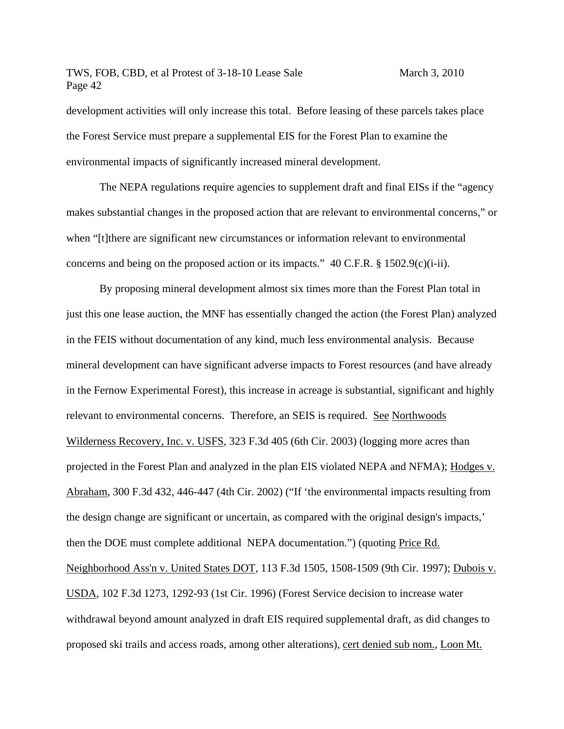development activities will only increase this total. Before leasing of these parcels takes place the Forest Service must prepare a supplemental EIS for the Forest Plan to examine the environmental impacts of significantly increased mineral development.

The NEPA regulations require agencies to supplement draft and final EISs if the "agency makes substantial changes in the proposed action that are relevant to environmental concerns," or when "[t]there are significant new circumstances or information relevant to environmental concerns and being on the proposed action or its impacts." 40 C.F.R. § 1502.9(c)(i-ii).

By proposing mineral development almost six times more than the Forest Plan total in just this one lease auction, the MNF has essentially changed the action (the Forest Plan) analyzed in the FEIS without documentation of any kind, much less environmental analysis. Because mineral development can have significant adverse impacts to Forest resources (and have already in the Fernow Experimental Forest), this increase in acreage is substantial, significant and highly relevant to environmental concerns. Therefore, an SEIS is required. See Northwoods Wilderness Recovery, Inc. v. USFS, 323 F.3d 405 (6th Cir. 2003) (logging more acres than projected in the Forest Plan and analyzed in the plan EIS violated NEPA and NFMA); Hodges v. Abraham, 300 F.3d 432, 446-447 (4th Cir. 2002) ("If 'the environmental impacts resulting from the design change are significant or uncertain, as compared with the original design's impacts,' then the DOE must complete additional NEPA documentation.") (quoting Price Rd. Neighborhood Ass'n v. United States DOT, 113 F.3d 1505, 1508-1509 (9th Cir. 1997); Dubois v. USDA, 102 F.3d 1273, 1292-93 (1st Cir. 1996) (Forest Service decision to increase water withdrawal beyond amount analyzed in draft EIS required supplemental draft, as did changes to proposed ski trails and access roads, among other alterations), cert denied sub nom., Loon Mt.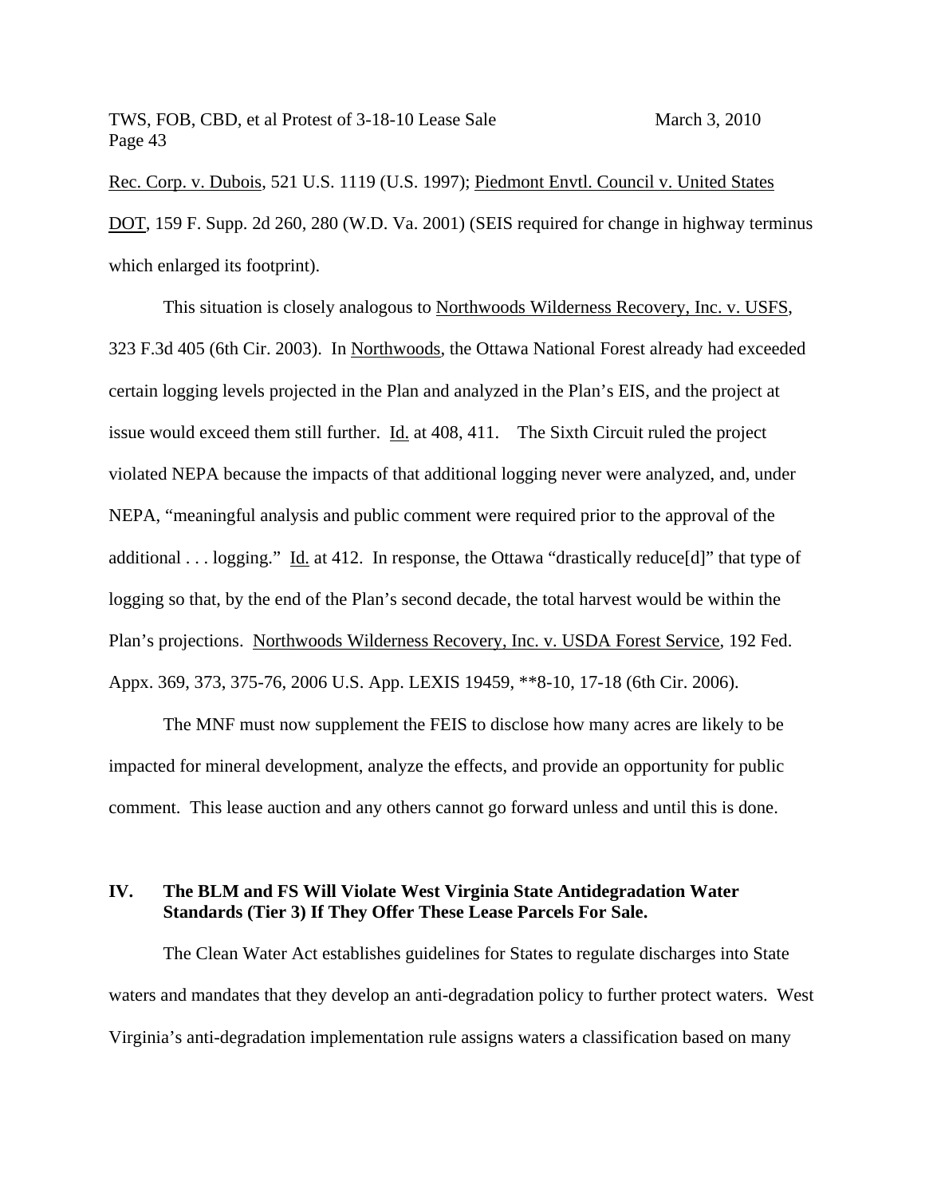Rec. Corp. v. Dubois, 521 U.S. 1119 (U.S. 1997); Piedmont Envtl. Council v. United States DOT, 159 F. Supp. 2d 260, 280 (W.D. Va. 2001) (SEIS required for change in highway terminus which enlarged its footprint).

This situation is closely analogous to Northwoods Wilderness Recovery, Inc. v. USFS, 323 F.3d 405 (6th Cir. 2003). In Northwoods, the Ottawa National Forest already had exceeded certain logging levels projected in the Plan and analyzed in the Plan's EIS, and the project at issue would exceed them still further. Id. at 408, 411. The Sixth Circuit ruled the project violated NEPA because the impacts of that additional logging never were analyzed, and, under NEPA, "meaningful analysis and public comment were required prior to the approval of the additional . . . logging." Id. at 412. In response, the Ottawa "drastically reduce[d]" that type of logging so that, by the end of the Plan's second decade, the total harvest would be within the Plan's projections. Northwoods Wilderness Recovery, Inc. v. USDA Forest Service, 192 Fed. Appx. 369, 373, 375-76, 2006 U.S. App. LEXIS 19459, **8-10, 17-18 (6th Cir. 2006).

The MNF must now supplement the FEIS to disclose how many acres are likely to be impacted for mineral development, analyze the effects, and provide an opportunity for public comment. This lease auction and any others cannot go forward unless and until this is done.

## IV. The BLM and FS Will Violate West Virginia State Antidegradation Water Standards (Tier 3) If They Offer These Lease Parcels For Sale.

The Clean Water Act establishes guidelines for States to regulate discharges into State waters and mandates that they develop an anti-degradation policy to further protect waters. West Virginia's anti-degradation implementation rule assigns waters a classification based on many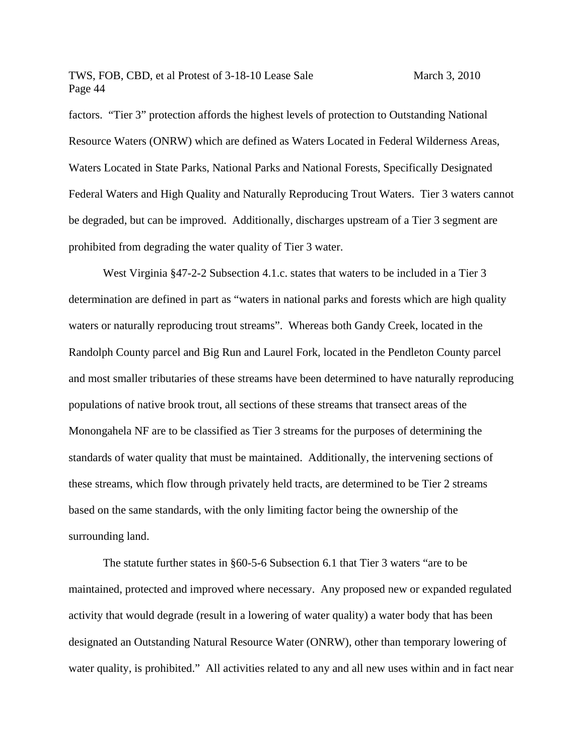factors. “Tier 3” protection affords the highest levels of protection to Outstanding National Resource Waters (ONRW) which are defined as Waters Located in Federal Wilderness Areas, Waters Located in State Parks, National Parks and National Forests, Specifically Designated Federal Waters and High Quality and Naturally Reproducing Trout Waters. Tier 3 waters cannot be degraded, but can be improved. Additionally, discharges upstream of a Tier 3 segment are prohibited from degrading the water quality of Tier 3 water.

West Virginia §47-2-2 Subsection 4.1.c. states that waters to be included in a Tier 3 determination are defined in part as “waters in national parks and forests which are high quality waters or naturally reproducing trout streams”. Whereas both Gandy Creek, located in the Randolph County parcel and Big Run and Laurel Fork, located in the Pendleton County parcel and most smaller tributaries of these streams have been determined to have naturally reproducing populations of native brook trout, all sections of these streams that transect areas of the Monongahela NF are to be classified as Tier 3 streams for the purposes of determining the standards of water quality that must be maintained. Additionally, the intervening sections of these streams, which flow through privately held tracts, are determined to be Tier 2 streams based on the same standards, with the only limiting factor being the ownership of the surrounding land.

The statute further states in §60-5-6 Subsection 6.1 that Tier 3 waters “are to be maintained, protected and improved where necessary. Any proposed new or expanded regulated activity that would degrade (result in a lowering of water quality) a water body that has been designated an Outstanding Natural Resource Water (ONRW), other than temporary lowering of water quality, is prohibited.” All activities related to any and all new uses within and in fact near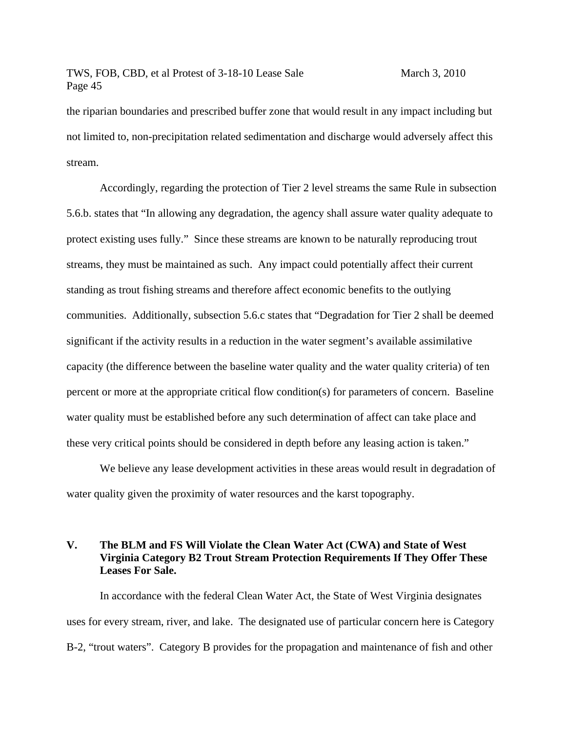the riparian boundaries and prescribed buffer zone that would result in any impact including but not limited to, non-precipitation related sedimentation and discharge would adversely affect this stream.

Accordingly, regarding the protection of Tier 2 level streams the same Rule in subsection 5.6.b. states that "In allowing any degradation, the agency shall assure water quality adequate to protect existing uses fully." Since these streams are known to be naturally reproducing trout streams, they must be maintained as such. Any impact could potentially affect their current standing as trout fishing streams and therefore affect economic benefits to the outlying communities. Additionally, subsection 5.6.c states that "Degradation for Tier 2 shall be deemed significant if the activity results in a reduction in the water segment's available assimilative capacity (the difference between the baseline water quality and the water quality criteria) of ten percent or more at the appropriate critical flow condition(s) for parameters of concern. Baseline water quality must be established before any such determination of affect can take place and these very critical points should be considered in depth before any leasing action is taken."

We believe any lease development activities in these areas would result in degradation of water quality given the proximity of water resources and the karst topography.

## V. The BLM and FS Will Violate the Clean Water Act (CWA) and State of West Virginia Category B2 Trout Stream Protection Requirements If They Offer These Leases For Sale.

In accordance with the federal Clean Water Act, the State of West Virginia designates uses for every stream, river, and lake. The designated use of particular concern here is Category B-2, "trout waters". Category B provides for the propagation and maintenance of fish and other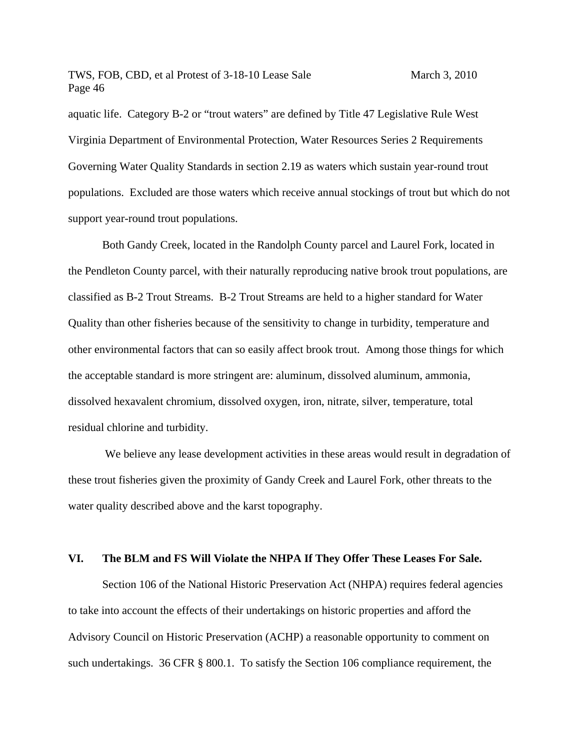aquatic life. Category B-2 or "trout waters" are defined by Title 47 Legislative Rule West Virginia Department of Environmental Protection, Water Resources Series 2 Requirements Governing Water Quality Standards in section 2.19 as waters which sustain year-round trout populations. Excluded are those waters which receive annual stockings of trout but which do not support year-round trout populations.

Both Gandy Creek, located in the Randolph County parcel and Laurel Fork, located in the Pendleton County parcel, with their naturally reproducing native brook trout populations, are classified as B-2 Trout Streams. B-2 Trout Streams are held to a higher standard for Water Quality than other fisheries because of the sensitivity to change in turbidity, temperature and other environmental factors that can so easily affect brook trout. Among those things for which the acceptable standard is more stringent are: aluminum, dissolved aluminum, ammonia, dissolved hexavalent chromium, dissolved oxygen, iron, nitrate, silver, temperature, total residual chlorine and turbidity.

We believe any lease development activities in these areas would result in degradation of these trout fisheries given the proximity of Gandy Creek and Laurel Fork, other threats to the water quality described above and the karst topography.

## VI. The BLM and FS Will Violate the NHPA If They Offer These Leases For Sale.

Section 106 of the National Historic Preservation Act (NHPA) requires federal agencies to take into account the effects of their undertakings on historic properties and afford the Advisory Council on Historic Preservation (ACHP) a reasonable opportunity to comment on such undertakings. 36 CFR § 800.1. To satisfy the Section 106 compliance requirement, the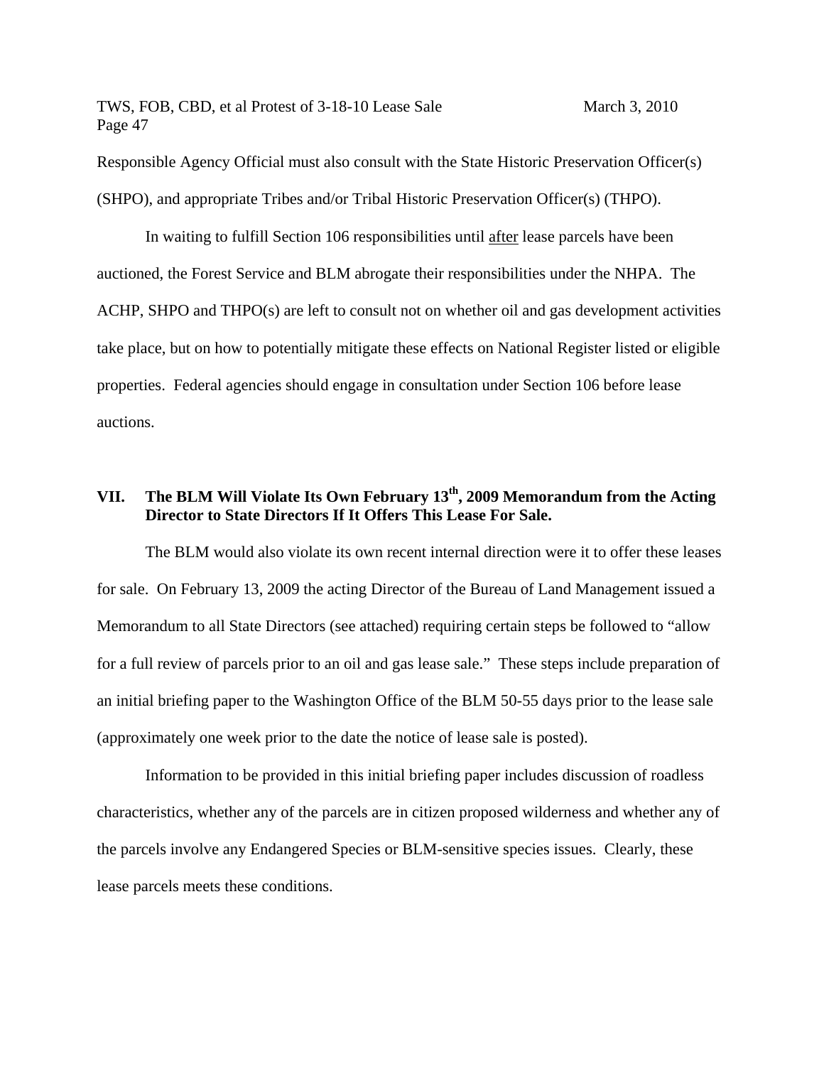Responsible Agency Official must also consult with the State Historic Preservation Officer(s) (SHPO), and appropriate Tribes and/or Tribal Historic Preservation Officer(s) (THPO).

In waiting to fulfill Section 106 responsibilities until after lease parcels have been auctioned, the Forest Service and BLM abrogate their responsibilities under the NHPA. The ACHP, SHPO and THPO(s) are left to consult not on whether oil and gas development activities take place, but on how to potentially mitigate these effects on National Register listed or eligible properties. Federal agencies should engage in consultation under Section 106 before lease auctions.

## VII. The BLM Will Violate Its Own February 13th, 2009 Memorandum from the Acting Director to State Directors If It Offers This Lease For Sale.

The BLM would also violate its own recent internal direction were it to offer these leases for sale. On February 13, 2009 the acting Director of the Bureau of Land Management issued a Memorandum to all State Directors (see attached) requiring certain steps be followed to "allow for a full review of parcels prior to an oil and gas lease sale." These steps include preparation of an initial briefing paper to the Washington Office of the BLM 50-55 days prior to the lease sale (approximately one week prior to the date the notice of lease sale is posted).

Information to be provided in this initial briefing paper includes discussion of roadless characteristics, whether any of the parcels are in citizen proposed wilderness and whether any of the parcels involve any Endangered Species or BLM-sensitive species issues. Clearly, these lease parcels meets these conditions.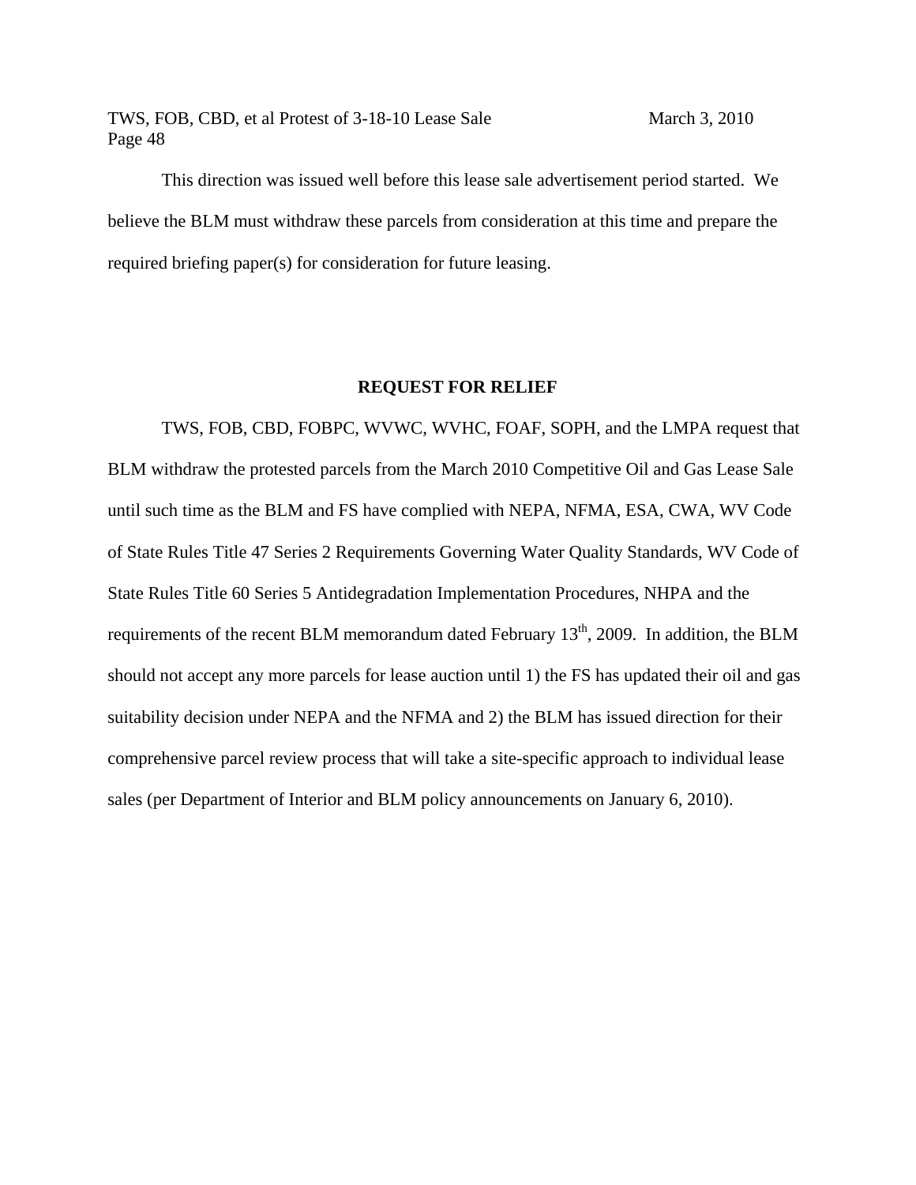This direction was issued well before this lease sale advertisement period started. We believe the BLM must withdraw these parcels from consideration at this time and prepare the required briefing paper(s) for consideration for future leasing.

## REQUEST FOR RELIEF

TWS, FOB, CBD, FOBPC, WVWC, WVHC, FOAF, SOPH, and the LMPA request that BLM withdraw the protested parcels from the March 2010 Competitive Oil and Gas Lease Sale until such time as the BLM and FS have complied with NEPA, NFMA, ESA, CWA, WV Code of State Rules Title 47 Series 2 Requirements Governing Water Quality Standards, WV Code of State Rules Title 60 Series 5 Antidegradation Implementation Procedures, NHPA and the requirements of the recent BLM memorandum dated February 13th, 2009. In addition, the BLM should not accept any more parcels for lease auction until 1) the FS has updated their oil and gas suitability decision under NEPA and the NFMA and 2) the BLM has issued direction for their comprehensive parcel review process that will take a site-specific approach to individual lease sales (per Department of Interior and BLM policy announcements on January 6, 2010).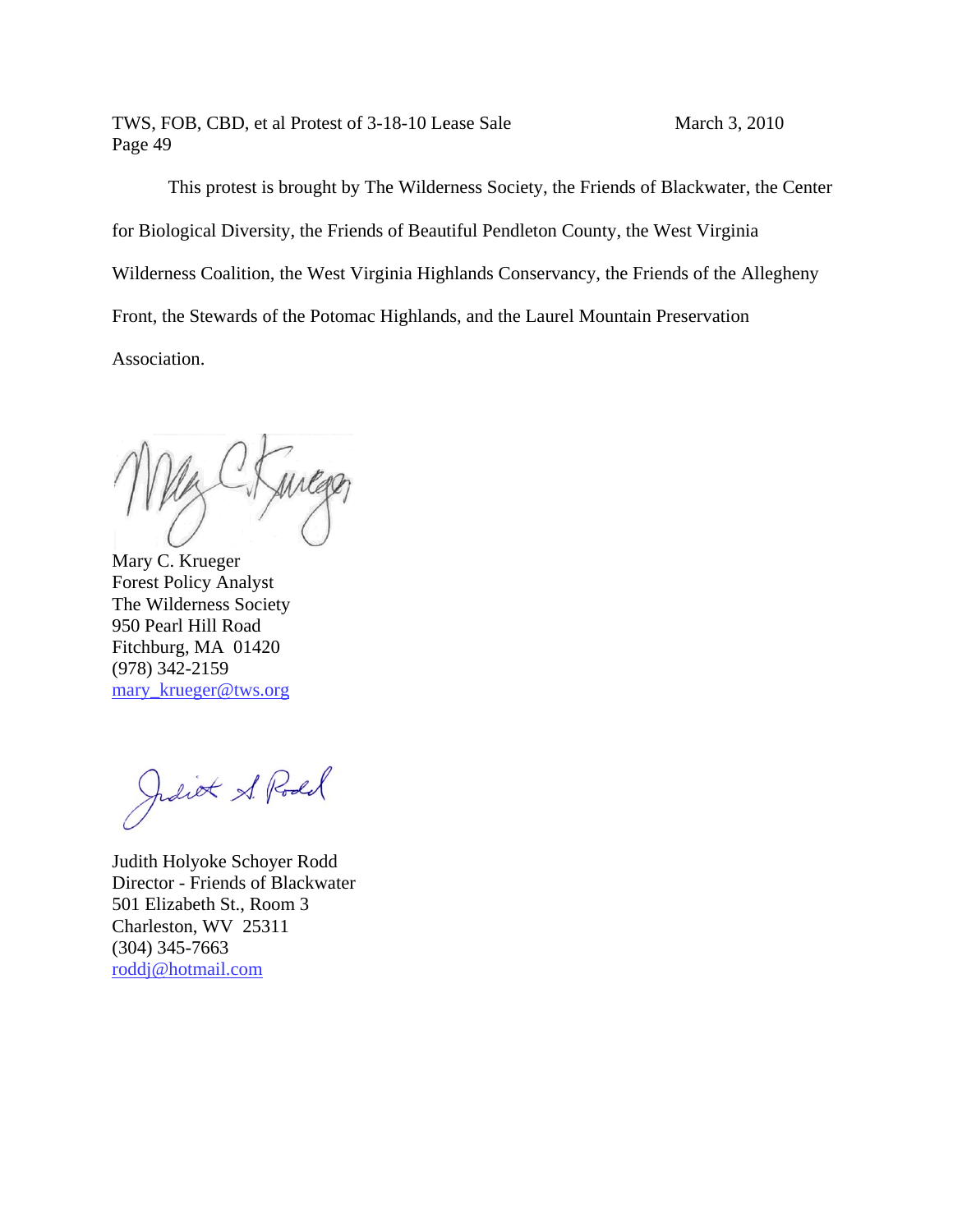This protest is brought by The Wilderness Society, the Friends of Blackwater, the Center for Biological Diversity, the Friends of Beautiful Pendleton County, the West Virginia Wilderness Coalition, the West Virginia Highlands Conservancy, the Friends of the Allegheny Front, the Stewards of the Potomac Highlands, and the Laurel Mountain Preservation Association.

Mary C. Krueger
Forest Policy Analyst
The Wilderness Society
950 Pearl Hill Road
Fitchburg, MA 01420
(978) 342-2159
mary_krueger@tws.org

Judith Holyoke Schoyer Rodd
Director - Friends of Blackwater
501 Elizabeth St., Room 3
Charleston, WV 25311
(304) 345-7663
roddj@hotmail.com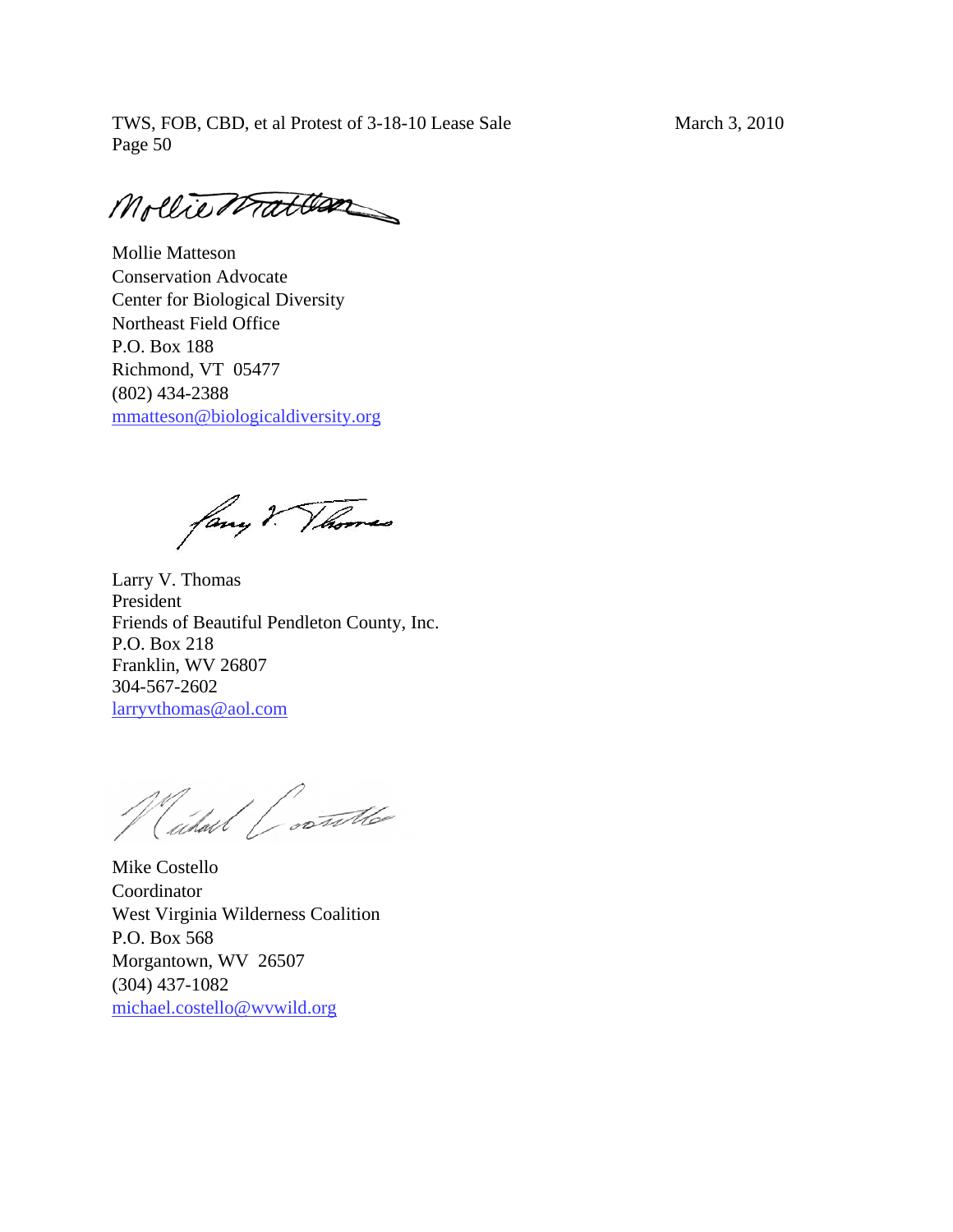Mollie Matteson
Conservation Advocate
Center for Biological Diversity
Northeast Field Office
P.O. Box 188
Richmond, VT 05477
(802) 434-2388
mmatteson@biologicaldiversity.org

Larry V. Thomas
President
Friends of Beautiful Pendleton County, Inc.
P.O. Box 218
Franklin, WV 26807
304-567-2602
larryvthomas@aol.com

Mike Costello
Coordinator
West Virginia Wilderness Coalition
P.O. Box 568
Morgantown, WV 26507
(304) 437-1082
michael.costello@wvwild.org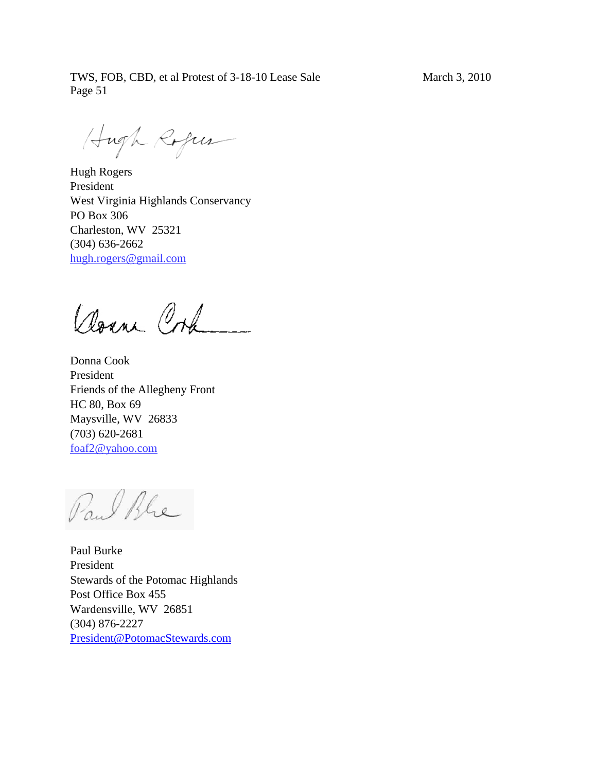Hugh Rogers
President
West Virginia Highlands Conservancy
PO Box 306
Charleston, WV 25321
(304) 636-2662
hugh.rogers@gmail.com

Donna Cook
President
Friends of the Allegheny Front
HC 80, Box 69
Maysville, WV 26833
(703) 620-2681
foaf2@yahoo.com

Paul Burke
President
Stewards of the Potomac Highlands
Post Office Box 455
Wardensville, WV 26851
(304) 876-2227
President@PotomacStewards.com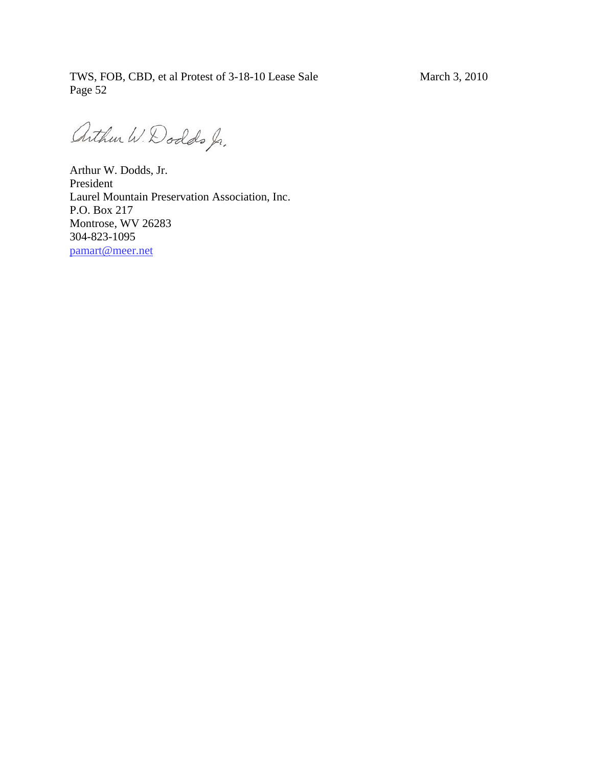Arthur W. Dodds Jr.

Arthur W. Dodds, Jr.
President
Laurel Mountain Preservation Association, Inc.
P.O. Box 217
Montrose, WV 26283
304-823-1095
pamart@meer.net